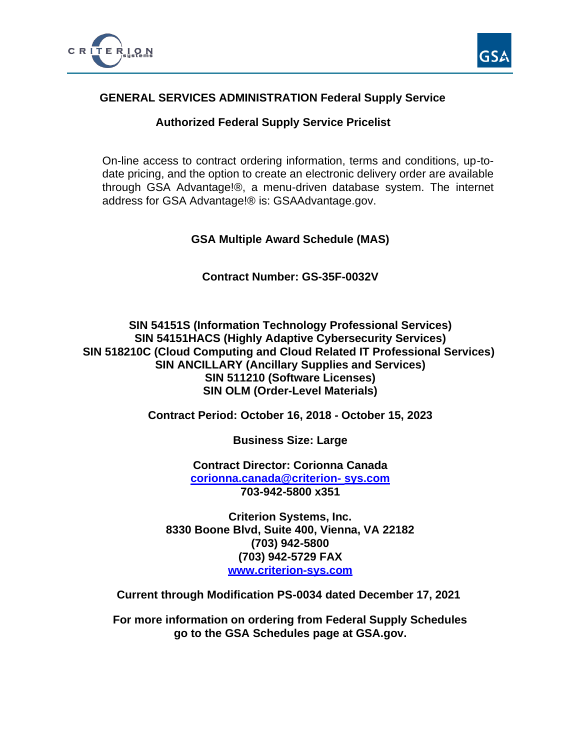# GENERAL SERVICES ADMINISTRATION Federal Supply Service

## Authorized Federal Supply Service Pricelist

On-line access to contract ordering information, terms and conditions, up-to-date pricing, and the option to create an electronic delivery order are available through GSA Advantage!®, a menu-driven database system. The internet address for GSA Advantage!® is: GSAAdvantage.gov.

**GSA Multiple Award Schedule (MAS)**

**Contract Number: GS-35F-0032V**

**SIN 54151S (Information Technology Professional Services)**
**SIN 54151HACS (Highly Adaptive Cybersecurity Services)**
**SIN 518210C (Cloud Computing and Cloud Related IT Professional Services)**
**SIN ANCILLARY (Ancillary Supplies and Services)**
**SIN 511210 (Software Licenses)**
**SIN OLM (Order-Level Materials)**

**Contract Period: October 16, 2018 - October 15, 2023**

**Business Size: Large**

**Contract Director: Corionna Canada**
**corionna.canada@criterion- sys.com**
**703-942-5800 x351**

**Criterion Systems, Inc.**
**8330 Boone Blvd, Suite 400, Vienna, VA 22182**
**(703) 942-5800**
**(703) 942-5729 FAX**
**www.criterion-sys.com**

**Current through Modification PS-0034 dated December 17, 2021**

**For more information on ordering from Federal Supply Schedules go to the GSA Schedules page at GSA.gov.**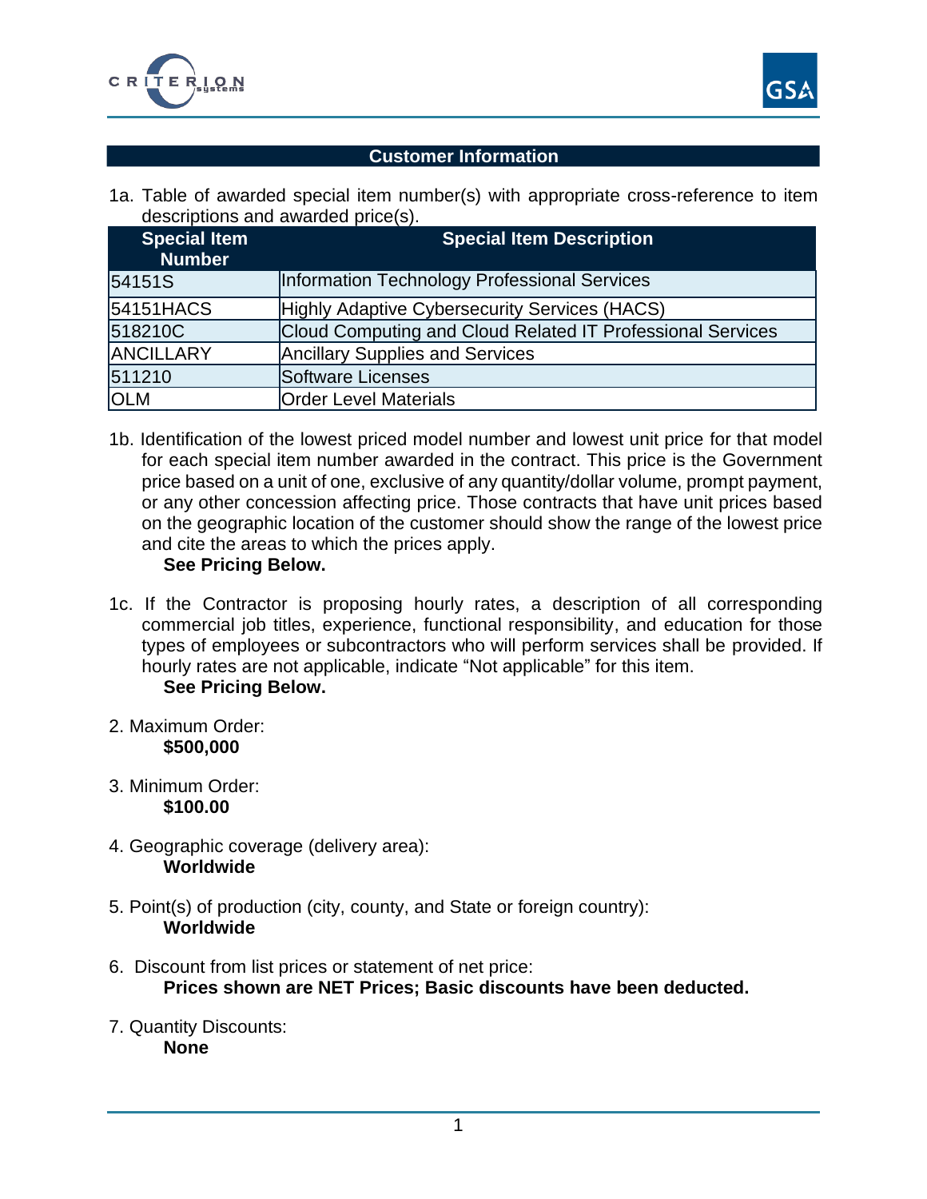## Customer Information

1a. Table of awarded special item number(s) with appropriate cross-reference to item descriptions and awarded price(s).

| Special Item Number | Special Item Description |
|---|---|
| 54151S | Information Technology Professional Services |
| 54151HACS | Highly Adaptive Cybersecurity Services (HACS) |
| 518210C | Cloud Computing and Cloud Related IT Professional Services |
| ANCILLARY | Ancillary Supplies and Services |
| 511210 | Software Licenses |
| OLM | Order Level Materials |

1b. Identification of the lowest priced model number and lowest unit price for that model for each special item number awarded in the contract. This price is the Government price based on a unit of one, exclusive of any quantity/dollar volume, prompt payment, or any other concession affecting price. Those contracts that have unit prices based on the geographic location of the customer should show the range of the lowest price and cite the areas to which the prices apply.

**See Pricing Below.**

1c. If the Contractor is proposing hourly rates, a description of all corresponding commercial job titles, experience, functional responsibility, and education for those types of employees or subcontractors who will perform services shall be provided. If hourly rates are not applicable, indicate "Not applicable" for this item.

**See Pricing Below.**

2. Maximum Order:

**$500,000**

3. Minimum Order:

**$100.00**

4. Geographic coverage (delivery area):

**Worldwide**

5. Point(s) of production (city, county, and State or foreign country):

**Worldwide**

6. Discount from list prices or statement of net price:

**Prices shown are NET Prices; Basic discounts have been deducted.**

7. Quantity Discounts:

**None**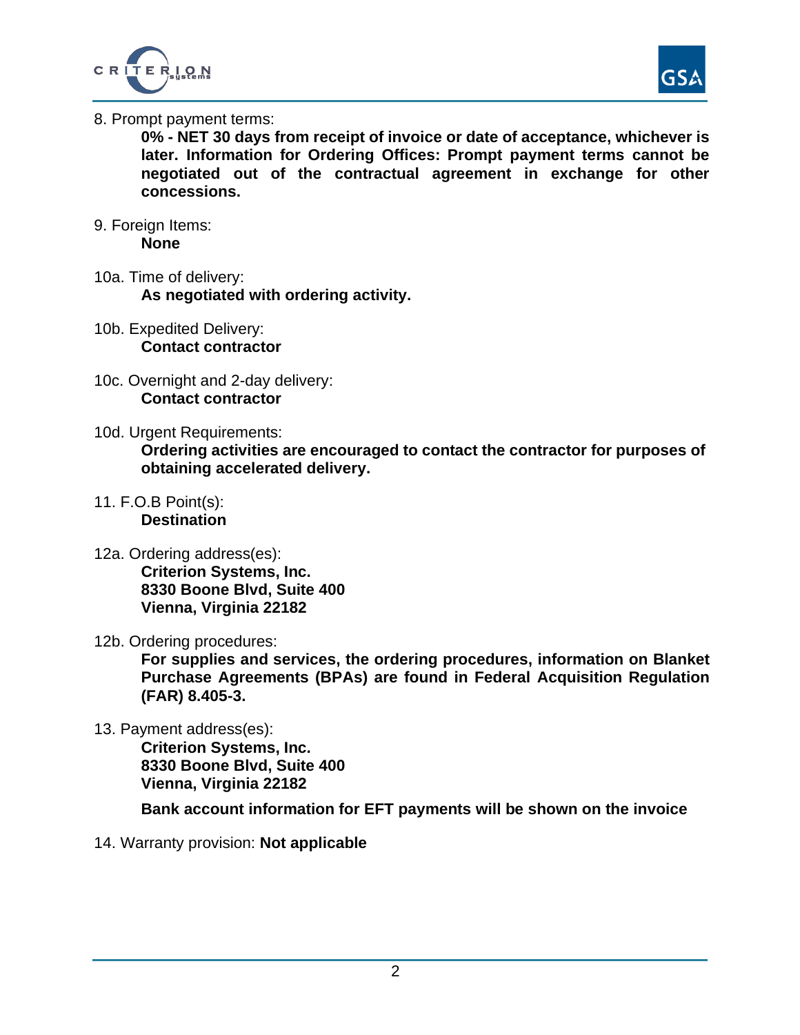8. Prompt payment terms:

**0% - NET 30 days from receipt of invoice or date of acceptance, whichever is later. Information for Ordering Offices: Prompt payment terms cannot be negotiated out of the contractual agreement in exchange for other concessions.**

9. Foreign Items:

**None**

10a. Time of delivery:

**As negotiated with ordering activity.**

10b. Expedited Delivery:

**Contact contractor**

10c. Overnight and 2-day delivery:

**Contact contractor**

10d. Urgent Requirements:

**Ordering activities are encouraged to contact the contractor for purposes of obtaining accelerated delivery.**

11. F.O.B Point(s):

**Destination**

12a. Ordering address(es):

**Criterion Systems, Inc.**
**8330 Boone Blvd, Suite 400**
**Vienna, Virginia 22182**

12b. Ordering procedures:

**For supplies and services, the ordering procedures, information on Blanket Purchase Agreements (BPAs) are found in Federal Acquisition Regulation (FAR) 8.405-3.**

13. Payment address(es):

**Criterion Systems, Inc.**
**8330 Boone Blvd, Suite 400**
**Vienna, Virginia 22182**

**Bank account information for EFT payments will be shown on the invoice**

14. Warranty provision: **Not applicable**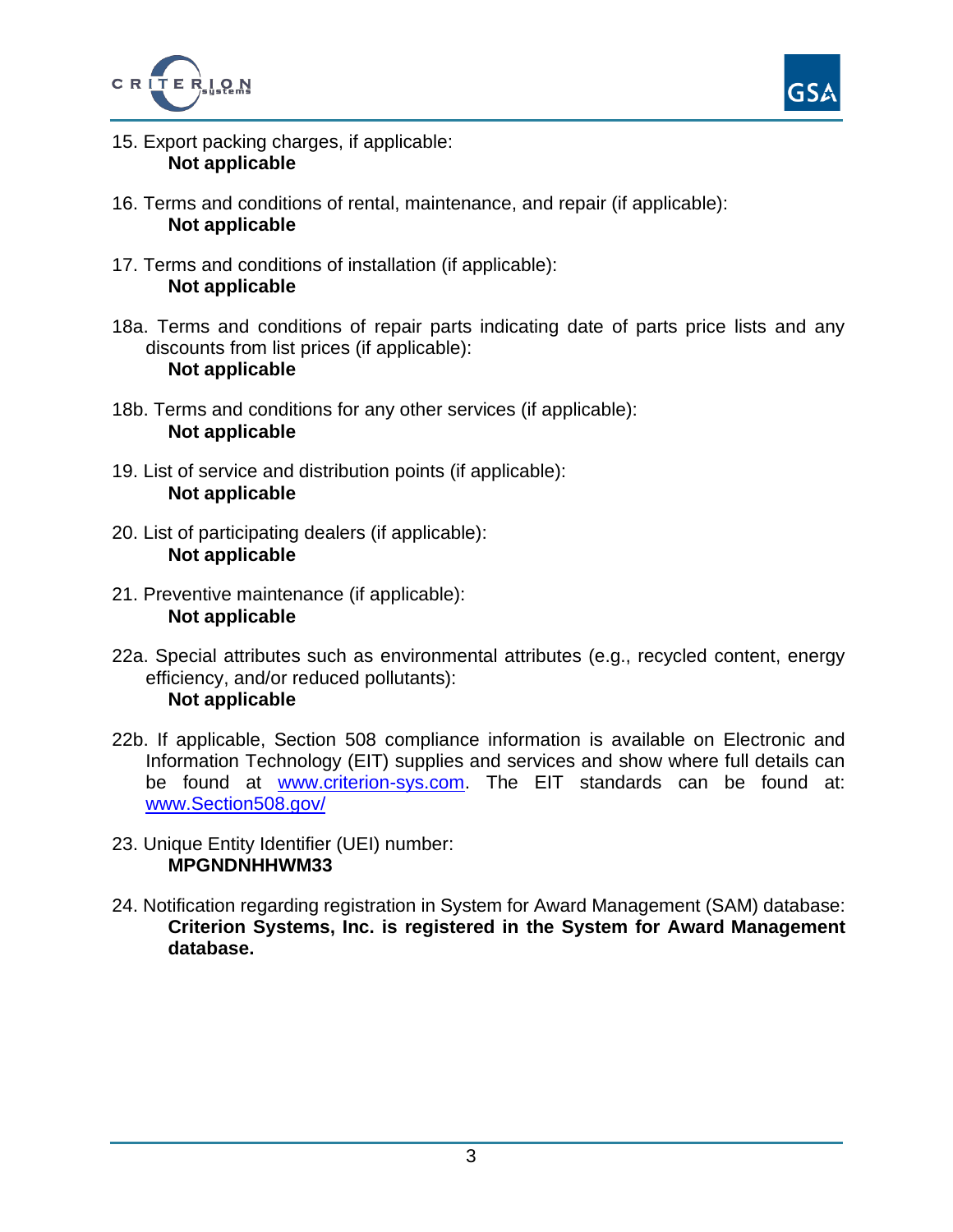15. Export packing charges, if applicable:
    **Not applicable**

16. Terms and conditions of rental, maintenance, and repair (if applicable):
    **Not applicable**

17. Terms and conditions of installation (if applicable):
    **Not applicable**

18a. Terms and conditions of repair parts indicating date of parts price lists and any discounts from list prices (if applicable):
    **Not applicable**

18b. Terms and conditions for any other services (if applicable):
    **Not applicable**

19. List of service and distribution points (if applicable):
    **Not applicable**

20. List of participating dealers (if applicable):
    **Not applicable**

21. Preventive maintenance (if applicable):
    **Not applicable**

22a. Special attributes such as environmental attributes (e.g., recycled content, energy efficiency, and/or reduced pollutants):
    **Not applicable**

22b. If applicable, Section 508 compliance information is available on Electronic and Information Technology (EIT) supplies and services and show where full details can be found at [www.criterion-sys.com](http://www.criterion-sys.com). The EIT standards can be found at: [www.Section508.gov/](http://www.Section508.gov/)

23. Unique Entity Identifier (UEI) number:
    **MPGNDNHHWM33**

24. Notification regarding registration in System for Award Management (SAM) database:
    **Criterion Systems, Inc. is registered in the System for Award Management database.**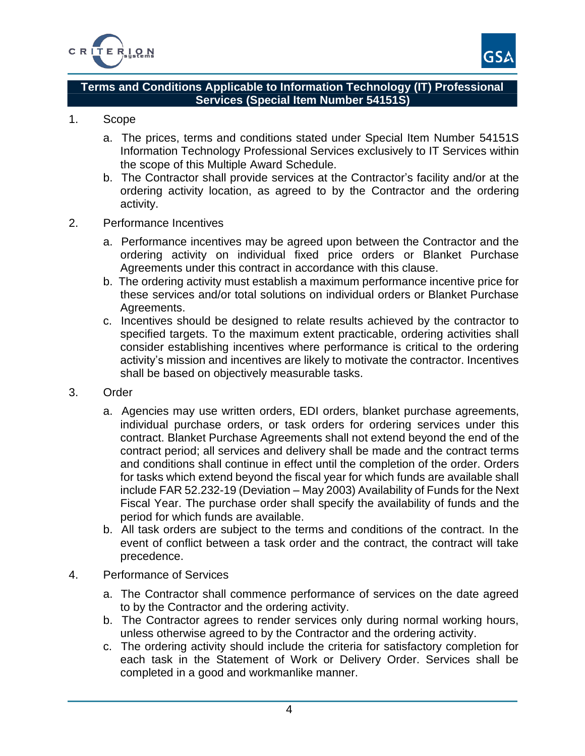## Terms and Conditions Applicable to Information Technology (IT) Professional Services (Special Item Number 54151S)

1. Scope

   a. The prices, terms and conditions stated under Special Item Number 54151S Information Technology Professional Services exclusively to IT Services within the scope of this Multiple Award Schedule.

   b. The Contractor shall provide services at the Contractor's facility and/or at the ordering activity location, as agreed to by the Contractor and the ordering activity.

2. Performance Incentives

   a. Performance incentives may be agreed upon between the Contractor and the ordering activity on individual fixed price orders or Blanket Purchase Agreements under this contract in accordance with this clause.

   b. The ordering activity must establish a maximum performance incentive price for these services and/or total solutions on individual orders or Blanket Purchase Agreements.

   c. Incentives should be designed to relate results achieved by the contractor to specified targets. To the maximum extent practicable, ordering activities shall consider establishing incentives where performance is critical to the ordering activity's mission and incentives are likely to motivate the contractor. Incentives shall be based on objectively measurable tasks.

3. Order

   a. Agencies may use written orders, EDI orders, blanket purchase agreements, individual purchase orders, or task orders for ordering services under this contract. Blanket Purchase Agreements shall not extend beyond the end of the contract period; all services and delivery shall be made and the contract terms and conditions shall continue in effect until the completion of the order. Orders for tasks which extend beyond the fiscal year for which funds are available shall include FAR 52.232-19 (Deviation – May 2003) Availability of Funds for the Next Fiscal Year. The purchase order shall specify the availability of funds and the period for which funds are available.

   b. All task orders are subject to the terms and conditions of the contract. In the event of conflict between a task order and the contract, the contract will take precedence.

4. Performance of Services

   a. The Contractor shall commence performance of services on the date agreed to by the Contractor and the ordering activity.

   b. The Contractor agrees to render services only during normal working hours, unless otherwise agreed to by the Contractor and the ordering activity.

   c. The ordering activity should include the criteria for satisfactory completion for each task in the Statement of Work or Delivery Order. Services shall be completed in a good and workmanlike manner.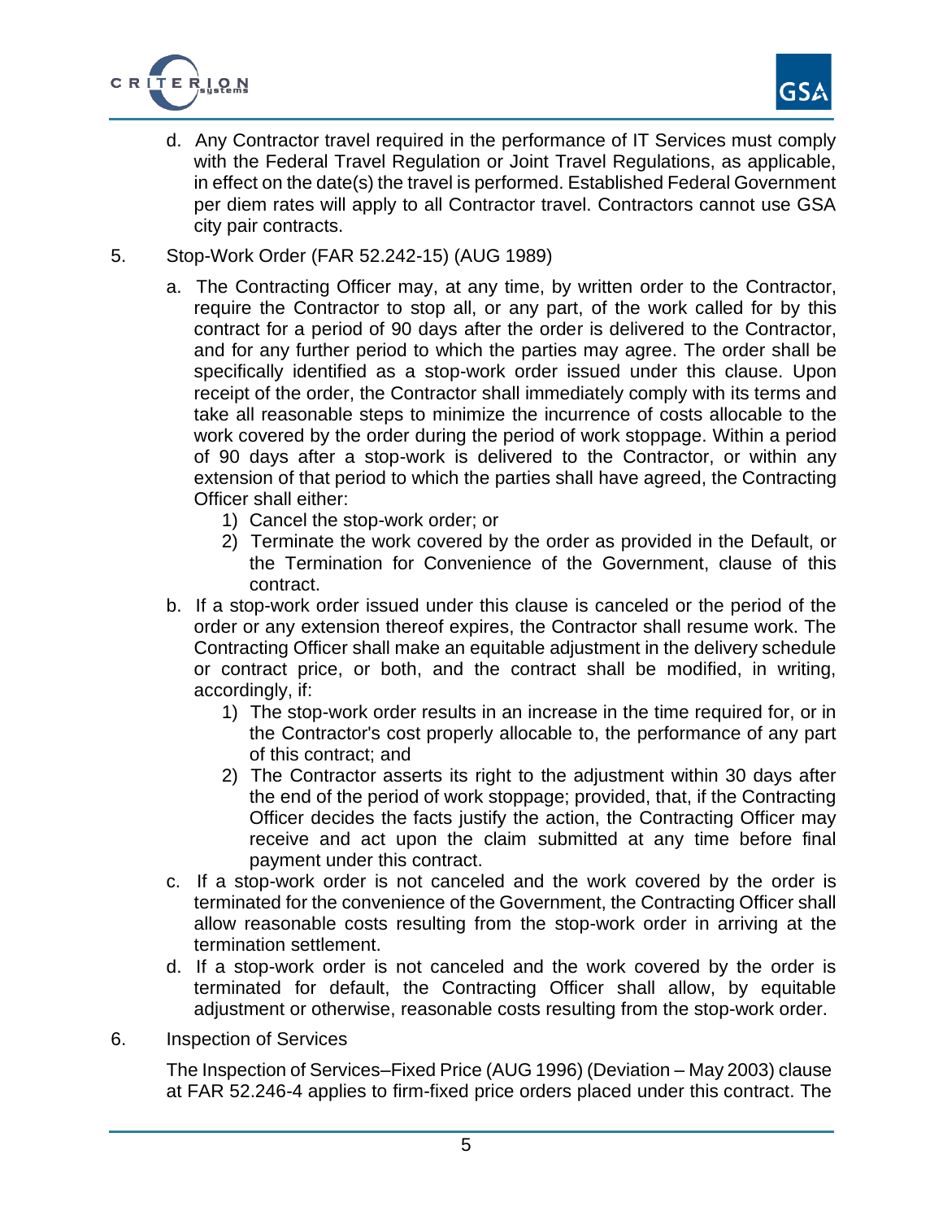d. Any Contractor travel required in the performance of IT Services must comply with the Federal Travel Regulation or Joint Travel Regulations, as applicable, in effect on the date(s) the travel is performed. Established Federal Government per diem rates will apply to all Contractor travel. Contractors cannot use GSA city pair contracts.

5. Stop-Work Order (FAR 52.242-15) (AUG 1989)

a. The Contracting Officer may, at any time, by written order to the Contractor, require the Contractor to stop all, or any part, of the work called for by this contract for a period of 90 days after the order is delivered to the Contractor, and for any further period to which the parties may agree. The order shall be specifically identified as a stop-work order issued under this clause. Upon receipt of the order, the Contractor shall immediately comply with its terms and take all reasonable steps to minimize the incurrence of costs allocable to the work covered by the order during the period of work stoppage. Within a period of 90 days after a stop-work is delivered to the Contractor, or within any extension of that period to which the parties shall have agreed, the Contracting Officer shall either:

   1) Cancel the stop-work order; or
   2) Terminate the work covered by the order as provided in the Default, or the Termination for Convenience of the Government, clause of this contract.

b. If a stop-work order issued under this clause is canceled or the period of the order or any extension thereof expires, the Contractor shall resume work. The Contracting Officer shall make an equitable adjustment in the delivery schedule or contract price, or both, and the contract shall be modified, in writing, accordingly, if:

   1) The stop-work order results in an increase in the time required for, or in the Contractor's cost properly allocable to, the performance of any part of this contract; and
   2) The Contractor asserts its right to the adjustment within 30 days after the end of the period of work stoppage; provided, that, if the Contracting Officer decides the facts justify the action, the Contracting Officer may receive and act upon the claim submitted at any time before final payment under this contract.

c. If a stop-work order is not canceled and the work covered by the order is terminated for the convenience of the Government, the Contracting Officer shall allow reasonable costs resulting from the stop-work order in arriving at the termination settlement.

d. If a stop-work order is not canceled and the work covered by the order is terminated for default, the Contracting Officer shall allow, by equitable adjustment or otherwise, reasonable costs resulting from the stop-work order.

6. Inspection of Services

The Inspection of Services–Fixed Price (AUG 1996) (Deviation – May 2003) clause at FAR 52.246-4 applies to firm-fixed price orders placed under this contract. The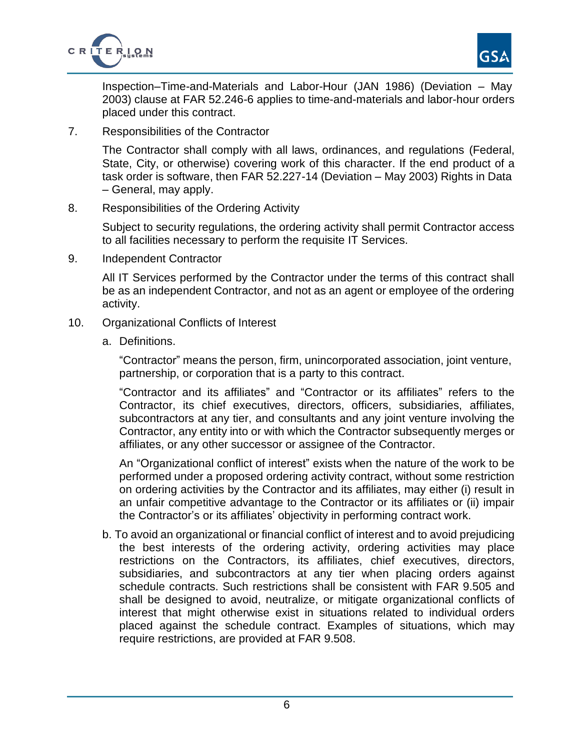Inspection–Time-and-Materials and Labor-Hour (JAN 1986) (Deviation – May 2003) clause at FAR 52.246-6 applies to time-and-materials and labor-hour orders placed under this contract.

7. Responsibilities of the Contractor

   The Contractor shall comply with all laws, ordinances, and regulations (Federal, State, City, or otherwise) covering work of this character. If the end product of a task order is software, then FAR 52.227-14 (Deviation – May 2003) Rights in Data – General, may apply.

8. Responsibilities of the Ordering Activity

   Subject to security regulations, the ordering activity shall permit Contractor access to all facilities necessary to perform the requisite IT Services.

9. Independent Contractor

   All IT Services performed by the Contractor under the terms of this contract shall be as an independent Contractor, and not as an agent or employee of the ordering activity.

10. Organizational Conflicts of Interest

    a. Definitions.

       "Contractor" means the person, firm, unincorporated association, joint venture, partnership, or corporation that is a party to this contract.

       "Contractor and its affiliates" and "Contractor or its affiliates" refers to the Contractor, its chief executives, directors, officers, subsidiaries, affiliates, subcontractors at any tier, and consultants and any joint venture involving the Contractor, any entity into or with which the Contractor subsequently merges or affiliates, or any other successor or assignee of the Contractor.

       An "Organizational conflict of interest" exists when the nature of the work to be performed under a proposed ordering activity contract, without some restriction on ordering activities by the Contractor and its affiliates, may either (i) result in an unfair competitive advantage to the Contractor or its affiliates or (ii) impair the Contractor's or its affiliates' objectivity in performing contract work.

    b. To avoid an organizational or financial conflict of interest and to avoid prejudicing the best interests of the ordering activity, ordering activities may place restrictions on the Contractors, its affiliates, chief executives, directors, subsidiaries, and subcontractors at any tier when placing orders against schedule contracts. Such restrictions shall be consistent with FAR 9.505 and shall be designed to avoid, neutralize, or mitigate organizational conflicts of interest that might otherwise exist in situations related to individual orders placed against the schedule contract. Examples of situations, which may require restrictions, are provided at FAR 9.508.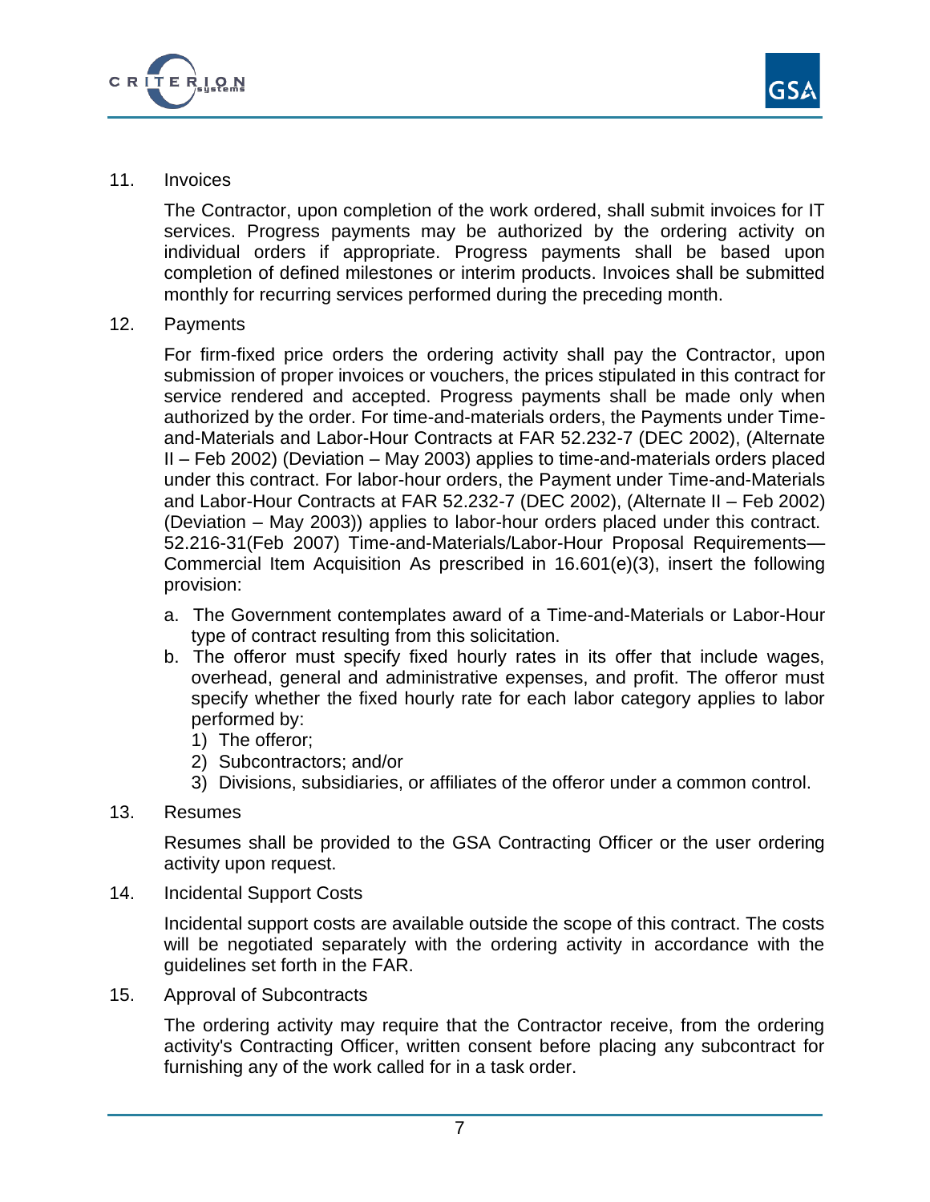11. Invoices

The Contractor, upon completion of the work ordered, shall submit invoices for IT services. Progress payments may be authorized by the ordering activity on individual orders if appropriate. Progress payments shall be based upon completion of defined milestones or interim products. Invoices shall be submitted monthly for recurring services performed during the preceding month.

12. Payments

For firm-fixed price orders the ordering activity shall pay the Contractor, upon submission of proper invoices or vouchers, the prices stipulated in this contract for service rendered and accepted. Progress payments shall be made only when authorized by the order. For time-and-materials orders, the Payments under Time-and-Materials and Labor-Hour Contracts at FAR 52.232-7 (DEC 2002), (Alternate II – Feb 2002) (Deviation – May 2003) applies to time-and-materials orders placed under this contract. For labor-hour orders, the Payment under Time-and-Materials and Labor-Hour Contracts at FAR 52.232-7 (DEC 2002), (Alternate II – Feb 2002) (Deviation – May 2003)) applies to labor-hour orders placed under this contract. 52.216-31(Feb 2007) Time-and-Materials/Labor-Hour Proposal Requirements—Commercial Item Acquisition As prescribed in 16.601(e)(3), insert the following provision:

a. The Government contemplates award of a Time-and-Materials or Labor-Hour type of contract resulting from this solicitation.
b. The offeror must specify fixed hourly rates in its offer that include wages, overhead, general and administrative expenses, and profit. The offeror must specify whether the fixed hourly rate for each labor category applies to labor performed by:
   1) The offeror;
   2) Subcontractors; and/or
   3) Divisions, subsidiaries, or affiliates of the offeror under a common control.

13. Resumes

Resumes shall be provided to the GSA Contracting Officer or the user ordering activity upon request.

14. Incidental Support Costs

Incidental support costs are available outside the scope of this contract. The costs will be negotiated separately with the ordering activity in accordance with the guidelines set forth in the FAR.

15. Approval of Subcontracts

The ordering activity may require that the Contractor receive, from the ordering activity's Contracting Officer, written consent before placing any subcontract for furnishing any of the work called for in a task order.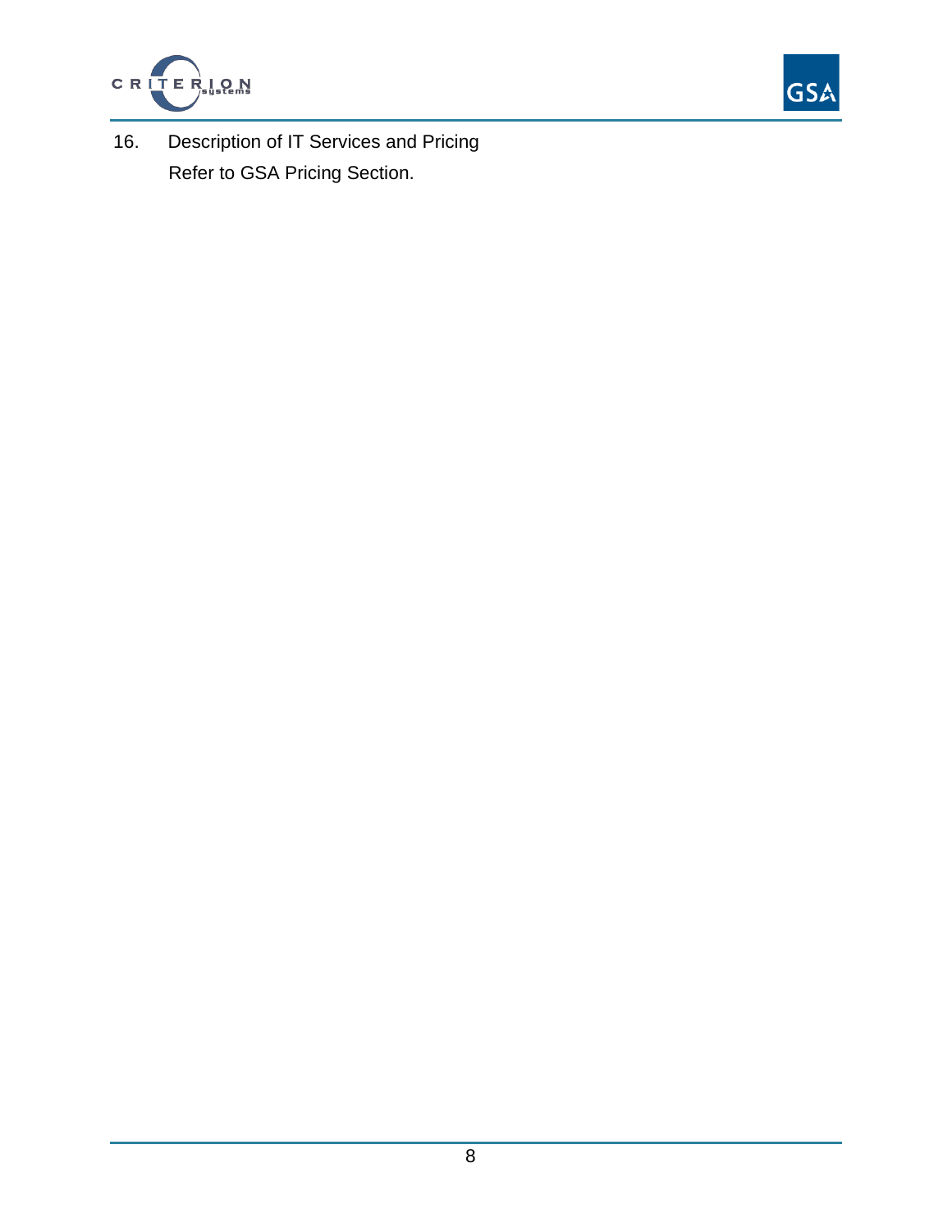16. Description of IT Services and Pricing

    Refer to GSA Pricing Section.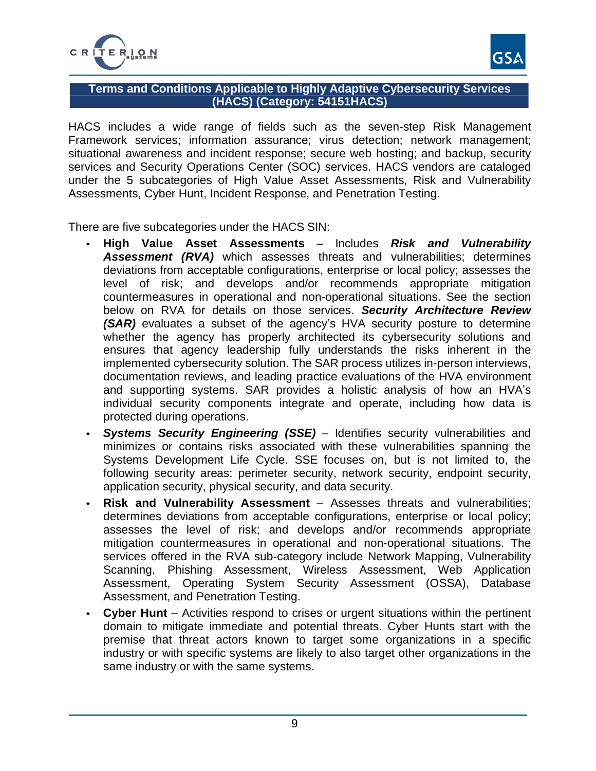## Terms and Conditions Applicable to Highly Adaptive Cybersecurity Services (HACS) (Category: 54151HACS)

HACS includes a wide range of fields such as the seven-step Risk Management Framework services; information assurance; virus detection; network management; situational awareness and incident response; secure web hosting; and backup, security services and Security Operations Center (SOC) services. HACS vendors are cataloged under the 5 subcategories of High Value Asset Assessments, Risk and Vulnerability Assessments, Cyber Hunt, Incident Response, and Penetration Testing.

There are five subcategories under the HACS SIN:

- **High Value Asset Assessments** – Includes ***Risk and Vulnerability Assessment (RVA)*** which assesses threats and vulnerabilities; determines deviations from acceptable configurations, enterprise or local policy; assesses the level of risk; and develops and/or recommends appropriate mitigation countermeasures in operational and non-operational situations. See the section below on RVA for details on those services. ***Security Architecture Review (SAR)*** evaluates a subset of the agency's HVA security posture to determine whether the agency has properly architected its cybersecurity solutions and ensures that agency leadership fully understands the risks inherent in the implemented cybersecurity solution. The SAR process utilizes in-person interviews, documentation reviews, and leading practice evaluations of the HVA environment and supporting systems. SAR provides a holistic analysis of how an HVA's individual security components integrate and operate, including how data is protected during operations.
- ***Systems Security Engineering (SSE)*** – Identifies security vulnerabilities and minimizes or contains risks associated with these vulnerabilities spanning the Systems Development Life Cycle. SSE focuses on, but is not limited to, the following security areas: perimeter security, network security, endpoint security, application security, physical security, and data security.
- **Risk and Vulnerability Assessment** – Assesses threats and vulnerabilities; determines deviations from acceptable configurations, enterprise or local policy; assesses the level of risk; and develops and/or recommends appropriate mitigation countermeasures in operational and non-operational situations. The services offered in the RVA sub-category include Network Mapping, Vulnerability Scanning, Phishing Assessment, Wireless Assessment, Web Application Assessment, Operating System Security Assessment (OSSA), Database Assessment, and Penetration Testing.
- **Cyber Hunt** – Activities respond to crises or urgent situations within the pertinent domain to mitigate immediate and potential threats. Cyber Hunts start with the premise that threat actors known to target some organizations in a specific industry or with specific systems are likely to also target other organizations in the same industry or with the same systems.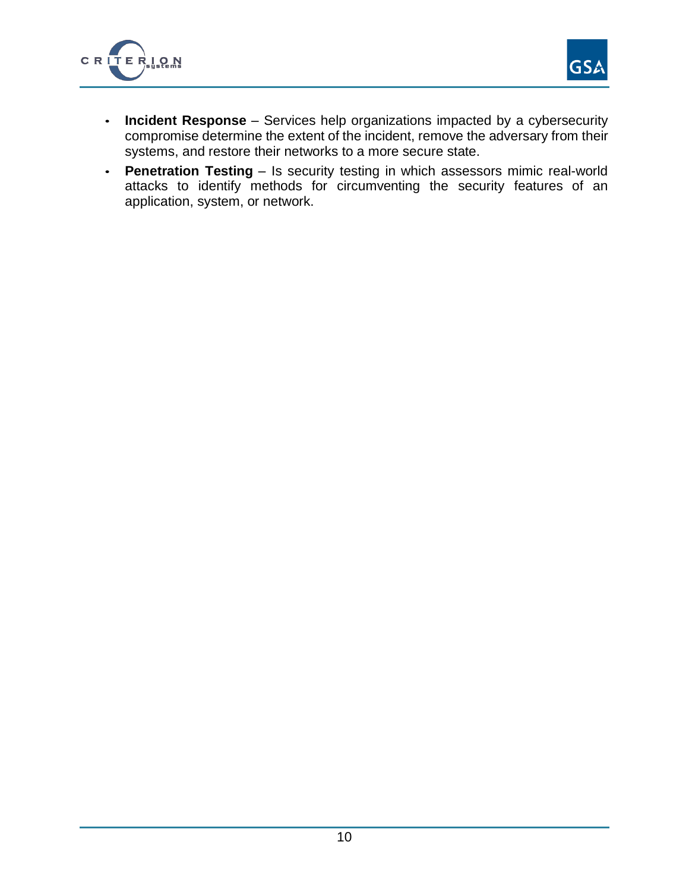- **Incident Response** – Services help organizations impacted by a cybersecurity compromise determine the extent of the incident, remove the adversary from their systems, and restore their networks to a more secure state.
- **Penetration Testing** – Is security testing in which assessors mimic real-world attacks to identify methods for circumventing the security features of an application, system, or network.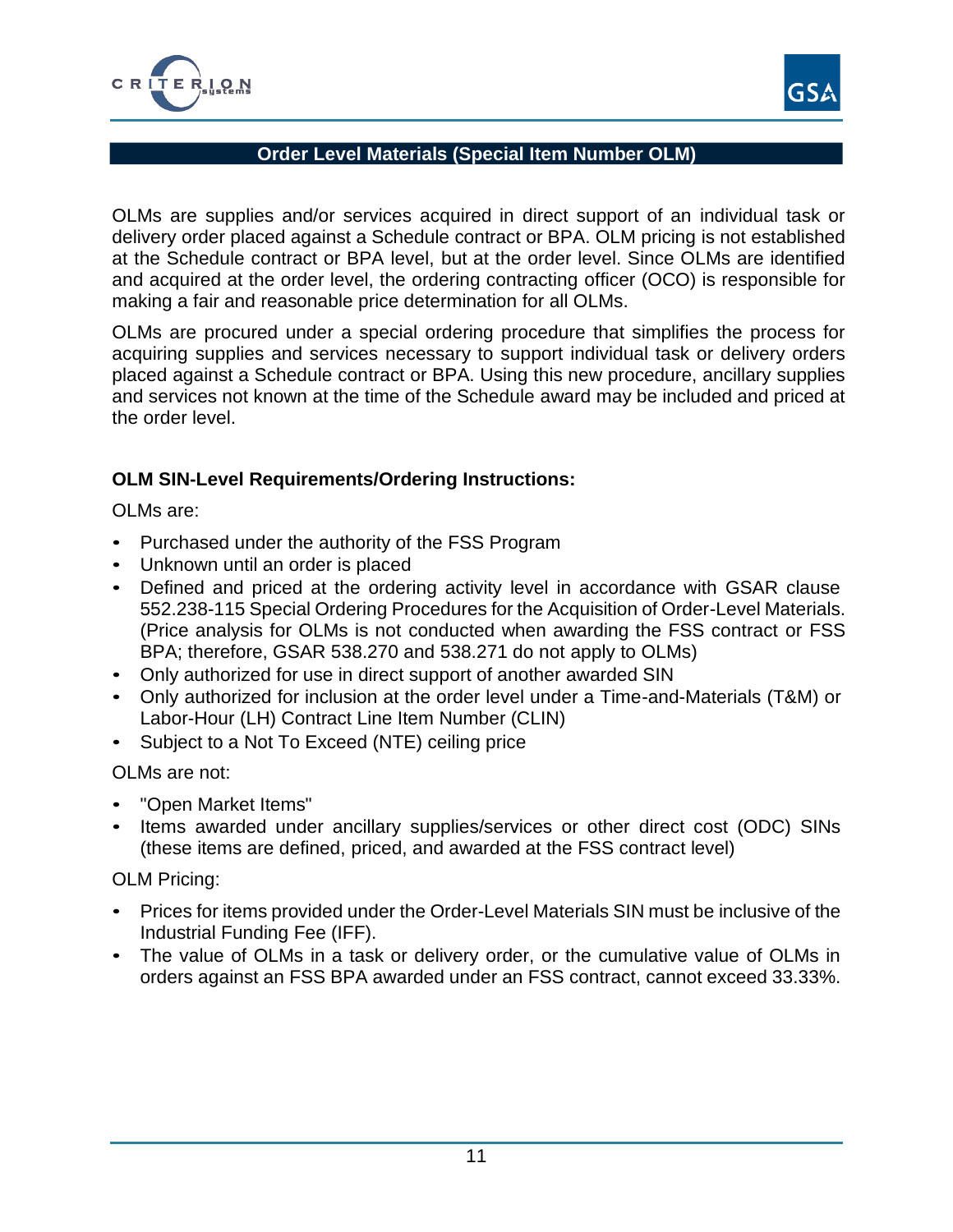## Order Level Materials (Special Item Number OLM)

OLMs are supplies and/or services acquired in direct support of an individual task or delivery order placed against a Schedule contract or BPA. OLM pricing is not established at the Schedule contract or BPA level, but at the order level. Since OLMs are identified and acquired at the order level, the ordering contracting officer (OCO) is responsible for making a fair and reasonable price determination for all OLMs.

OLMs are procured under a special ordering procedure that simplifies the process for acquiring supplies and services necessary to support individual task or delivery orders placed against a Schedule contract or BPA. Using this new procedure, ancillary supplies and services not known at the time of the Schedule award may be included and priced at the order level.

### OLM SIN-Level Requirements/Ordering Instructions:

OLMs are:

- Purchased under the authority of the FSS Program
- Unknown until an order is placed
- Defined and priced at the ordering activity level in accordance with GSAR clause 552.238-115 Special Ordering Procedures for the Acquisition of Order-Level Materials. (Price analysis for OLMs is not conducted when awarding the FSS contract or FSS BPA; therefore, GSAR 538.270 and 538.271 do not apply to OLMs)
- Only authorized for use in direct support of another awarded SIN
- Only authorized for inclusion at the order level under a Time-and-Materials (T&M) or Labor-Hour (LH) Contract Line Item Number (CLIN)
- Subject to a Not To Exceed (NTE) ceiling price

OLMs are not:

- "Open Market Items"
- Items awarded under ancillary supplies/services or other direct cost (ODC) SINs (these items are defined, priced, and awarded at the FSS contract level)

OLM Pricing:

- Prices for items provided under the Order-Level Materials SIN must be inclusive of the Industrial Funding Fee (IFF).
- The value of OLMs in a task or delivery order, or the cumulative value of OLMs in orders against an FSS BPA awarded under an FSS contract, cannot exceed 33.33%.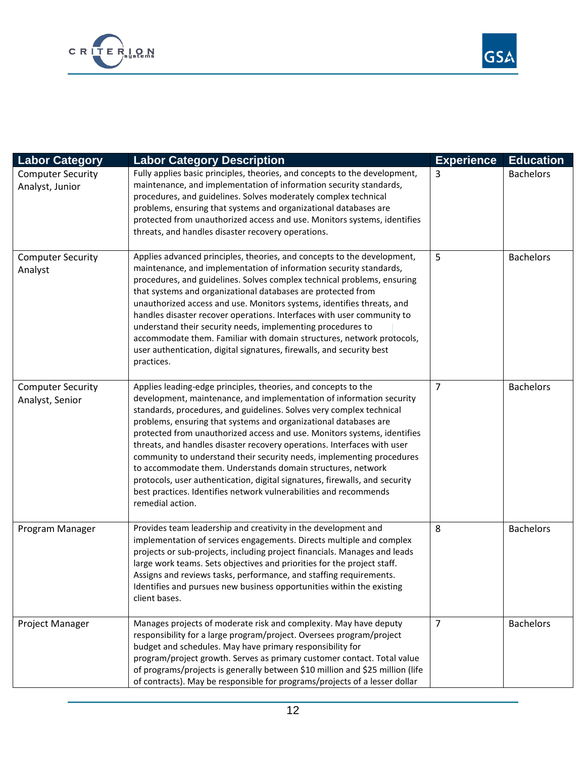| Labor Category | Labor Category Description | Experience | Education |
| --- | --- | --- | --- |
| Computer Security Analyst, Junior | Fully applies basic principles, theories, and concepts to the development, maintenance, and implementation of information security standards, procedures, and guidelines. Solves moderately complex technical problems, ensuring that systems and organizational databases are protected from unauthorized access and use. Monitors systems, identifies threats, and handles disaster recovery operations. | 3 | Bachelors |
| Computer Security Analyst | Applies advanced principles, theories, and concepts to the development, maintenance, and implementation of information security standards, procedures, and guidelines. Solves complex technical problems, ensuring that systems and organizational databases are protected from unauthorized access and use. Monitors systems, identifies threats, and handles disaster recover operations. Interfaces with user community to understand their security needs, implementing procedures to accommodate them. Familiar with domain structures, network protocols, user authentication, digital signatures, firewalls, and security best practices. | 5 | Bachelors |
| Computer Security Analyst, Senior | Applies leading-edge principles, theories, and concepts to the development, maintenance, and implementation of information security standards, procedures, and guidelines. Solves very complex technical problems, ensuring that systems and organizational databases are protected from unauthorized access and use. Monitors systems, identifies threats, and handles disaster recovery operations. Interfaces with user community to understand their security needs, implementing procedures to accommodate them. Understands domain structures, network protocols, user authentication, digital signatures, firewalls, and security best practices. Identifies network vulnerabilities and recommends remedial action. | 7 | Bachelors |
| Program Manager | Provides team leadership and creativity in the development and implementation of services engagements. Directs multiple and complex projects or sub-projects, including project financials. Manages and leads large work teams. Sets objectives and priorities for the project staff. Assigns and reviews tasks, performance, and staffing requirements. Identifies and pursues new business opportunities within the existing client bases. | 8 | Bachelors |
| Project Manager | Manages projects of moderate risk and complexity. May have deputy responsibility for a large program/project. Oversees program/project budget and schedules. May have primary responsibility for program/project growth. Serves as primary customer contact. Total value of programs/projects is generally between $10 million and $25 million (life of contracts). May be responsible for programs/projects of a lesser dollar | 7 | Bachelors |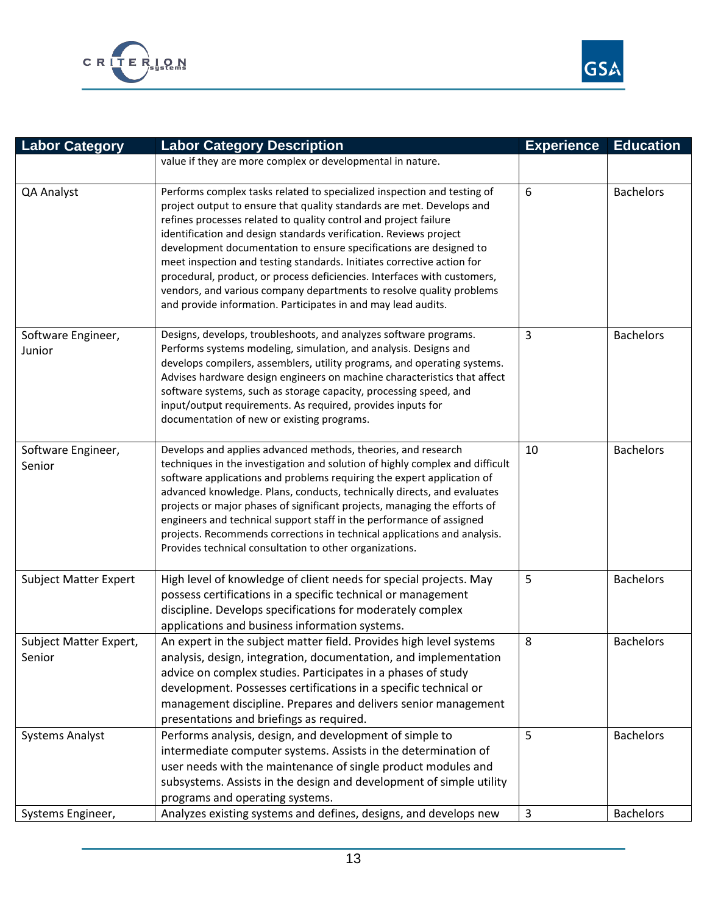| Labor Category | Labor Category Description | Experience | Education |
|---|---|---|---|
| | value if they are more complex or developmental in nature. | | |
| QA Analyst | Performs complex tasks related to specialized inspection and testing of project output to ensure that quality standards are met. Develops and refines processes related to quality control and project failure identification and design standards verification. Reviews project development documentation to ensure specifications are designed to meet inspection and testing standards. Initiates corrective action for procedural, product, or process deficiencies. Interfaces with customers, vendors, and various company departments to resolve quality problems and provide information. Participates in and may lead audits. | 6 | Bachelors |
| Software Engineer, Junior | Designs, develops, troubleshoots, and analyzes software programs. Performs systems modeling, simulation, and analysis. Designs and develops compilers, assemblers, utility programs, and operating systems. Advises hardware design engineers on machine characteristics that affect software systems, such as storage capacity, processing speed, and input/output requirements. As required, provides inputs for documentation of new or existing programs. | 3 | Bachelors |
| Software Engineer, Senior | Develops and applies advanced methods, theories, and research techniques in the investigation and solution of highly complex and difficult software applications and problems requiring the expert application of advanced knowledge. Plans, conducts, technically directs, and evaluates projects or major phases of significant projects, managing the efforts of engineers and technical support staff in the performance of assigned projects. Recommends corrections in technical applications and analysis. Provides technical consultation to other organizations. | 10 | Bachelors |
| Subject Matter Expert | High level of knowledge of client needs for special projects. May possess certifications in a specific technical or management discipline. Develops specifications for moderately complex applications and business information systems. | 5 | Bachelors |
| Subject Matter Expert, Senior | An expert in the subject matter field. Provides high level systems analysis, design, integration, documentation, and implementation advice on complex studies. Participates in a phases of study development. Possesses certifications in a specific technical or management discipline. Prepares and delivers senior management presentations and briefings as required. | 8 | Bachelors |
| Systems Analyst | Performs analysis, design, and development of simple to intermediate computer systems. Assists in the determination of user needs with the maintenance of single product modules and subsystems. Assists in the design and development of simple utility programs and operating systems. | 5 | Bachelors |
| Systems Engineer, | Analyzes existing systems and defines, designs, and develops new | 3 | Bachelors |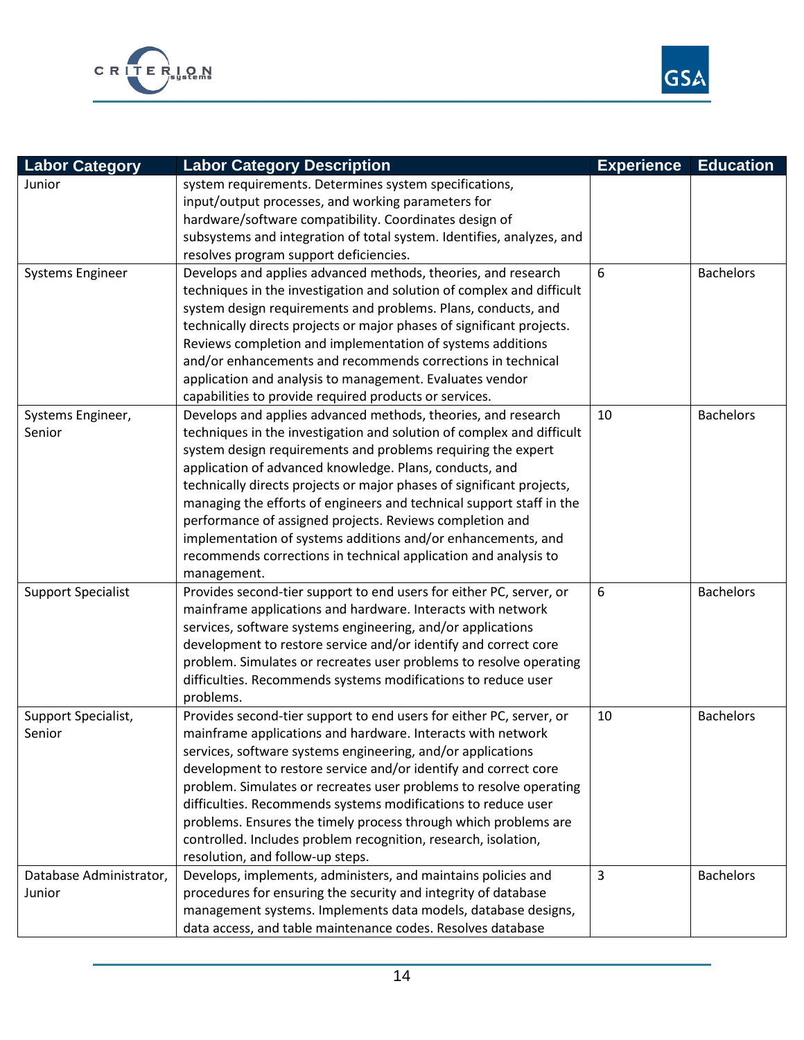| Labor Category | Labor Category Description | Experience | Education |
|---|---|---|---|
| Junior | system requirements. Determines system specifications, input/output processes, and working parameters for hardware/software compatibility. Coordinates design of subsystems and integration of total system. Identifies, analyzes, and resolves program support deficiencies. | | |
| Systems Engineer | Develops and applies advanced methods, theories, and research techniques in the investigation and solution of complex and difficult system design requirements and problems. Plans, conducts, and technically directs projects or major phases of significant projects. Reviews completion and implementation of systems additions and/or enhancements and recommends corrections in technical application and analysis to management. Evaluates vendor capabilities to provide required products or services. | 6 | Bachelors |
| Systems Engineer, Senior | Develops and applies advanced methods, theories, and research techniques in the investigation and solution of complex and difficult system design requirements and problems requiring the expert application of advanced knowledge. Plans, conducts, and technically directs projects or major phases of significant projects, managing the efforts of engineers and technical support staff in the performance of assigned projects. Reviews completion and implementation of systems additions and/or enhancements, and recommends corrections in technical application and analysis to management. | 10 | Bachelors |
| Support Specialist | Provides second-tier support to end users for either PC, server, or mainframe applications and hardware. Interacts with network services, software systems engineering, and/or applications development to restore service and/or identify and correct core problem. Simulates or recreates user problems to resolve operating difficulties. Recommends systems modifications to reduce user problems. | 6 | Bachelors |
| Support Specialist, Senior | Provides second-tier support to end users for either PC, server, or mainframe applications and hardware. Interacts with network services, software systems engineering, and/or applications development to restore service and/or identify and correct core problem. Simulates or recreates user problems to resolve operating difficulties. Recommends systems modifications to reduce user problems. Ensures the timely process through which problems are controlled. Includes problem recognition, research, isolation, resolution, and follow-up steps. | 10 | Bachelors |
| Database Administrator, Junior | Develops, implements, administers, and maintains policies and procedures for ensuring the security and integrity of database management systems. Implements data models, database designs, data access, and table maintenance codes. Resolves database | 3 | Bachelors |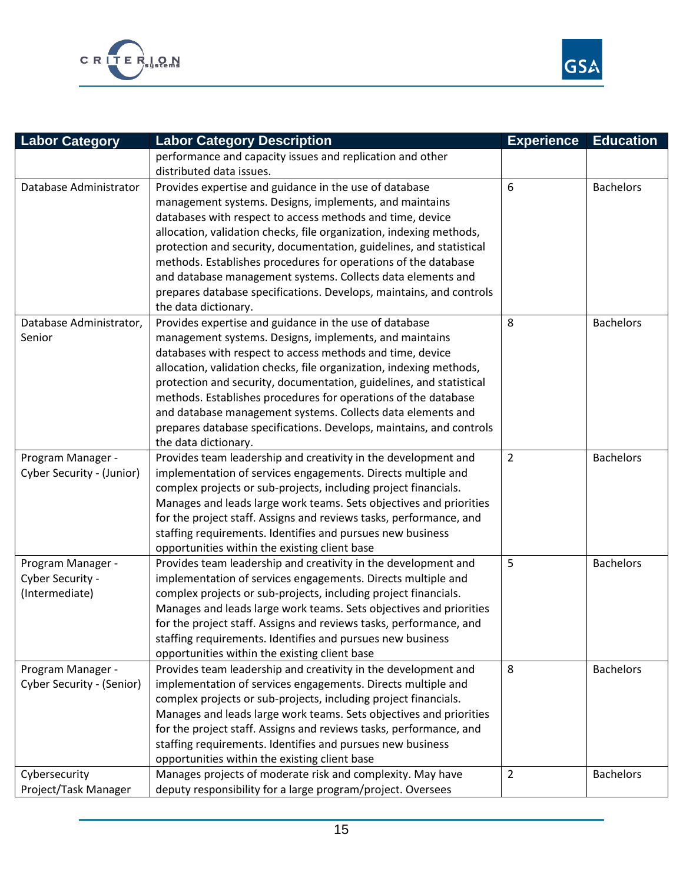| Labor Category | Labor Category Description | Experience | Education |
|---|---|---|---|
| | performance and capacity issues and replication and other distributed data issues. | | |
| Database Administrator | Provides expertise and guidance in the use of database management systems. Designs, implements, and maintains databases with respect to access methods and time, device allocation, validation checks, file organization, indexing methods, protection and security, documentation, guidelines, and statistical methods. Establishes procedures for operations of the database and database management systems. Collects data elements and prepares database specifications. Develops, maintains, and controls the data dictionary. | 6 | Bachelors |
| Database Administrator, Senior | Provides expertise and guidance in the use of database management systems. Designs, implements, and maintains databases with respect to access methods and time, device allocation, validation checks, file organization, indexing methods, protection and security, documentation, guidelines, and statistical methods. Establishes procedures for operations of the database and database management systems. Collects data elements and prepares database specifications. Develops, maintains, and controls the data dictionary. | 8 | Bachelors |
| Program Manager - Cyber Security - (Junior) | Provides team leadership and creativity in the development and implementation of services engagements. Directs multiple and complex projects or sub-projects, including project financials. Manages and leads large work teams. Sets objectives and priorities for the project staff. Assigns and reviews tasks, performance, and staffing requirements. Identifies and pursues new business opportunities within the existing client base | 2 | Bachelors |
| Program Manager - Cyber Security - (Intermediate) | Provides team leadership and creativity in the development and implementation of services engagements. Directs multiple and complex projects or sub-projects, including project financials. Manages and leads large work teams. Sets objectives and priorities for the project staff. Assigns and reviews tasks, performance, and staffing requirements. Identifies and pursues new business opportunities within the existing client base | 5 | Bachelors |
| Program Manager - Cyber Security - (Senior) | Provides team leadership and creativity in the development and implementation of services engagements. Directs multiple and complex projects or sub-projects, including project financials. Manages and leads large work teams. Sets objectives and priorities for the project staff. Assigns and reviews tasks, performance, and staffing requirements. Identifies and pursues new business opportunities within the existing client base | 8 | Bachelors |
| Cybersecurity Project/Task Manager | Manages projects of moderate risk and complexity. May have deputy responsibility for a large program/project. Oversees | 2 | Bachelors |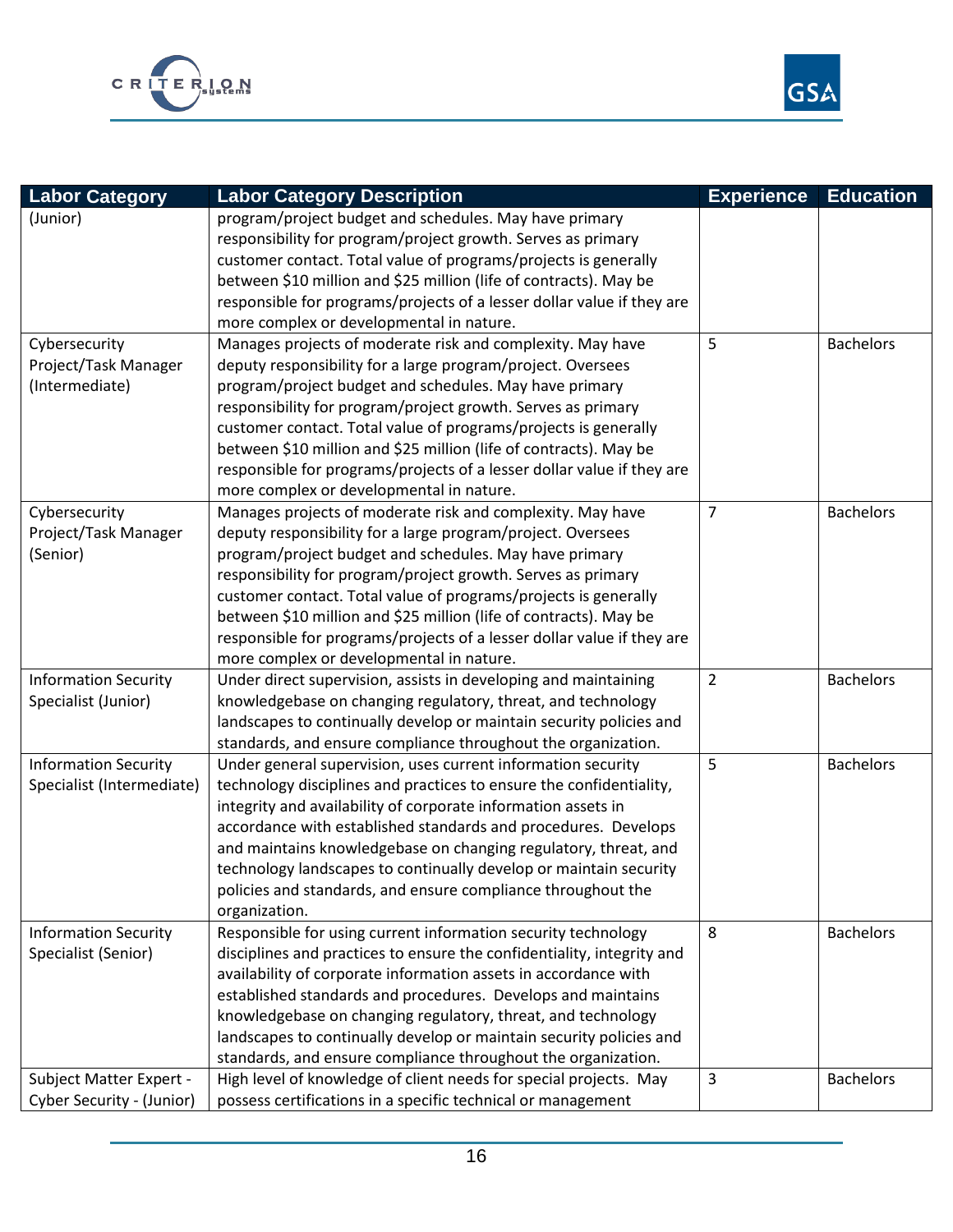| Labor Category | Labor Category Description | Experience | Education |
|---|---|---|---|
| (Junior) | program/project budget and schedules. May have primary responsibility for program/project growth. Serves as primary customer contact. Total value of programs/projects is generally between $10 million and $25 million (life of contracts). May be responsible for programs/projects of a lesser dollar value if they are more complex or developmental in nature. | | |
| Cybersecurity Project/Task Manager (Intermediate) | Manages projects of moderate risk and complexity. May have deputy responsibility for a large program/project. Oversees program/project budget and schedules. May have primary responsibility for program/project growth. Serves as primary customer contact. Total value of programs/projects is generally between $10 million and $25 million (life of contracts). May be responsible for programs/projects of a lesser dollar value if they are more complex or developmental in nature. | 5 | Bachelors |
| Cybersecurity Project/Task Manager (Senior) | Manages projects of moderate risk and complexity. May have deputy responsibility for a large program/project. Oversees program/project budget and schedules. May have primary responsibility for program/project growth. Serves as primary customer contact. Total value of programs/projects is generally between $10 million and $25 million (life of contracts). May be responsible for programs/projects of a lesser dollar value if they are more complex or developmental in nature. | 7 | Bachelors |
| Information Security Specialist (Junior) | Under direct supervision, assists in developing and maintaining knowledgebase on changing regulatory, threat, and technology landscapes to continually develop or maintain security policies and standards, and ensure compliance throughout the organization. | 2 | Bachelors |
| Information Security Specialist (Intermediate) | Under general supervision, uses current information security technology disciplines and practices to ensure the confidentiality, integrity and availability of corporate information assets in accordance with established standards and procedures. Develops and maintains knowledgebase on changing regulatory, threat, and technology landscapes to continually develop or maintain security policies and standards, and ensure compliance throughout the organization. | 5 | Bachelors |
| Information Security Specialist (Senior) | Responsible for using current information security technology disciplines and practices to ensure the confidentiality, integrity and availability of corporate information assets in accordance with established standards and procedures. Develops and maintains knowledgebase on changing regulatory, threat, and technology landscapes to continually develop or maintain security policies and standards, and ensure compliance throughout the organization. | 8 | Bachelors |
| Subject Matter Expert - Cyber Security - (Junior) | High level of knowledge of client needs for special projects. May possess certifications in a specific technical or management | 3 | Bachelors |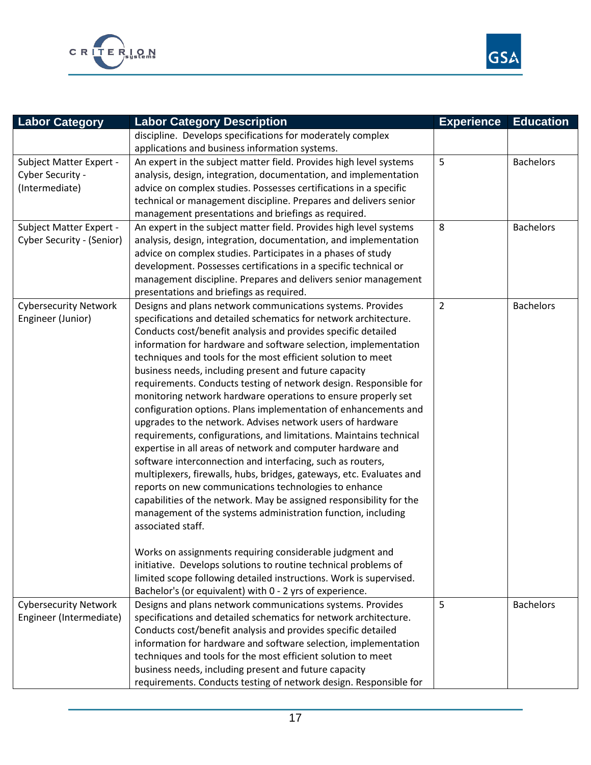| Labor Category | Labor Category Description | Experience | Education |
|---|---|---|---|
| | discipline. Develops specifications for moderately complex applications and business information systems. | | |
| Subject Matter Expert - Cyber Security - (Intermediate) | An expert in the subject matter field. Provides high level systems analysis, design, integration, documentation, and implementation advice on complex studies. Possesses certifications in a specific technical or management discipline. Prepares and delivers senior management presentations and briefings as required. | 5 | Bachelors |
| Subject Matter Expert - Cyber Security - (Senior) | An expert in the subject matter field. Provides high level systems analysis, design, integration, documentation, and implementation advice on complex studies. Participates in a phases of study development. Possesses certifications in a specific technical or management discipline. Prepares and delivers senior management presentations and briefings as required. | 8 | Bachelors |
| Cybersecurity Network Engineer (Junior) | Designs and plans network communications systems. Provides specifications and detailed schematics for network architecture. Conducts cost/benefit analysis and provides specific detailed information for hardware and software selection, implementation techniques and tools for the most efficient solution to meet business needs, including present and future capacity requirements. Conducts testing of network design. Responsible for monitoring network hardware operations to ensure properly set configuration options. Plans implementation of enhancements and upgrades to the network. Advises network users of hardware requirements, configurations, and limitations. Maintains technical expertise in all areas of network and computer hardware and software interconnection and interfacing, such as routers, multiplexers, firewalls, hubs, bridges, gateways, etc. Evaluates and reports on new communications technologies to enhance capabilities of the network. May be assigned responsibility for the management of the systems administration function, including associated staff.<br><br>Works on assignments requiring considerable judgment and initiative. Develops solutions to routine technical problems of limited scope following detailed instructions. Work is supervised. Bachelor's (or equivalent) with 0 - 2 yrs of experience. | 2 | Bachelors |
| Cybersecurity Network Engineer (Intermediate) | Designs and plans network communications systems. Provides specifications and detailed schematics for network architecture. Conducts cost/benefit analysis and provides specific detailed information for hardware and software selection, implementation techniques and tools for the most efficient solution to meet business needs, including present and future capacity requirements. Conducts testing of network design. Responsible for | 5 | Bachelors |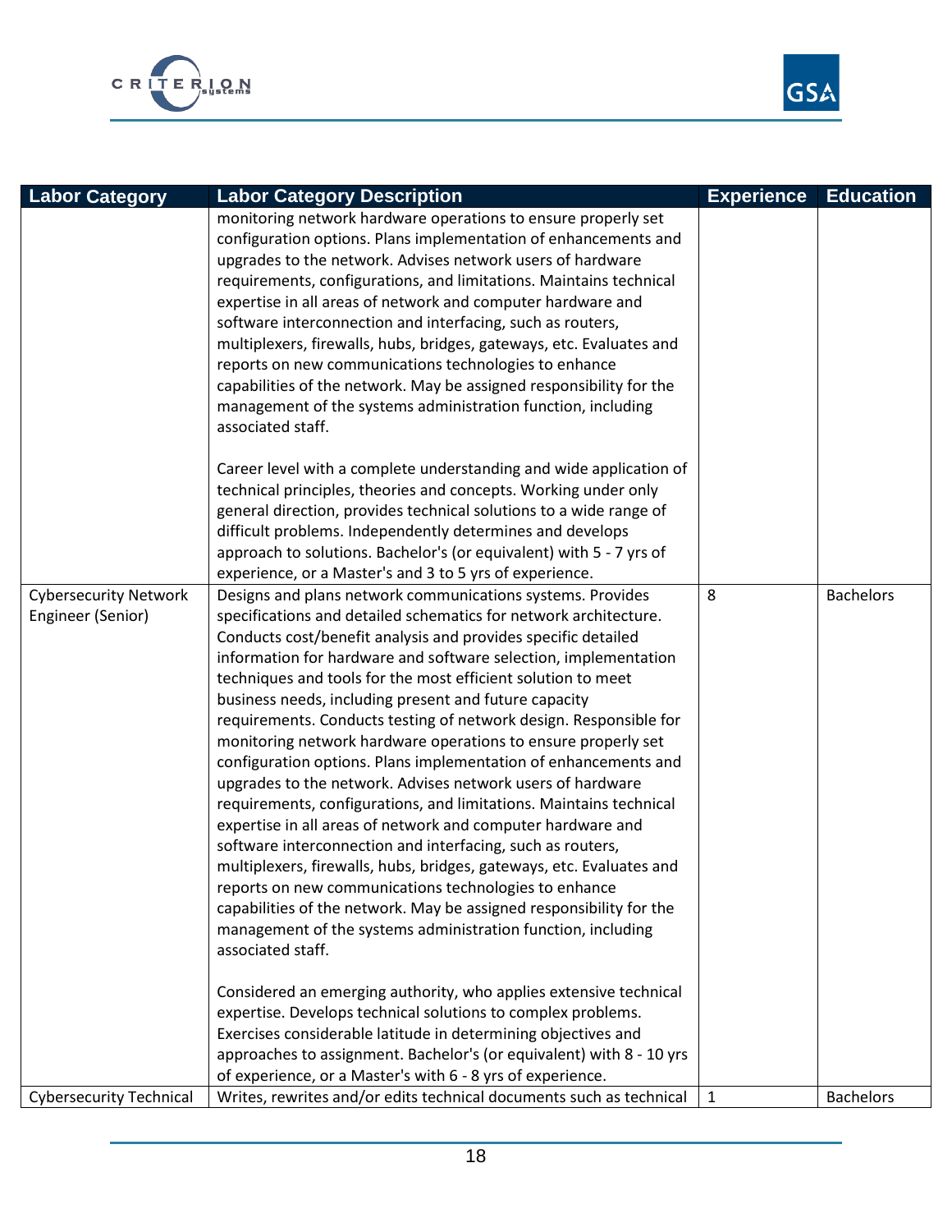| Labor Category | Labor Category Description | Experience | Education |
|---|---|---|---|
| | monitoring network hardware operations to ensure properly set configuration options. Plans implementation of enhancements and upgrades to the network. Advises network users of hardware requirements, configurations, and limitations. Maintains technical expertise in all areas of network and computer hardware and software interconnection and interfacing, such as routers, multiplexers, firewalls, hubs, bridges, gateways, etc. Evaluates and reports on new communications technologies to enhance capabilities of the network. May be assigned responsibility for the management of the systems administration function, including associated staff.<br><br>Career level with a complete understanding and wide application of technical principles, theories and concepts. Working under only general direction, provides technical solutions to a wide range of difficult problems. Independently determines and develops approach to solutions. Bachelor's (or equivalent) with 5 - 7 yrs of experience, or a Master's and 3 to 5 yrs of experience. | | |
| Cybersecurity Network Engineer (Senior) | Designs and plans network communications systems. Provides specifications and detailed schematics for network architecture. Conducts cost/benefit analysis and provides specific detailed information for hardware and software selection, implementation techniques and tools for the most efficient solution to meet business needs, including present and future capacity requirements. Conducts testing of network design. Responsible for monitoring network hardware operations to ensure properly set configuration options. Plans implementation of enhancements and upgrades to the network. Advises network users of hardware requirements, configurations, and limitations. Maintains technical expertise in all areas of network and computer hardware and software interconnection and interfacing, such as routers, multiplexers, firewalls, hubs, bridges, gateways, etc. Evaluates and reports on new communications technologies to enhance capabilities of the network. May be assigned responsibility for the management of the systems administration function, including associated staff.<br><br>Considered an emerging authority, who applies extensive technical expertise. Develops technical solutions to complex problems. Exercises considerable latitude in determining objectives and approaches to assignment. Bachelor's (or equivalent) with 8 - 10 yrs of experience, or a Master's with 6 - 8 yrs of experience. | 8 | Bachelors |
| Cybersecurity Technical | Writes, rewrites and/or edits technical documents such as technical | 1 | Bachelors |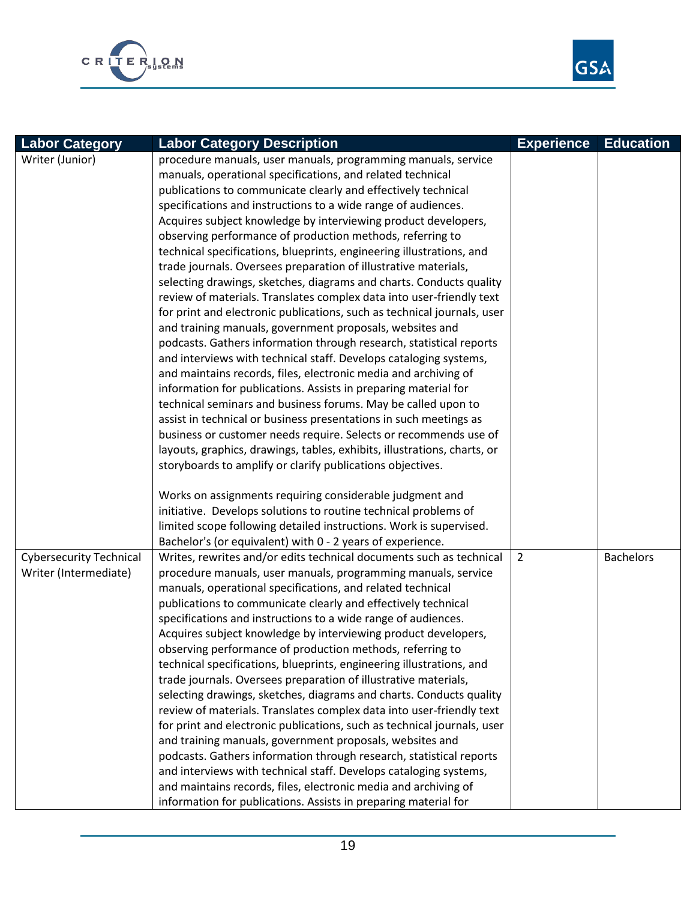| Labor Category | Labor Category Description | Experience | Education |
|---|---|---|---|
| Writer (Junior) | procedure manuals, user manuals, programming manuals, service manuals, operational specifications, and related technical publications to communicate clearly and effectively technical specifications and instructions to a wide range of audiences. Acquires subject knowledge by interviewing product developers, observing performance of production methods, referring to technical specifications, blueprints, engineering illustrations, and trade journals. Oversees preparation of illustrative materials, selecting drawings, sketches, diagrams and charts. Conducts quality review of materials. Translates complex data into user-friendly text for print and electronic publications, such as technical journals, user and training manuals, government proposals, websites and podcasts. Gathers information through research, statistical reports and interviews with technical staff. Develops cataloging systems, and maintains records, files, electronic media and archiving of information for publications. Assists in preparing material for technical seminars and business forums. May be called upon to assist in technical or business presentations in such meetings as business or customer needs require. Selects or recommends use of layouts, graphics, drawings, tables, exhibits, illustrations, charts, or storyboards to amplify or clarify publications objectives.<br><br>Works on assignments requiring considerable judgment and initiative. Develops solutions to routine technical problems of limited scope following detailed instructions. Work is supervised. Bachelor's (or equivalent) with 0 - 2 years of experience. | | |
| Cybersecurity Technical Writer (Intermediate) | Writes, rewrites and/or edits technical documents such as technical procedure manuals, user manuals, programming manuals, service manuals, operational specifications, and related technical publications to communicate clearly and effectively technical specifications and instructions to a wide range of audiences. Acquires subject knowledge by interviewing product developers, observing performance of production methods, referring to technical specifications, blueprints, engineering illustrations, and trade journals. Oversees preparation of illustrative materials, selecting drawings, sketches, diagrams and charts. Conducts quality review of materials. Translates complex data into user-friendly text for print and electronic publications, such as technical journals, user and training manuals, government proposals, websites and podcasts. Gathers information through research, statistical reports and interviews with technical staff. Develops cataloging systems, and maintains records, files, electronic media and archiving of information for publications. Assists in preparing material for | 2 | Bachelors |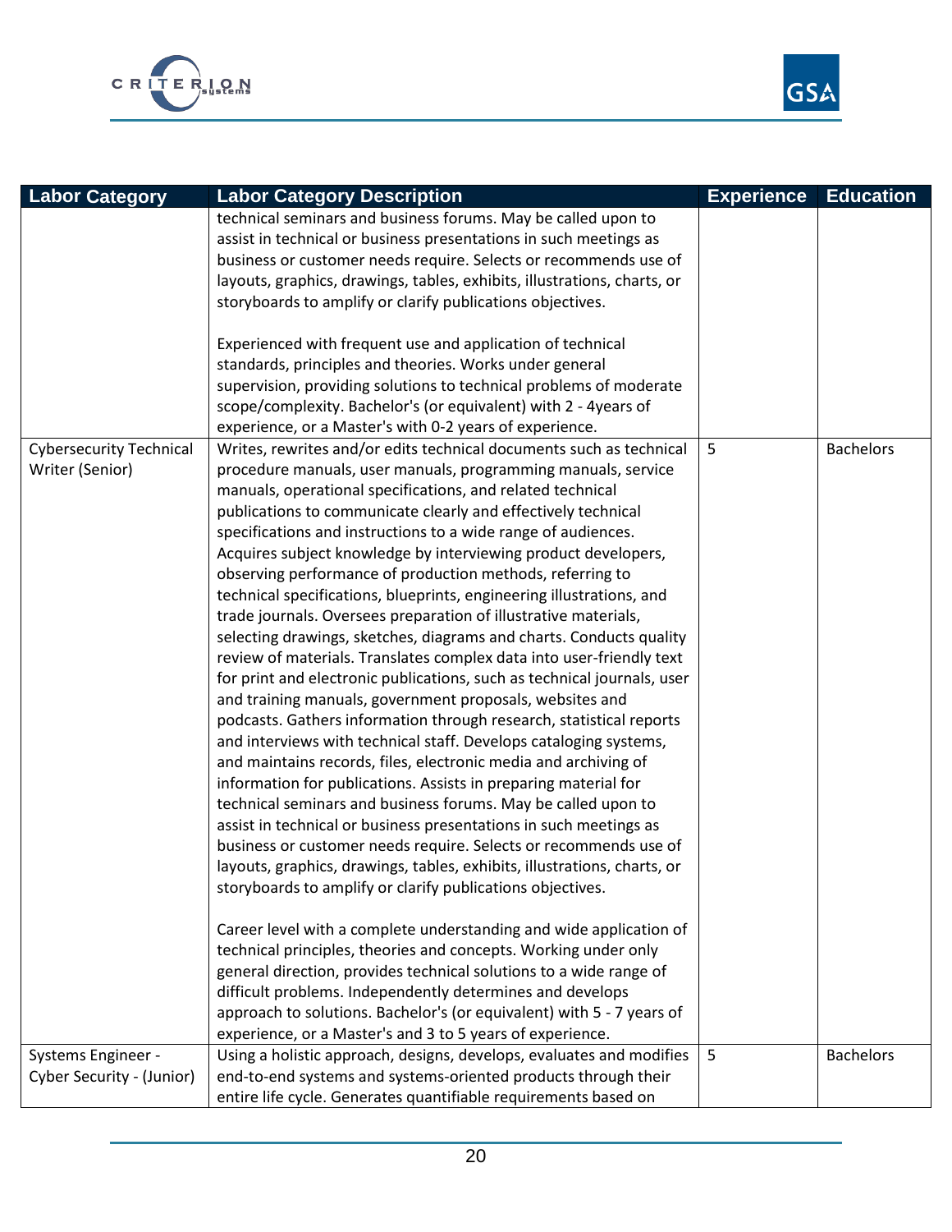| Labor Category | Labor Category Description | Experience | Education |
|---|---|---|---|
| | technical seminars and business forums. May be called upon to assist in technical or business presentations in such meetings as business or customer needs require. Selects or recommends use of layouts, graphics, drawings, tables, exhibits, illustrations, charts, or storyboards to amplify or clarify publications objectives.<br><br>Experienced with frequent use and application of technical standards, principles and theories. Works under general supervision, providing solutions to technical problems of moderate scope/complexity. Bachelor's (or equivalent) with 2 - 4years of experience, or a Master's with 0-2 years of experience. | | |
| Cybersecurity Technical Writer (Senior) | Writes, rewrites and/or edits technical documents such as technical procedure manuals, user manuals, programming manuals, service manuals, operational specifications, and related technical publications to communicate clearly and effectively technical specifications and instructions to a wide range of audiences. Acquires subject knowledge by interviewing product developers, observing performance of production methods, referring to technical specifications, blueprints, engineering illustrations, and trade journals. Oversees preparation of illustrative materials, selecting drawings, sketches, diagrams and charts. Conducts quality review of materials. Translates complex data into user-friendly text for print and electronic publications, such as technical journals, user and training manuals, government proposals, websites and podcasts. Gathers information through research, statistical reports and interviews with technical staff. Develops cataloging systems, and maintains records, files, electronic media and archiving of information for publications. Assists in preparing material for technical seminars and business forums. May be called upon to assist in technical or business presentations in such meetings as business or customer needs require. Selects or recommends use of layouts, graphics, drawings, tables, exhibits, illustrations, charts, or storyboards to amplify or clarify publications objectives.<br><br>Career level with a complete understanding and wide application of technical principles, theories and concepts. Working under only general direction, provides technical solutions to a wide range of difficult problems. Independently determines and develops approach to solutions. Bachelor's (or equivalent) with 5 - 7 years of experience, or a Master's and 3 to 5 years of experience. | 5 | Bachelors |
| Systems Engineer - Cyber Security - (Junior) | Using a holistic approach, designs, develops, evaluates and modifies end-to-end systems and systems-oriented products through their entire life cycle. Generates quantifiable requirements based on | 5 | Bachelors |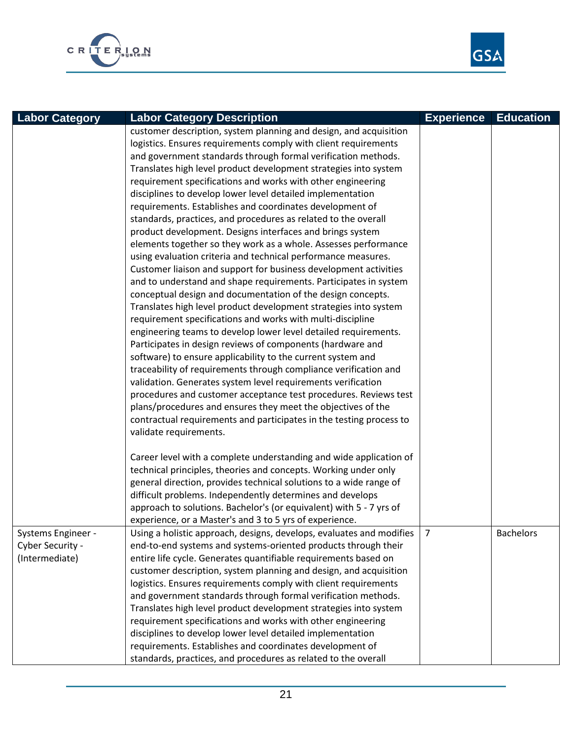| Labor Category | Labor Category Description | Experience | Education |
|---|---|---|---|
| | customer description, system planning and design, and acquisition logistics. Ensures requirements comply with client requirements and government standards through formal verification methods. Translates high level product development strategies into system requirement specifications and works with other engineering disciplines to develop lower level detailed implementation requirements. Establishes and coordinates development of standards, practices, and procedures as related to the overall product development. Designs interfaces and brings system elements together so they work as a whole. Assesses performance using evaluation criteria and technical performance measures. Customer liaison and support for business development activities and to understand and shape requirements. Participates in system conceptual design and documentation of the design concepts. Translates high level product development strategies into system requirement specifications and works with multi-discipline engineering teams to develop lower level detailed requirements. Participates in design reviews of components (hardware and software) to ensure applicability to the current system and traceability of requirements through compliance verification and validation. Generates system level requirements verification procedures and customer acceptance test procedures. Reviews test plans/procedures and ensures they meet the objectives of the contractual requirements and participates in the testing process to validate requirements.<br><br>Career level with a complete understanding and wide application of technical principles, theories and concepts. Working under only general direction, provides technical solutions to a wide range of difficult problems. Independently determines and develops approach to solutions. Bachelor's (or equivalent) with 5 - 7 yrs of experience, or a Master's and 3 to 5 yrs of experience. | | |
| Systems Engineer - Cyber Security - (Intermediate) | Using a holistic approach, designs, develops, evaluates and modifies end-to-end systems and systems-oriented products through their entire life cycle. Generates quantifiable requirements based on customer description, system planning and design, and acquisition logistics. Ensures requirements comply with client requirements and government standards through formal verification methods. Translates high level product development strategies into system requirement specifications and works with other engineering disciplines to develop lower level detailed implementation requirements. Establishes and coordinates development of standards, practices, and procedures as related to the overall | 7 | Bachelors |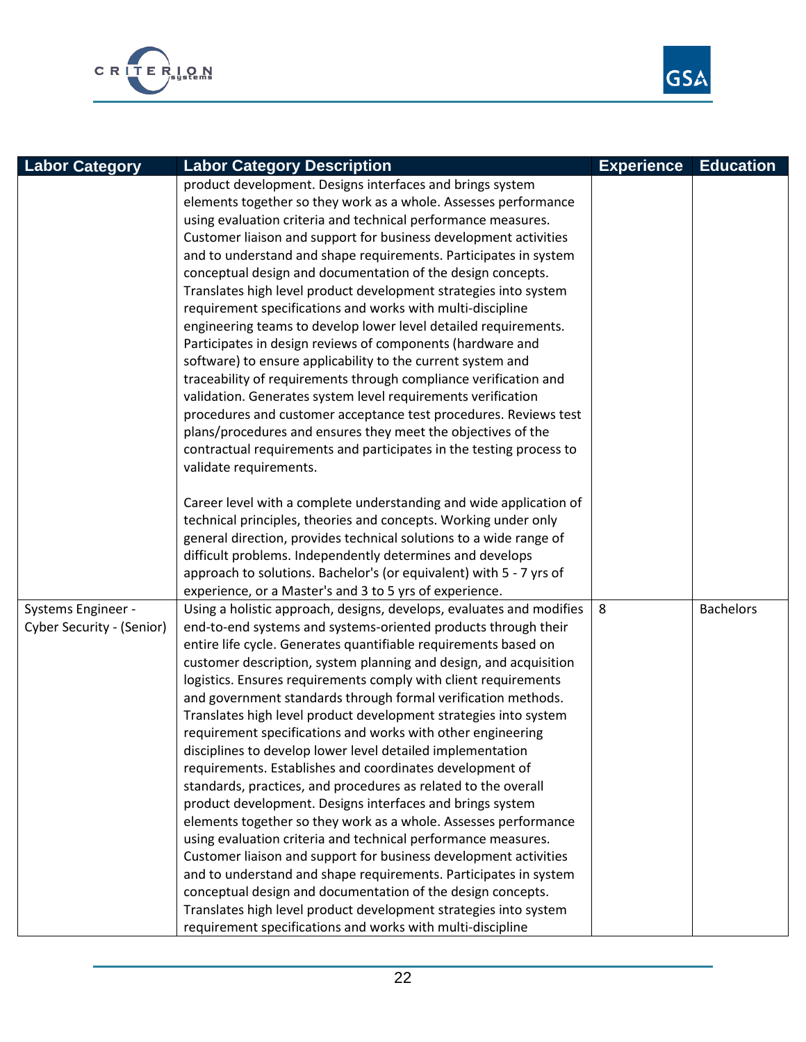| Labor Category | Labor Category Description | Experience | Education |
|---|---|---|---|
| | product development. Designs interfaces and brings system elements together so they work as a whole. Assesses performance using evaluation criteria and technical performance measures. Customer liaison and support for business development activities and to understand and shape requirements. Participates in system conceptual design and documentation of the design concepts. Translates high level product development strategies into system requirement specifications and works with multi-discipline engineering teams to develop lower level detailed requirements. Participates in design reviews of components (hardware and software) to ensure applicability to the current system and traceability of requirements through compliance verification and validation. Generates system level requirements verification procedures and customer acceptance test procedures. Reviews test plans/procedures and ensures they meet the objectives of the contractual requirements and participates in the testing process to validate requirements.<br><br>Career level with a complete understanding and wide application of technical principles, theories and concepts. Working under only general direction, provides technical solutions to a wide range of difficult problems. Independently determines and develops approach to solutions. Bachelor's (or equivalent) with 5 - 7 yrs of experience, or a Master's and 3 to 5 yrs of experience. | | |
| Systems Engineer - Cyber Security - (Senior) | Using a holistic approach, designs, develops, evaluates and modifies end-to-end systems and systems-oriented products through their entire life cycle. Generates quantifiable requirements based on customer description, system planning and design, and acquisition logistics. Ensures requirements comply with client requirements and government standards through formal verification methods. Translates high level product development strategies into system requirement specifications and works with other engineering disciplines to develop lower level detailed implementation requirements. Establishes and coordinates development of standards, practices, and procedures as related to the overall product development. Designs interfaces and brings system elements together so they work as a whole. Assesses performance using evaluation criteria and technical performance measures. Customer liaison and support for business development activities and to understand and shape requirements. Participates in system conceptual design and documentation of the design concepts. Translates high level product development strategies into system requirement specifications and works with multi-discipline | 8 | Bachelors |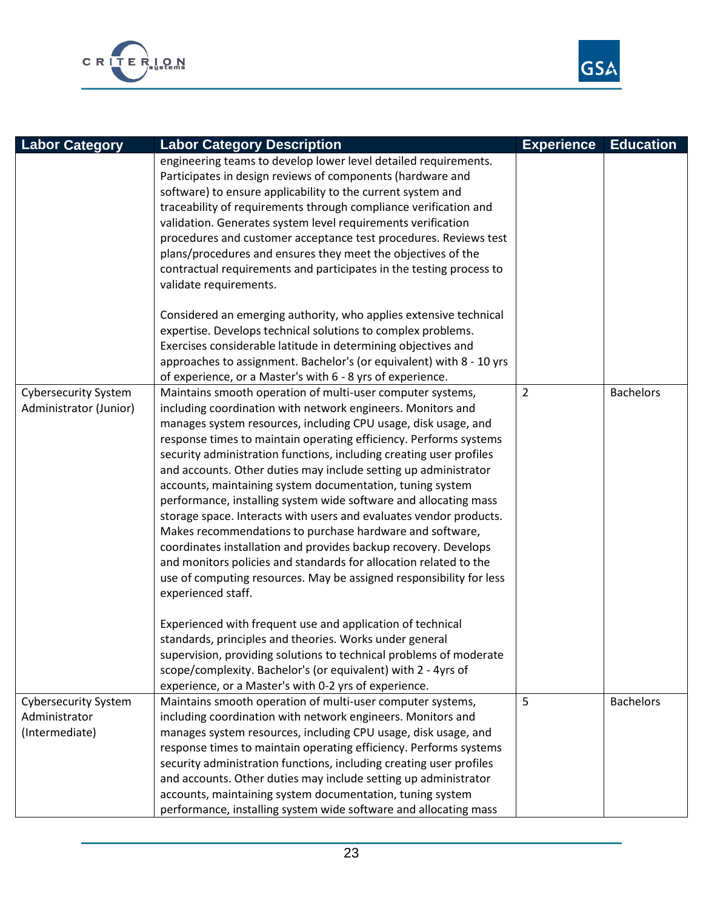| Labor Category | Labor Category Description | Experience | Education |
|---|---|---|---|
| | engineering teams to develop lower level detailed requirements. Participates in design reviews of components (hardware and software) to ensure applicability to the current system and traceability of requirements through compliance verification and validation. Generates system level requirements verification procedures and customer acceptance test procedures. Reviews test plans/procedures and ensures they meet the objectives of the contractual requirements and participates in the testing process to validate requirements.<br><br>Considered an emerging authority, who applies extensive technical expertise. Develops technical solutions to complex problems. Exercises considerable latitude in determining objectives and approaches to assignment. Bachelor's (or equivalent) with 8 - 10 yrs of experience, or a Master's with 6 - 8 yrs of experience. | | |
| Cybersecurity System Administrator (Junior) | Maintains smooth operation of multi-user computer systems, including coordination with network engineers. Monitors and manages system resources, including CPU usage, disk usage, and response times to maintain operating efficiency. Performs systems security administration functions, including creating user profiles and accounts. Other duties may include setting up administrator accounts, maintaining system documentation, tuning system performance, installing system wide software and allocating mass storage space. Interacts with users and evaluates vendor products. Makes recommendations to purchase hardware and software, coordinates installation and provides backup recovery. Develops and monitors policies and standards for allocation related to the use of computing resources. May be assigned responsibility for less experienced staff.<br><br>Experienced with frequent use and application of technical standards, principles and theories. Works under general supervision, providing solutions to technical problems of moderate scope/complexity. Bachelor's (or equivalent) with 2 - 4yrs of experience, or a Master's with 0-2 yrs of experience. | 2 | Bachelors |
| Cybersecurity System Administrator (Intermediate) | Maintains smooth operation of multi-user computer systems, including coordination with network engineers. Monitors and manages system resources, including CPU usage, disk usage, and response times to maintain operating efficiency. Performs systems security administration functions, including creating user profiles and accounts. Other duties may include setting up administrator accounts, maintaining system documentation, tuning system performance, installing system wide software and allocating mass | 5 | Bachelors |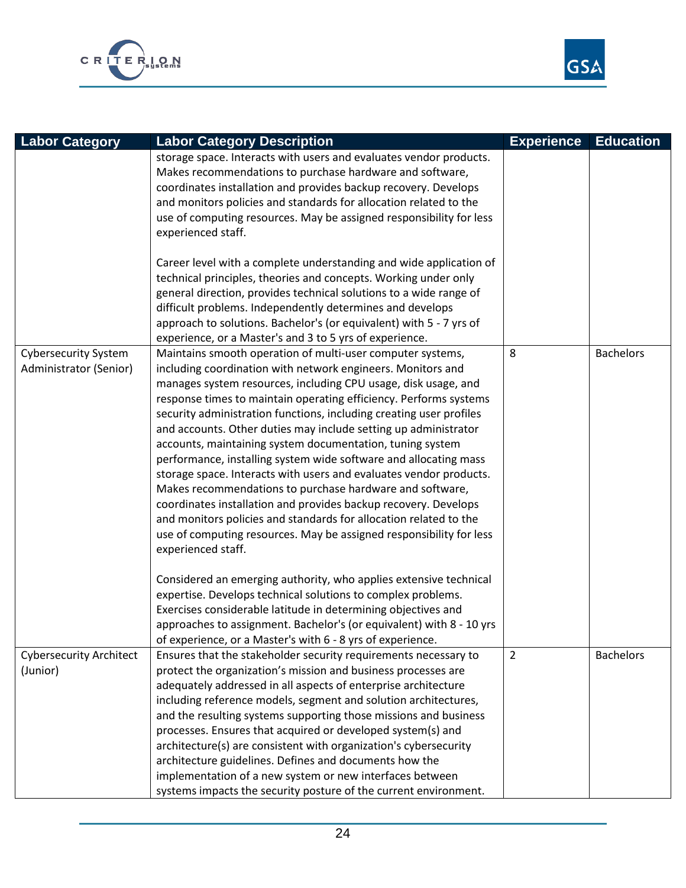| Labor Category | Labor Category Description | Experience | Education |
|---|---|---|---|
| | storage space. Interacts with users and evaluates vendor products. Makes recommendations to purchase hardware and software, coordinates installation and provides backup recovery. Develops and monitors policies and standards for allocation related to the use of computing resources. May be assigned responsibility for less experienced staff.<br><br>Career level with a complete understanding and wide application of technical principles, theories and concepts. Working under only general direction, provides technical solutions to a wide range of difficult problems. Independently determines and develops approach to solutions. Bachelor's (or equivalent) with 5 - 7 yrs of experience, or a Master's and 3 to 5 yrs of experience. | | |
| Cybersecurity System Administrator (Senior) | Maintains smooth operation of multi-user computer systems, including coordination with network engineers. Monitors and manages system resources, including CPU usage, disk usage, and response times to maintain operating efficiency. Performs systems security administration functions, including creating user profiles and accounts. Other duties may include setting up administrator accounts, maintaining system documentation, tuning system performance, installing system wide software and allocating mass storage space. Interacts with users and evaluates vendor products. Makes recommendations to purchase hardware and software, coordinates installation and provides backup recovery. Develops and monitors policies and standards for allocation related to the use of computing resources. May be assigned responsibility for less experienced staff.<br><br>Considered an emerging authority, who applies extensive technical expertise. Develops technical solutions to complex problems. Exercises considerable latitude in determining objectives and approaches to assignment. Bachelor's (or equivalent) with 8 - 10 yrs of experience, or a Master's with 6 - 8 yrs of experience. | 8 | Bachelors |
| Cybersecurity Architect (Junior) | Ensures that the stakeholder security requirements necessary to protect the organization's mission and business processes are adequately addressed in all aspects of enterprise architecture including reference models, segment and solution architectures, and the resulting systems supporting those missions and business processes. Ensures that acquired or developed system(s) and architecture(s) are consistent with organization's cybersecurity architecture guidelines. Defines and documents how the implementation of a new system or new interfaces between systems impacts the security posture of the current environment. | 2 | Bachelors |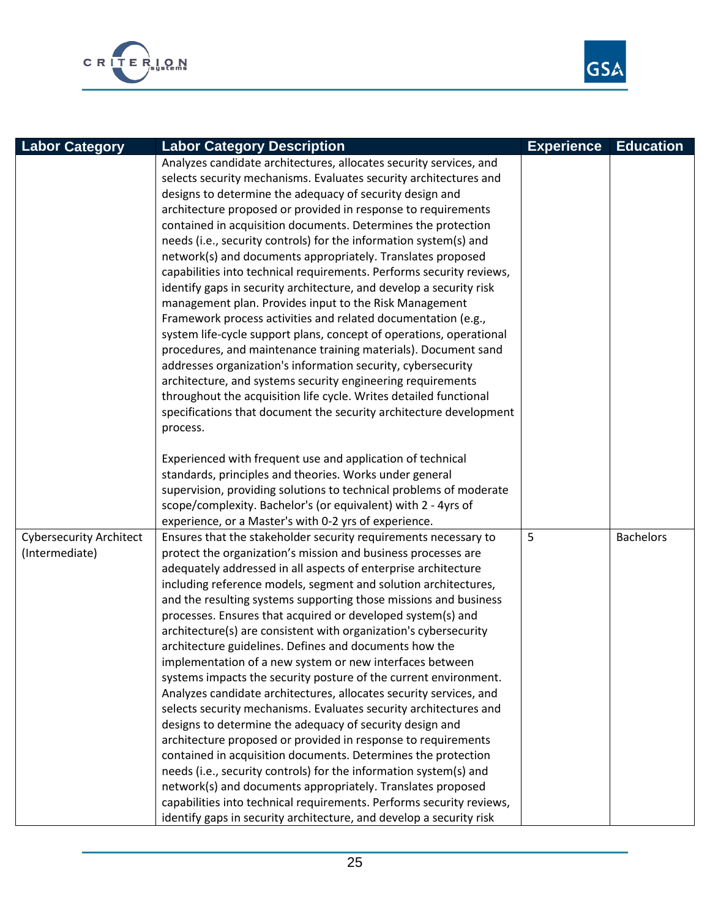| Labor Category | Labor Category Description | Experience | Education |
|---|---|---|---|
| | Analyzes candidate architectures, allocates security services, and selects security mechanisms. Evaluates security architectures and designs to determine the adequacy of security design and architecture proposed or provided in response to requirements contained in acquisition documents. Determines the protection needs (i.e., security controls) for the information system(s) and network(s) and documents appropriately. Translates proposed capabilities into technical requirements. Performs security reviews, identify gaps in security architecture, and develop a security risk management plan. Provides input to the Risk Management Framework process activities and related documentation (e.g., system life-cycle support plans, concept of operations, operational procedures, and maintenance training materials). Document sand addresses organization's information security, cybersecurity architecture, and systems security engineering requirements throughout the acquisition life cycle. Writes detailed functional specifications that document the security architecture development process.<br><br>Experienced with frequent use and application of technical standards, principles and theories. Works under general supervision, providing solutions to technical problems of moderate scope/complexity. Bachelor's (or equivalent) with 2 - 4yrs of experience, or a Master's with 0-2 yrs of experience. | | |
| Cybersecurity Architect (Intermediate) | Ensures that the stakeholder security requirements necessary to protect the organization's mission and business processes are adequately addressed in all aspects of enterprise architecture including reference models, segment and solution architectures, and the resulting systems supporting those missions and business processes. Ensures that acquired or developed system(s) and architecture(s) are consistent with organization's cybersecurity architecture guidelines. Defines and documents how the implementation of a new system or new interfaces between systems impacts the security posture of the current environment. Analyzes candidate architectures, allocates security services, and selects security mechanisms. Evaluates security architectures and designs to determine the adequacy of security design and architecture proposed or provided in response to requirements contained in acquisition documents. Determines the protection needs (i.e., security controls) for the information system(s) and network(s) and documents appropriately. Translates proposed capabilities into technical requirements. Performs security reviews, identify gaps in security architecture, and develop a security risk | 5 | Bachelors |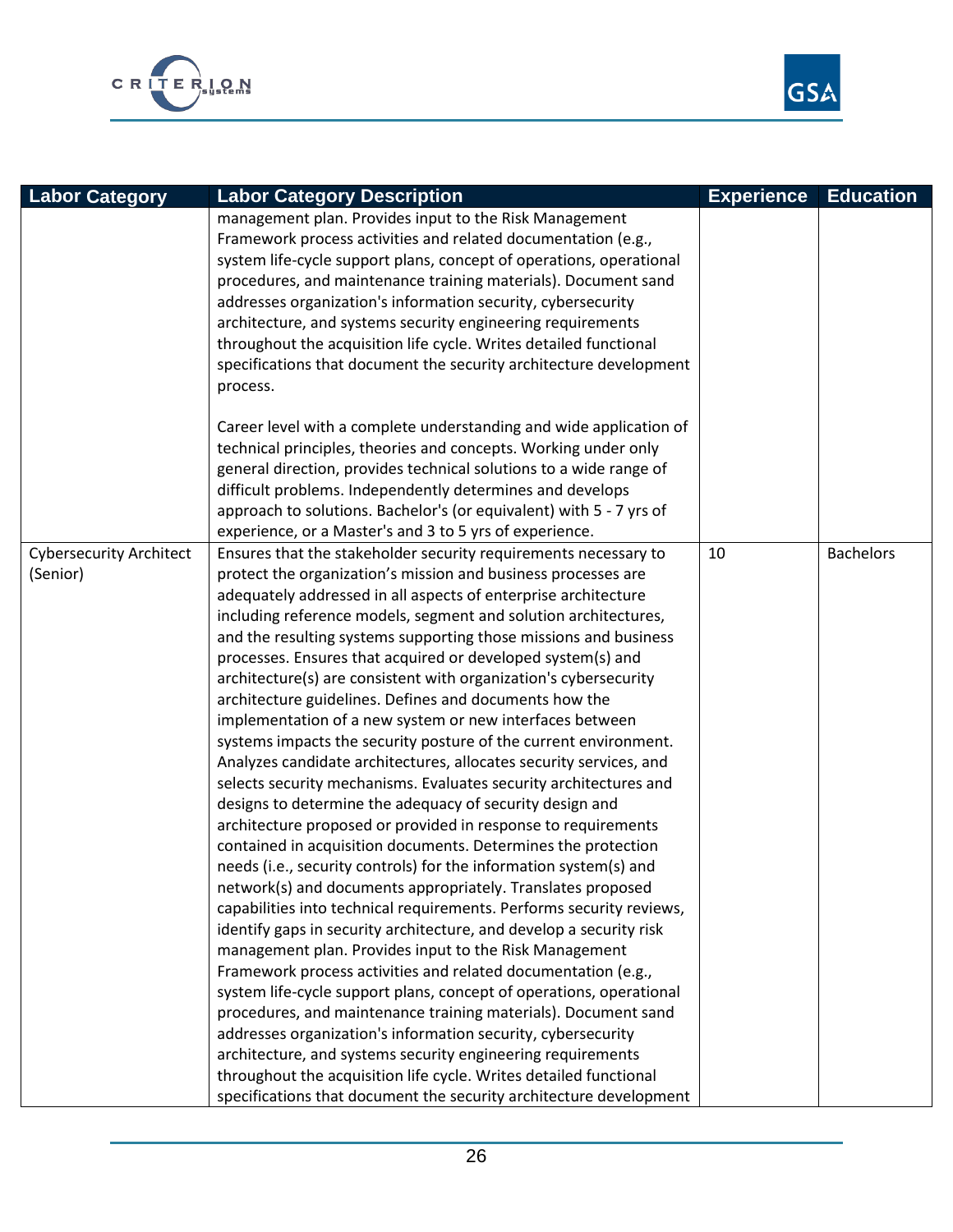| Labor Category | Labor Category Description | Experience | Education |
|---|---|---|---|
| | management plan. Provides input to the Risk Management Framework process activities and related documentation (e.g., system life-cycle support plans, concept of operations, operational procedures, and maintenance training materials). Document sand addresses organization's information security, cybersecurity architecture, and systems security engineering requirements throughout the acquisition life cycle. Writes detailed functional specifications that document the security architecture development process.<br><br>Career level with a complete understanding and wide application of technical principles, theories and concepts. Working under only general direction, provides technical solutions to a wide range of difficult problems. Independently determines and develops approach to solutions. Bachelor's (or equivalent) with 5 - 7 yrs of experience, or a Master's and 3 to 5 yrs of experience. | | |
| Cybersecurity Architect (Senior) | Ensures that the stakeholder security requirements necessary to protect the organization's mission and business processes are adequately addressed in all aspects of enterprise architecture including reference models, segment and solution architectures, and the resulting systems supporting those missions and business processes. Ensures that acquired or developed system(s) and architecture(s) are consistent with organization's cybersecurity architecture guidelines. Defines and documents how the implementation of a new system or new interfaces between systems impacts the security posture of the current environment. Analyzes candidate architectures, allocates security services, and selects security mechanisms. Evaluates security architectures and designs to determine the adequacy of security design and architecture proposed or provided in response to requirements contained in acquisition documents. Determines the protection needs (i.e., security controls) for the information system(s) and network(s) and documents appropriately. Translates proposed capabilities into technical requirements. Performs security reviews, identify gaps in security architecture, and develop a security risk management plan. Provides input to the Risk Management Framework process activities and related documentation (e.g., system life-cycle support plans, concept of operations, operational procedures, and maintenance training materials). Document sand addresses organization's information security, cybersecurity architecture, and systems security engineering requirements throughout the acquisition life cycle. Writes detailed functional specifications that document the security architecture development | 10 | Bachelors |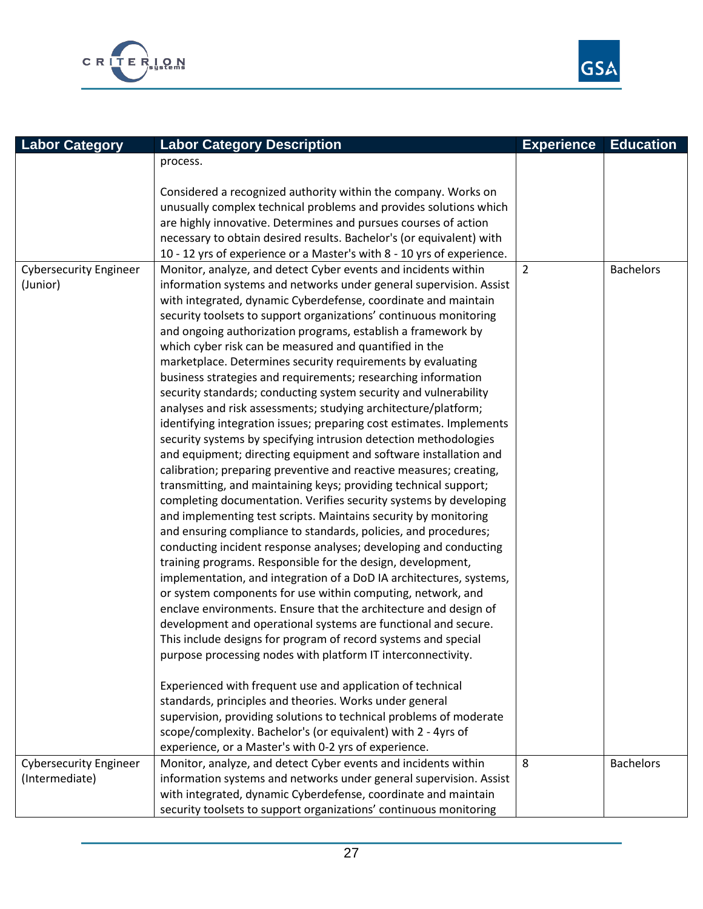| Labor Category | Labor Category Description | Experience | Education |
| --- | --- | --- | --- |
| | process.<br><br>Considered a recognized authority within the company. Works on unusually complex technical problems and provides solutions which are highly innovative. Determines and pursues courses of action necessary to obtain desired results. Bachelor's (or equivalent) with 10 - 12 yrs of experience or a Master's with 8 - 10 yrs of experience. | | |
| Cybersecurity Engineer (Junior) | Monitor, analyze, and detect Cyber events and incidents within information systems and networks under general supervision. Assist with integrated, dynamic Cyberdefense, coordinate and maintain security toolsets to support organizations' continuous monitoring and ongoing authorization programs, establish a framework by which cyber risk can be measured and quantified in the marketplace. Determines security requirements by evaluating business strategies and requirements; researching information security standards; conducting system security and vulnerability analyses and risk assessments; studying architecture/platform; identifying integration issues; preparing cost estimates. Implements security systems by specifying intrusion detection methodologies and equipment; directing equipment and software installation and calibration; preparing preventive and reactive measures; creating, transmitting, and maintaining keys; providing technical support; completing documentation. Verifies security systems by developing and implementing test scripts. Maintains security by monitoring and ensuring compliance to standards, policies, and procedures; conducting incident response analyses; developing and conducting training programs. Responsible for the design, development, implementation, and integration of a DoD IA architectures, systems, or system components for use within computing, network, and enclave environments. Ensure that the architecture and design of development and operational systems are functional and secure. This include designs for program of record systems and special purpose processing nodes with platform IT interconnectivity.<br><br>Experienced with frequent use and application of technical standards, principles and theories. Works under general supervision, providing solutions to technical problems of moderate scope/complexity. Bachelor's (or equivalent) with 2 - 4yrs of experience, or a Master's with 0-2 yrs of experience. | 2 | Bachelors |
| Cybersecurity Engineer (Intermediate) | Monitor, analyze, and detect Cyber events and incidents within information systems and networks under general supervision. Assist with integrated, dynamic Cyberdefense, coordinate and maintain security toolsets to support organizations' continuous monitoring | 8 | Bachelors |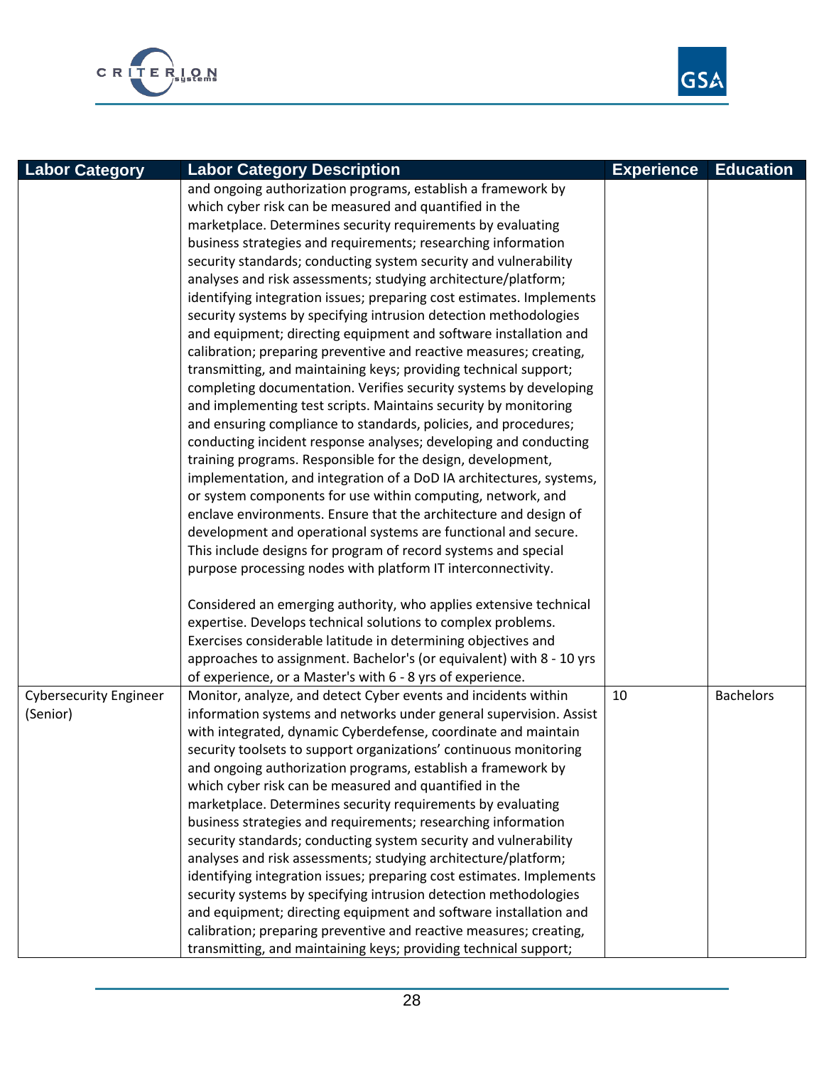| Labor Category | Labor Category Description | Experience | Education |
|---|---|---|---|
| | and ongoing authorization programs, establish a framework by which cyber risk can be measured and quantified in the marketplace. Determines security requirements by evaluating business strategies and requirements; researching information security standards; conducting system security and vulnerability analyses and risk assessments; studying architecture/platform; identifying integration issues; preparing cost estimates. Implements security systems by specifying intrusion detection methodologies and equipment; directing equipment and software installation and calibration; preparing preventive and reactive measures; creating, transmitting, and maintaining keys; providing technical support; completing documentation. Verifies security systems by developing and implementing test scripts. Maintains security by monitoring and ensuring compliance to standards, policies, and procedures; conducting incident response analyses; developing and conducting training programs. Responsible for the design, development, implementation, and integration of a DoD IA architectures, systems, or system components for use within computing, network, and enclave environments. Ensure that the architecture and design of development and operational systems are functional and secure. This include designs for program of record systems and special purpose processing nodes with platform IT interconnectivity.<br><br>Considered an emerging authority, who applies extensive technical expertise. Develops technical solutions to complex problems. Exercises considerable latitude in determining objectives and approaches to assignment. Bachelor's (or equivalent) with 8 - 10 yrs of experience, or a Master's with 6 - 8 yrs of experience. | | |
| Cybersecurity Engineer (Senior) | Monitor, analyze, and detect Cyber events and incidents within information systems and networks under general supervision. Assist with integrated, dynamic Cyberdefense, coordinate and maintain security toolsets to support organizations' continuous monitoring and ongoing authorization programs, establish a framework by which cyber risk can be measured and quantified in the marketplace. Determines security requirements by evaluating business strategies and requirements; researching information security standards; conducting system security and vulnerability analyses and risk assessments; studying architecture/platform; identifying integration issues; preparing cost estimates. Implements security systems by specifying intrusion detection methodologies and equipment; directing equipment and software installation and calibration; preparing preventive and reactive measures; creating, transmitting, and maintaining keys; providing technical support; | 10 | Bachelors |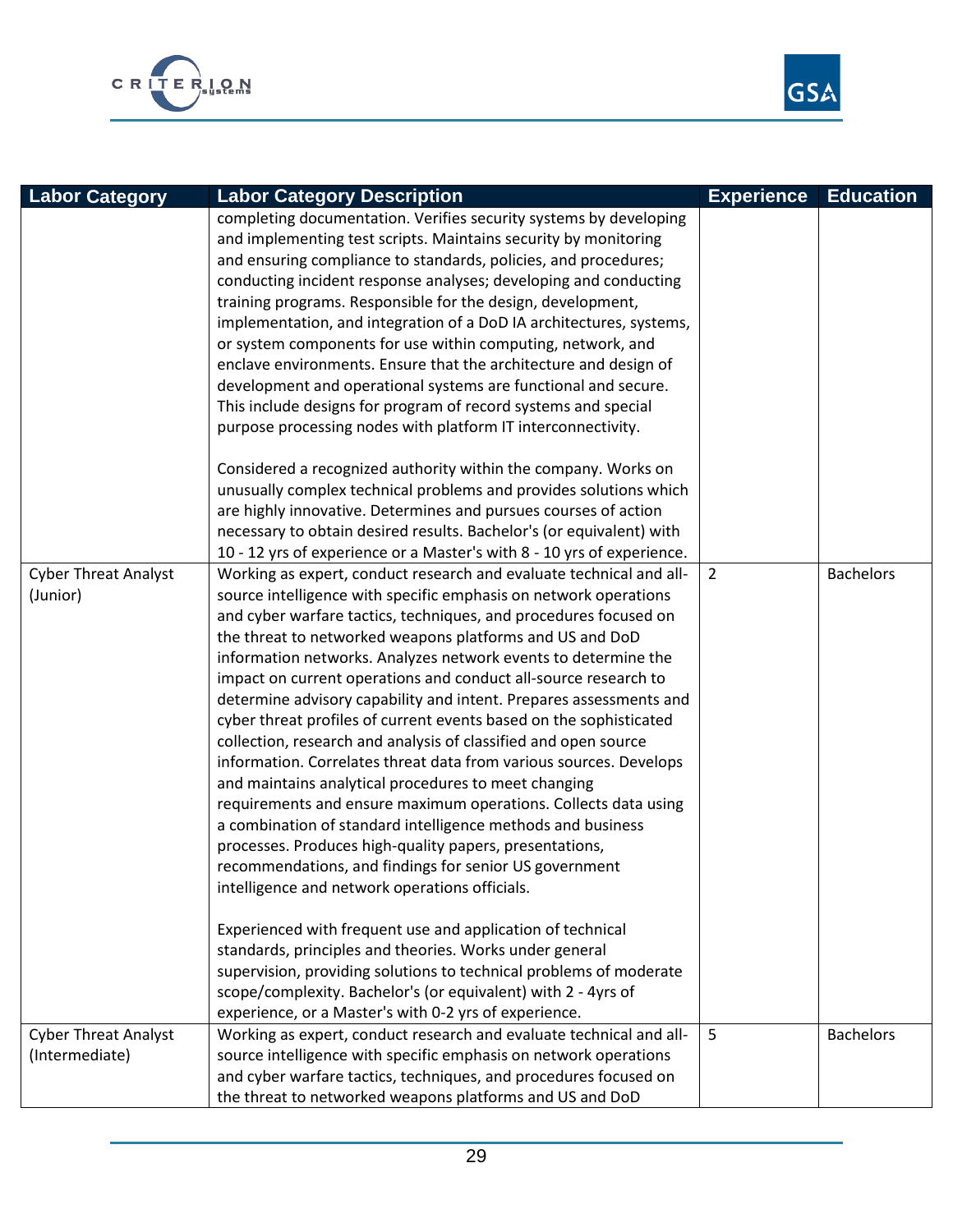| Labor Category | Labor Category Description | Experience | Education |
|---|---|---|---|
| | completing documentation. Verifies security systems by developing and implementing test scripts. Maintains security by monitoring and ensuring compliance to standards, policies, and procedures; conducting incident response analyses; developing and conducting training programs. Responsible for the design, development, implementation, and integration of a DoD IA architectures, systems, or system components for use within computing, network, and enclave environments. Ensure that the architecture and design of development and operational systems are functional and secure. This include designs for program of record systems and special purpose processing nodes with platform IT interconnectivity.<br><br>Considered a recognized authority within the company. Works on unusually complex technical problems and provides solutions which are highly innovative. Determines and pursues courses of action necessary to obtain desired results. Bachelor's (or equivalent) with 10 - 12 yrs of experience or a Master's with 8 - 10 yrs of experience. | | |
| Cyber Threat Analyst (Junior) | Working as expert, conduct research and evaluate technical and all-source intelligence with specific emphasis on network operations and cyber warfare tactics, techniques, and procedures focused on the threat to networked weapons platforms and US and DoD information networks. Analyzes network events to determine the impact on current operations and conduct all-source research to determine advisory capability and intent. Prepares assessments and cyber threat profiles of current events based on the sophisticated collection, research and analysis of classified and open source information. Correlates threat data from various sources. Develops and maintains analytical procedures to meet changing requirements and ensure maximum operations. Collects data using a combination of standard intelligence methods and business processes. Produces high-quality papers, presentations, recommendations, and findings for senior US government intelligence and network operations officials.<br><br>Experienced with frequent use and application of technical standards, principles and theories. Works under general supervision, providing solutions to technical problems of moderate scope/complexity. Bachelor's (or equivalent) with 2 - 4yrs of experience, or a Master's with 0-2 yrs of experience. | 2 | Bachelors |
| Cyber Threat Analyst (Intermediate) | Working as expert, conduct research and evaluate technical and all-source intelligence with specific emphasis on network operations and cyber warfare tactics, techniques, and procedures focused on the threat to networked weapons platforms and US and DoD | 5 | Bachelors |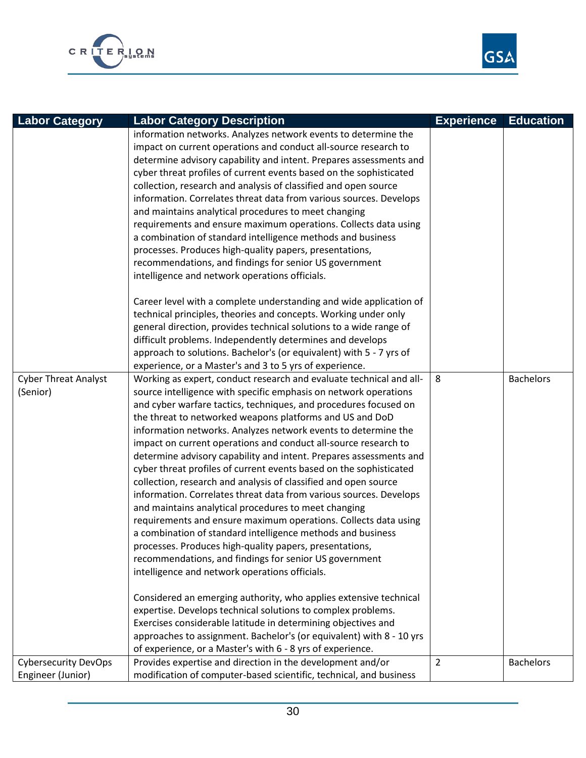| Labor Category | Labor Category Description | Experience | Education |
|---|---|---|---|
| | information networks. Analyzes network events to determine the impact on current operations and conduct all-source research to determine advisory capability and intent. Prepares assessments and cyber threat profiles of current events based on the sophisticated collection, research and analysis of classified and open source information. Correlates threat data from various sources. Develops and maintains analytical procedures to meet changing requirements and ensure maximum operations. Collects data using a combination of standard intelligence methods and business processes. Produces high-quality papers, presentations, recommendations, and findings for senior US government intelligence and network operations officials.<br><br>Career level with a complete understanding and wide application of technical principles, theories and concepts. Working under only general direction, provides technical solutions to a wide range of difficult problems. Independently determines and develops approach to solutions. Bachelor's (or equivalent) with 5 - 7 yrs of experience, or a Master's and 3 to 5 yrs of experience. | | |
| Cyber Threat Analyst (Senior) | Working as expert, conduct research and evaluate technical and all-source intelligence with specific emphasis on network operations and cyber warfare tactics, techniques, and procedures focused on the threat to networked weapons platforms and US and DoD information networks. Analyzes network events to determine the impact on current operations and conduct all-source research to determine advisory capability and intent. Prepares assessments and cyber threat profiles of current events based on the sophisticated collection, research and analysis of classified and open source information. Correlates threat data from various sources. Develops and maintains analytical procedures to meet changing requirements and ensure maximum operations. Collects data using a combination of standard intelligence methods and business processes. Produces high-quality papers, presentations, recommendations, and findings for senior US government intelligence and network operations officials.<br><br>Considered an emerging authority, who applies extensive technical expertise. Develops technical solutions to complex problems. Exercises considerable latitude in determining objectives and approaches to assignment. Bachelor's (or equivalent) with 8 - 10 yrs of experience, or a Master's with 6 - 8 yrs of experience. | 8 | Bachelors |
| Cybersecurity DevOps Engineer (Junior) | Provides expertise and direction in the development and/or modification of computer-based scientific, technical, and business | 2 | Bachelors |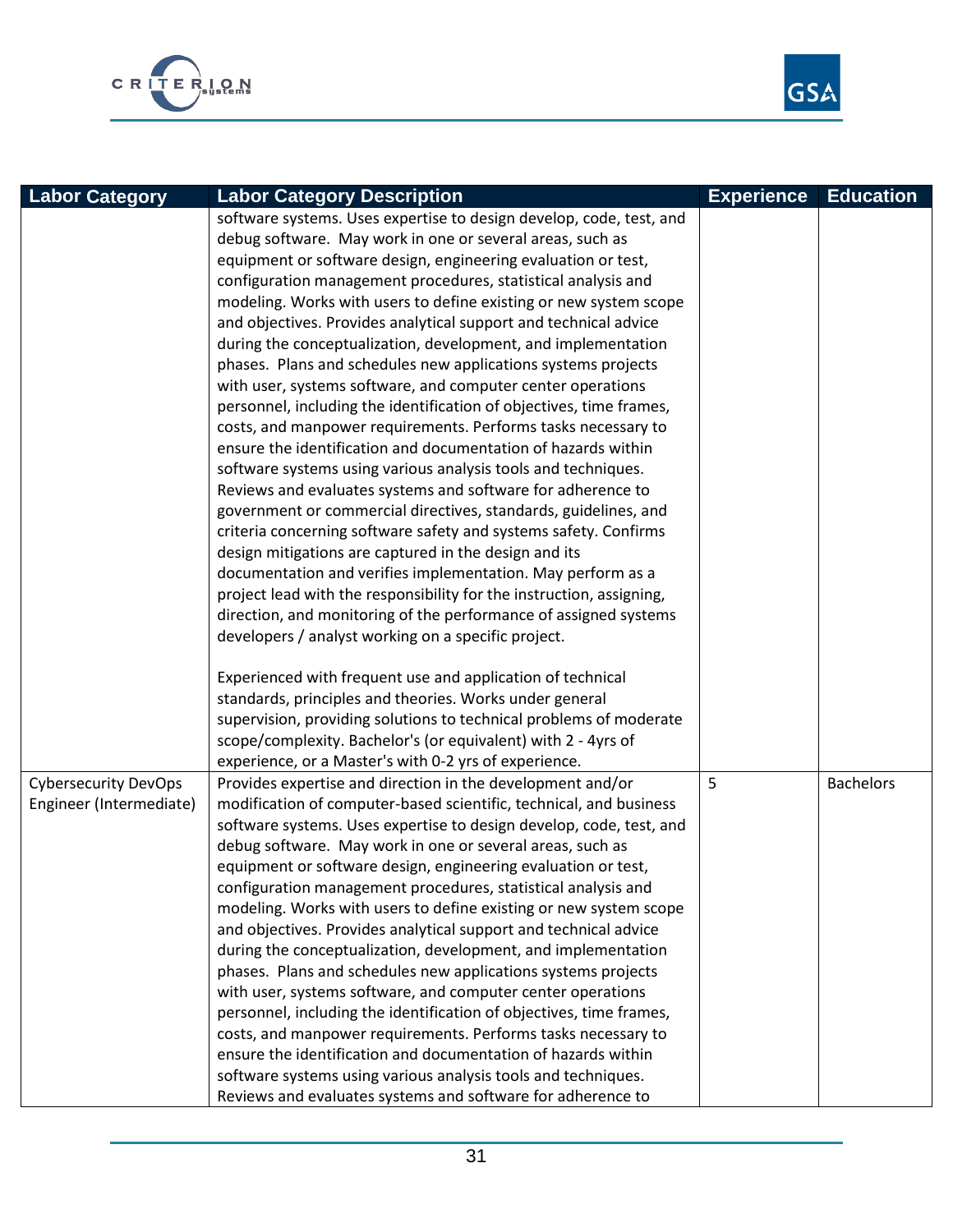| Labor Category | Labor Category Description | Experience | Education |
|---|---|---|---|
| | software systems. Uses expertise to design develop, code, test, and debug software. May work in one or several areas, such as equipment or software design, engineering evaluation or test, configuration management procedures, statistical analysis and modeling. Works with users to define existing or new system scope and objectives. Provides analytical support and technical advice during the conceptualization, development, and implementation phases. Plans and schedules new applications systems projects with user, systems software, and computer center operations personnel, including the identification of objectives, time frames, costs, and manpower requirements. Performs tasks necessary to ensure the identification and documentation of hazards within software systems using various analysis tools and techniques. Reviews and evaluates systems and software for adherence to government or commercial directives, standards, guidelines, and criteria concerning software safety and systems safety. Confirms design mitigations are captured in the design and its documentation and verifies implementation. May perform as a project lead with the responsibility for the instruction, assigning, direction, and monitoring of the performance of assigned systems developers / analyst working on a specific project.<br><br>Experienced with frequent use and application of technical standards, principles and theories. Works under general supervision, providing solutions to technical problems of moderate scope/complexity. Bachelor's (or equivalent) with 2 - 4yrs of experience, or a Master's with 0-2 yrs of experience. | | |
| Cybersecurity DevOps Engineer (Intermediate) | Provides expertise and direction in the development and/or modification of computer-based scientific, technical, and business software systems. Uses expertise to design develop, code, test, and debug software. May work in one or several areas, such as equipment or software design, engineering evaluation or test, configuration management procedures, statistical analysis and modeling. Works with users to define existing or new system scope and objectives. Provides analytical support and technical advice during the conceptualization, development, and implementation phases. Plans and schedules new applications systems projects with user, systems software, and computer center operations personnel, including the identification of objectives, time frames, costs, and manpower requirements. Performs tasks necessary to ensure the identification and documentation of hazards within software systems using various analysis tools and techniques. Reviews and evaluates systems and software for adherence to | 5 | Bachelors |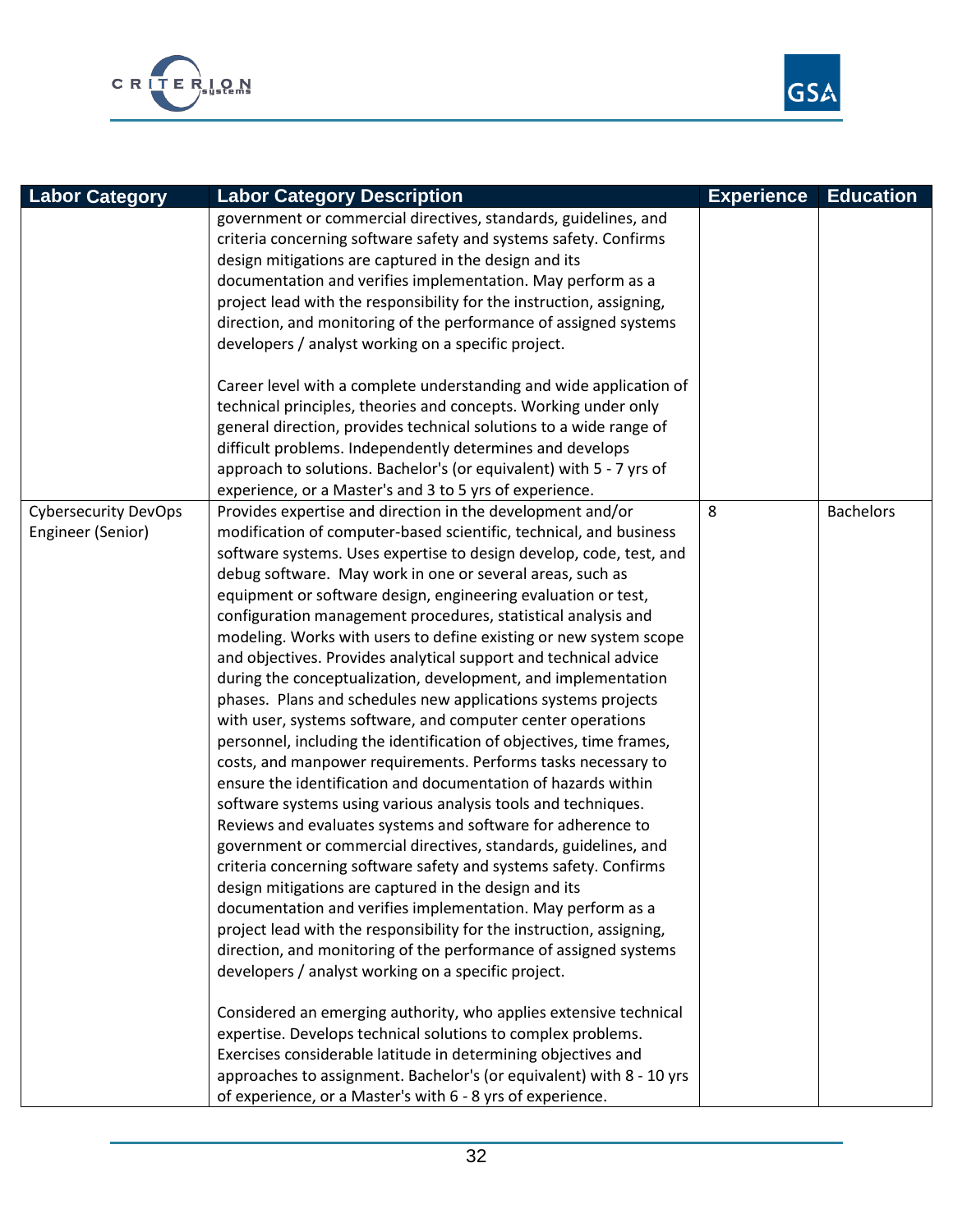| Labor Category | Labor Category Description | Experience | Education |
|---|---|---|---|
| | government or commercial directives, standards, guidelines, and criteria concerning software safety and systems safety. Confirms design mitigations are captured in the design and its documentation and verifies implementation. May perform as a project lead with the responsibility for the instruction, assigning, direction, and monitoring of the performance of assigned systems developers / analyst working on a specific project.<br><br>Career level with a complete understanding and wide application of technical principles, theories and concepts. Working under only general direction, provides technical solutions to a wide range of difficult problems. Independently determines and develops approach to solutions. Bachelor's (or equivalent) with 5 - 7 yrs of experience, or a Master's and 3 to 5 yrs of experience. | | |
| Cybersecurity DevOps Engineer (Senior) | Provides expertise and direction in the development and/or modification of computer-based scientific, technical, and business software systems. Uses expertise to design develop, code, test, and debug software. May work in one or several areas, such as equipment or software design, engineering evaluation or test, configuration management procedures, statistical analysis and modeling. Works with users to define existing or new system scope and objectives. Provides analytical support and technical advice during the conceptualization, development, and implementation phases. Plans and schedules new applications systems projects with user, systems software, and computer center operations personnel, including the identification of objectives, time frames, costs, and manpower requirements. Performs tasks necessary to ensure the identification and documentation of hazards within software systems using various analysis tools and techniques. Reviews and evaluates systems and software for adherence to government or commercial directives, standards, guidelines, and criteria concerning software safety and systems safety. Confirms design mitigations are captured in the design and its documentation and verifies implementation. May perform as a project lead with the responsibility for the instruction, assigning, direction, and monitoring of the performance of assigned systems developers / analyst working on a specific project.<br><br>Considered an emerging authority, who applies extensive technical expertise. Develops technical solutions to complex problems. Exercises considerable latitude in determining objectives and approaches to assignment. Bachelor's (or equivalent) with 8 - 10 yrs of experience, or a Master's with 6 - 8 yrs of experience. | 8 | Bachelors |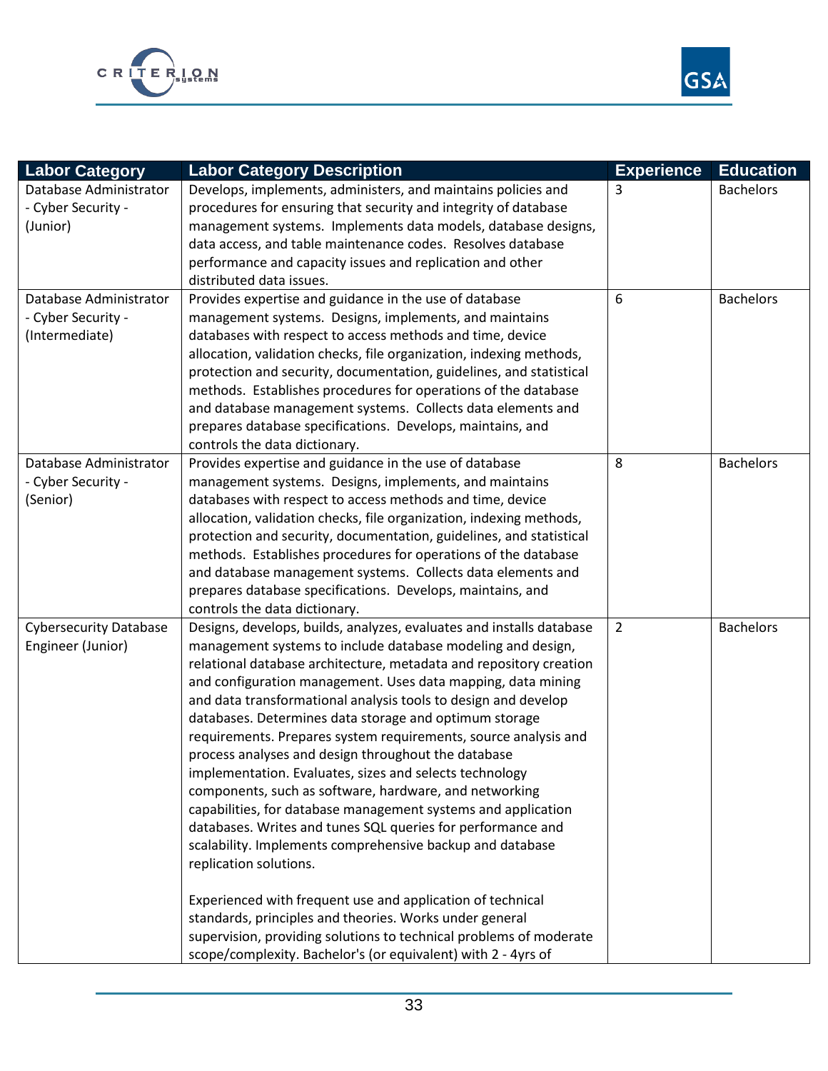| Labor Category | Labor Category Description | Experience | Education |
|---|---|---|---|
| Database Administrator - Cyber Security - (Junior) | Develops, implements, administers, and maintains policies and procedures for ensuring that security and integrity of database management systems. Implements data models, database designs, data access, and table maintenance codes. Resolves database performance and capacity issues and replication and other distributed data issues. | 3 | Bachelors |
| Database Administrator - Cyber Security - (Intermediate) | Provides expertise and guidance in the use of database management systems. Designs, implements, and maintains databases with respect to access methods and time, device allocation, validation checks, file organization, indexing methods, protection and security, documentation, guidelines, and statistical methods. Establishes procedures for operations of the database and database management systems. Collects data elements and prepares database specifications. Develops, maintains, and controls the data dictionary. | 6 | Bachelors |
| Database Administrator - Cyber Security - (Senior) | Provides expertise and guidance in the use of database management systems. Designs, implements, and maintains databases with respect to access methods and time, device allocation, validation checks, file organization, indexing methods, protection and security, documentation, guidelines, and statistical methods. Establishes procedures for operations of the database and database management systems. Collects data elements and prepares database specifications. Develops, maintains, and controls the data dictionary. | 8 | Bachelors |
| Cybersecurity Database Engineer (Junior) | Designs, develops, builds, analyzes, evaluates and installs database management systems to include database modeling and design, relational database architecture, metadata and repository creation and configuration management. Uses data mapping, data mining and data transformational analysis tools to design and develop databases. Determines data storage and optimum storage requirements. Prepares system requirements, source analysis and process analyses and design throughout the database implementation. Evaluates, sizes and selects technology components, such as software, hardware, and networking capabilities, for database management systems and application databases. Writes and tunes SQL queries for performance and scalability. Implements comprehensive backup and database replication solutions.<br><br>Experienced with frequent use and application of technical standards, principles and theories. Works under general supervision, providing solutions to technical problems of moderate scope/complexity. Bachelor's (or equivalent) with 2 - 4yrs of | 2 | Bachelors |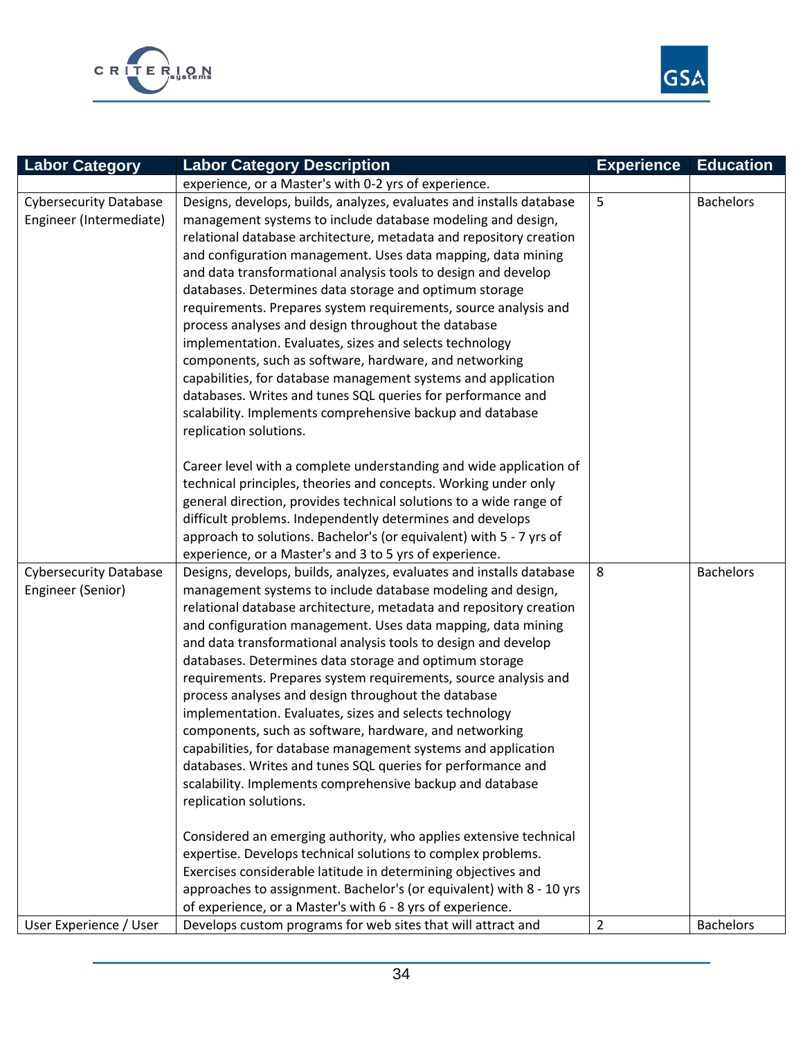| Labor Category | Labor Category Description | Experience | Education |
|---|---|---|---|
| | experience, or a Master's with 0-2 yrs of experience. | | |
| Cybersecurity Database Engineer (Intermediate) | Designs, develops, builds, analyzes, evaluates and installs database management systems to include database modeling and design, relational database architecture, metadata and repository creation and configuration management. Uses data mapping, data mining and data transformational analysis tools to design and develop databases. Determines data storage and optimum storage requirements. Prepares system requirements, source analysis and process analyses and design throughout the database implementation. Evaluates, sizes and selects technology components, such as software, hardware, and networking capabilities, for database management systems and application databases. Writes and tunes SQL queries for performance and scalability. Implements comprehensive backup and database replication solutions.<br><br>Career level with a complete understanding and wide application of technical principles, theories and concepts. Working under only general direction, provides technical solutions to a wide range of difficult problems. Independently determines and develops approach to solutions. Bachelor's (or equivalent) with 5 - 7 yrs of experience, or a Master's and 3 to 5 yrs of experience. | 5 | Bachelors |
| Cybersecurity Database Engineer (Senior) | Designs, develops, builds, analyzes, evaluates and installs database management systems to include database modeling and design, relational database architecture, metadata and repository creation and configuration management. Uses data mapping, data mining and data transformational analysis tools to design and develop databases. Determines data storage and optimum storage requirements. Prepares system requirements, source analysis and process analyses and design throughout the database implementation. Evaluates, sizes and selects technology components, such as software, hardware, and networking capabilities, for database management systems and application databases. Writes and tunes SQL queries for performance and scalability. Implements comprehensive backup and database replication solutions.<br><br>Considered an emerging authority, who applies extensive technical expertise. Develops technical solutions to complex problems. Exercises considerable latitude in determining objectives and approaches to assignment. Bachelor's (or equivalent) with 8 - 10 yrs of experience, or a Master's with 6 - 8 yrs of experience. | 8 | Bachelors |
| User Experience / User | Develops custom programs for web sites that will attract and | 2 | Bachelors |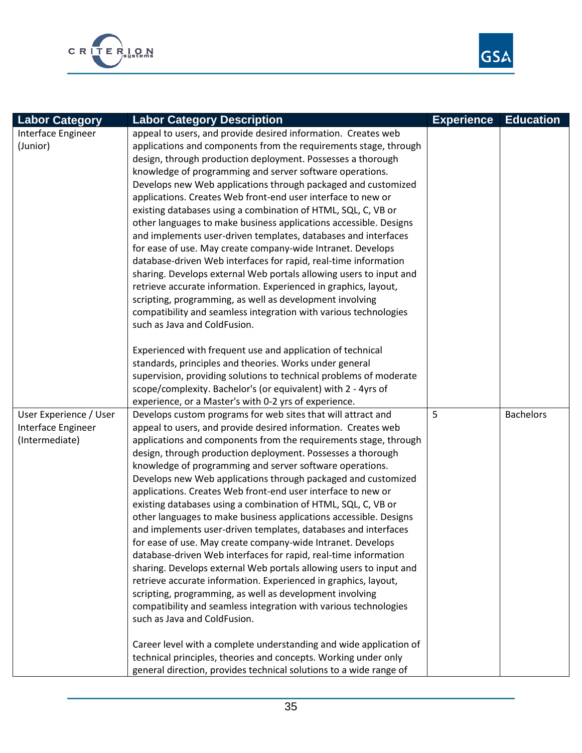| Labor Category | Labor Category Description | Experience | Education |
|---|---|---|---|
| Interface Engineer (Junior) | appeal to users, and provide desired information. Creates web applications and components from the requirements stage, through design, through production deployment. Possesses a thorough knowledge of programming and server software operations. Develops new Web applications through packaged and customized applications. Creates Web front-end user interface to new or existing databases using a combination of HTML, SQL, C, VB or other languages to make business applications accessible. Designs and implements user-driven templates, databases and interfaces for ease of use. May create company-wide Intranet. Develops database-driven Web interfaces for rapid, real-time information sharing. Develops external Web portals allowing users to input and retrieve accurate information. Experienced in graphics, layout, scripting, programming, as well as development involving compatibility and seamless integration with various technologies such as Java and ColdFusion.<br><br>Experienced with frequent use and application of technical standards, principles and theories. Works under general supervision, providing solutions to technical problems of moderate scope/complexity. Bachelor's (or equivalent) with 2 - 4yrs of experience, or a Master's with 0-2 yrs of experience. | | |
| User Experience / User Interface Engineer (Intermediate) | Develops custom programs for web sites that will attract and appeal to users, and provide desired information. Creates web applications and components from the requirements stage, through design, through production deployment. Possesses a thorough knowledge of programming and server software operations. Develops new Web applications through packaged and customized applications. Creates Web front-end user interface to new or existing databases using a combination of HTML, SQL, C, VB or other languages to make business applications accessible. Designs and implements user-driven templates, databases and interfaces for ease of use. May create company-wide Intranet. Develops database-driven Web interfaces for rapid, real-time information sharing. Develops external Web portals allowing users to input and retrieve accurate information. Experienced in graphics, layout, scripting, programming, as well as development involving compatibility and seamless integration with various technologies such as Java and ColdFusion.<br><br>Career level with a complete understanding and wide application of technical principles, theories and concepts. Working under only general direction, provides technical solutions to a wide range of | 5 | Bachelors |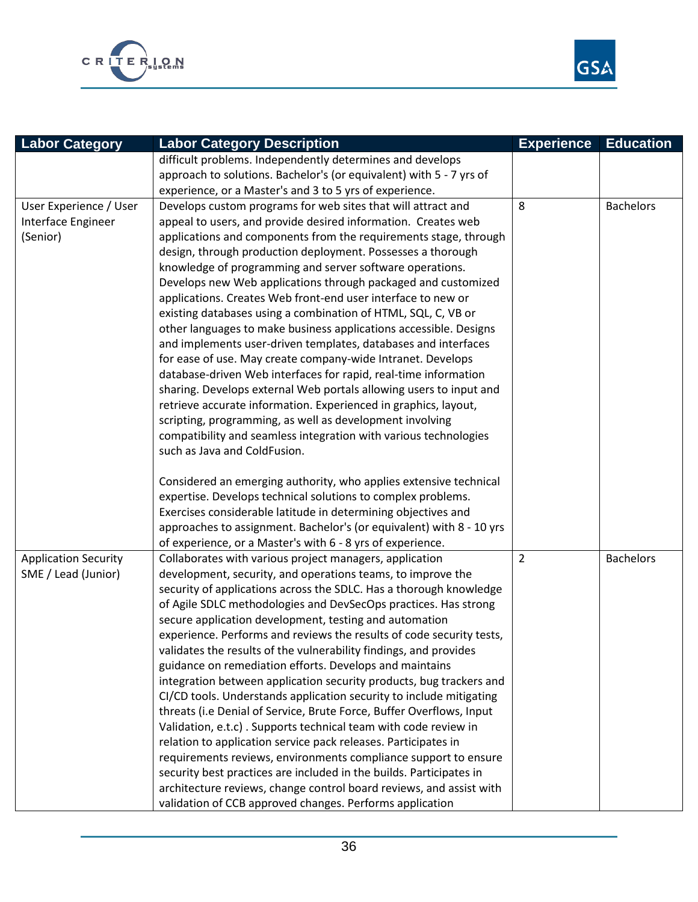| Labor Category | Labor Category Description | Experience | Education |
|---|---|---|---|
| | difficult problems. Independently determines and develops approach to solutions. Bachelor's (or equivalent) with 5 - 7 yrs of experience, or a Master's and 3 to 5 yrs of experience. | | |
| User Experience / User Interface Engineer (Senior) | Develops custom programs for web sites that will attract and appeal to users, and provide desired information. Creates web applications and components from the requirements stage, through design, through production deployment. Possesses a thorough knowledge of programming and server software operations. Develops new Web applications through packaged and customized applications. Creates Web front-end user interface to new or existing databases using a combination of HTML, SQL, C, VB or other languages to make business applications accessible. Designs and implements user-driven templates, databases and interfaces for ease of use. May create company-wide Intranet. Develops database-driven Web interfaces for rapid, real-time information sharing. Develops external Web portals allowing users to input and retrieve accurate information. Experienced in graphics, layout, scripting, programming, as well as development involving compatibility and seamless integration with various technologies such as Java and ColdFusion.<br><br>Considered an emerging authority, who applies extensive technical expertise. Develops technical solutions to complex problems. Exercises considerable latitude in determining objectives and approaches to assignment. Bachelor's (or equivalent) with 8 - 10 yrs of experience, or a Master's with 6 - 8 yrs of experience. | 8 | Bachelors |
| Application Security SME / Lead (Junior) | Collaborates with various project managers, application development, security, and operations teams, to improve the security of applications across the SDLC. Has a thorough knowledge of Agile SDLC methodologies and DevSecOps practices. Has strong secure application development, testing and automation experience. Performs and reviews the results of code security tests, validates the results of the vulnerability findings, and provides guidance on remediation efforts. Develops and maintains integration between application security products, bug trackers and CI/CD tools. Understands application security to include mitigating threats (i.e Denial of Service, Brute Force, Buffer Overflows, Input Validation, e.t.c) . Supports technical team with code review in relation to application service pack releases. Participates in requirements reviews, environments compliance support to ensure security best practices are included in the builds. Participates in architecture reviews, change control board reviews, and assist with validation of CCB approved changes. Performs application | 2 | Bachelors |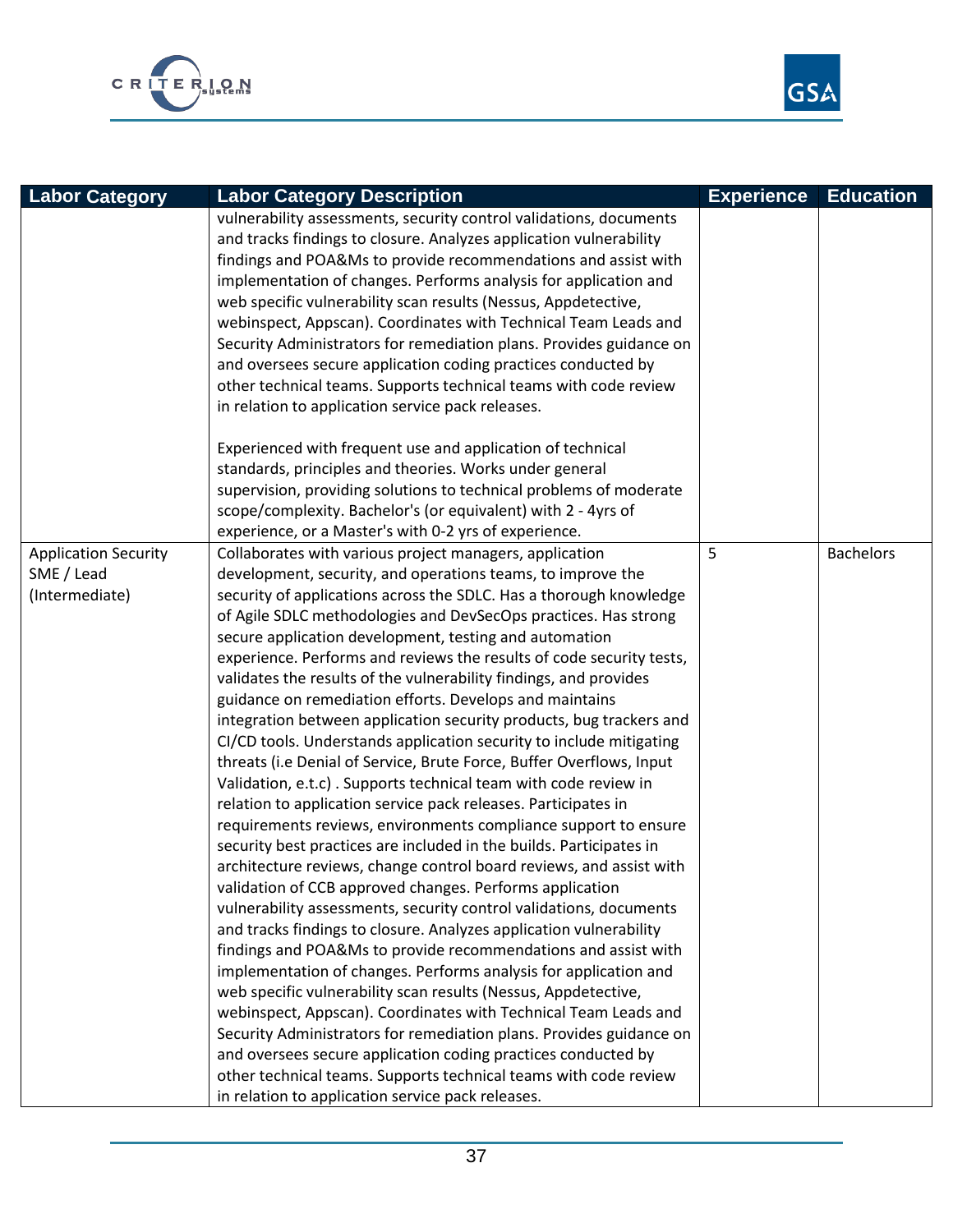| Labor Category | Labor Category Description | Experience | Education |
|---|---|---|---|
| | vulnerability assessments, security control validations, documents and tracks findings to closure. Analyzes application vulnerability findings and POA&Ms to provide recommendations and assist with implementation of changes. Performs analysis for application and web specific vulnerability scan results (Nessus, Appdetective, webinspect, Appscan). Coordinates with Technical Team Leads and Security Administrators for remediation plans. Provides guidance on and oversees secure application coding practices conducted by other technical teams. Supports technical teams with code review in relation to application service pack releases.<br><br>Experienced with frequent use and application of technical standards, principles and theories. Works under general supervision, providing solutions to technical problems of moderate scope/complexity. Bachelor's (or equivalent) with 2 - 4yrs of experience, or a Master's with 0-2 yrs of experience. | | |
| Application Security SME / Lead (Intermediate) | Collaborates with various project managers, application development, security, and operations teams, to improve the security of applications across the SDLC. Has a thorough knowledge of Agile SDLC methodologies and DevSecOps practices. Has strong secure application development, testing and automation experience. Performs and reviews the results of code security tests, validates the results of the vulnerability findings, and provides guidance on remediation efforts. Develops and maintains integration between application security products, bug trackers and CI/CD tools. Understands application security to include mitigating threats (i.e Denial of Service, Brute Force, Buffer Overflows, Input Validation, e.t.c) . Supports technical team with code review in relation to application service pack releases. Participates in requirements reviews, environments compliance support to ensure security best practices are included in the builds. Participates in architecture reviews, change control board reviews, and assist with validation of CCB approved changes. Performs application vulnerability assessments, security control validations, documents and tracks findings to closure. Analyzes application vulnerability findings and POA&Ms to provide recommendations and assist with implementation of changes. Performs analysis for application and web specific vulnerability scan results (Nessus, Appdetective, webinspect, Appscan). Coordinates with Technical Team Leads and Security Administrators for remediation plans. Provides guidance on and oversees secure application coding practices conducted by other technical teams. Supports technical teams with code review in relation to application service pack releases. | 5 | Bachelors |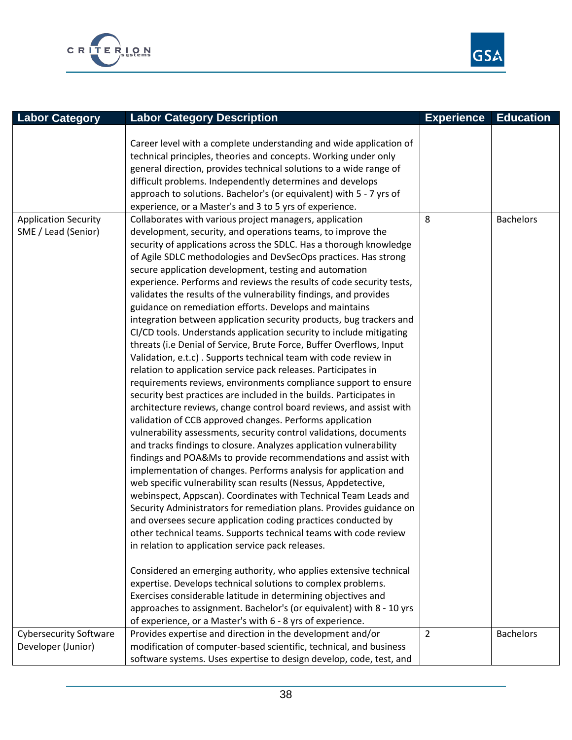| Labor Category | Labor Category Description | Experience | Education |
|---|---|---|---|
| | Career level with a complete understanding and wide application of technical principles, theories and concepts. Working under only general direction, provides technical solutions to a wide range of difficult problems. Independently determines and develops approach to solutions. Bachelor's (or equivalent) with 5 - 7 yrs of experience, or a Master's and 3 to 5 yrs of experience. | | |
| Application Security SME / Lead (Senior) | Collaborates with various project managers, application development, security, and operations teams, to improve the security of applications across the SDLC. Has a thorough knowledge of Agile SDLC methodologies and DevSecOps practices. Has strong secure application development, testing and automation experience. Performs and reviews the results of code security tests, validates the results of the vulnerability findings, and provides guidance on remediation efforts. Develops and maintains integration between application security products, bug trackers and CI/CD tools. Understands application security to include mitigating threats (i.e Denial of Service, Brute Force, Buffer Overflows, Input Validation, e.t.c) . Supports technical team with code review in relation to application service pack releases. Participates in requirements reviews, environments compliance support to ensure security best practices are included in the builds. Participates in architecture reviews, change control board reviews, and assist with validation of CCB approved changes. Performs application vulnerability assessments, security control validations, documents and tracks findings to closure. Analyzes application vulnerability findings and POA&Ms to provide recommendations and assist with implementation of changes. Performs analysis for application and web specific vulnerability scan results (Nessus, Appdetective, webinspect, Appscan). Coordinates with Technical Team Leads and Security Administrators for remediation plans. Provides guidance on and oversees secure application coding practices conducted by other technical teams. Supports technical teams with code review in relation to application service pack releases.<br><br>Considered an emerging authority, who applies extensive technical expertise. Develops technical solutions to complex problems. Exercises considerable latitude in determining objectives and approaches to assignment. Bachelor's (or equivalent) with 8 - 10 yrs of experience, or a Master's with 6 - 8 yrs of experience. | 8 | Bachelors |
| Cybersecurity Software Developer (Junior) | Provides expertise and direction in the development and/or modification of computer-based scientific, technical, and business software systems. Uses expertise to design develop, code, test, and | 2 | Bachelors |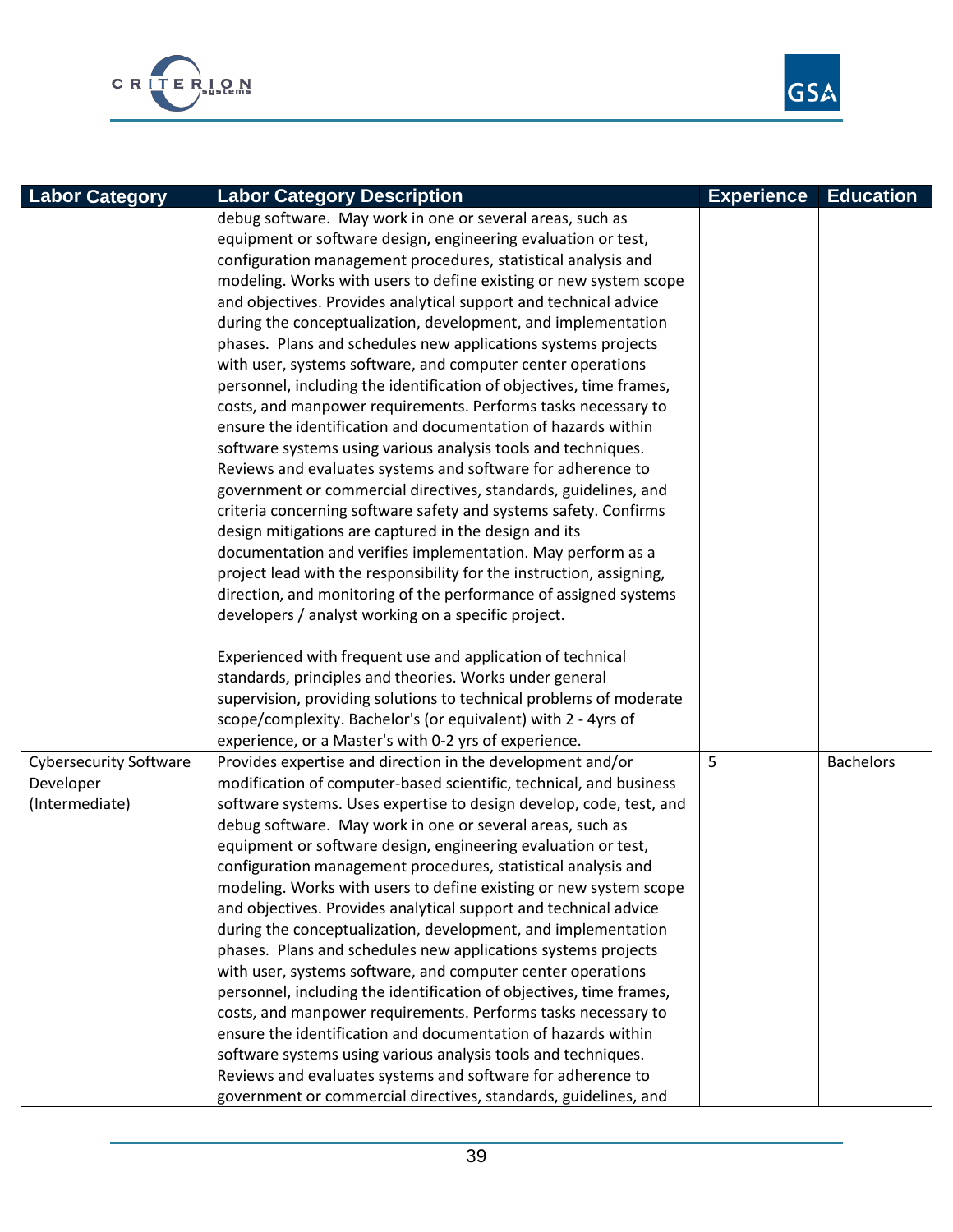| Labor Category | Labor Category Description | Experience | Education |
|---|---|---|---|
| | debug software. May work in one or several areas, such as equipment or software design, engineering evaluation or test, configuration management procedures, statistical analysis and modeling. Works with users to define existing or new system scope and objectives. Provides analytical support and technical advice during the conceptualization, development, and implementation phases. Plans and schedules new applications systems projects with user, systems software, and computer center operations personnel, including the identification of objectives, time frames, costs, and manpower requirements. Performs tasks necessary to ensure the identification and documentation of hazards within software systems using various analysis tools and techniques. Reviews and evaluates systems and software for adherence to government or commercial directives, standards, guidelines, and criteria concerning software safety and systems safety. Confirms design mitigations are captured in the design and its documentation and verifies implementation. May perform as a project lead with the responsibility for the instruction, assigning, direction, and monitoring of the performance of assigned systems developers / analyst working on a specific project.<br><br>Experienced with frequent use and application of technical standards, principles and theories. Works under general supervision, providing solutions to technical problems of moderate scope/complexity. Bachelor's (or equivalent) with 2 - 4yrs of experience, or a Master's with 0-2 yrs of experience. | | |
| Cybersecurity Software Developer (Intermediate) | Provides expertise and direction in the development and/or modification of computer-based scientific, technical, and business software systems. Uses expertise to design develop, code, test, and debug software. May work in one or several areas, such as equipment or software design, engineering evaluation or test, configuration management procedures, statistical analysis and modeling. Works with users to define existing or new system scope and objectives. Provides analytical support and technical advice during the conceptualization, development, and implementation phases. Plans and schedules new applications systems projects with user, systems software, and computer center operations personnel, including the identification of objectives, time frames, costs, and manpower requirements. Performs tasks necessary to ensure the identification and documentation of hazards within software systems using various analysis tools and techniques. Reviews and evaluates systems and software for adherence to government or commercial directives, standards, guidelines, and | 5 | Bachelors |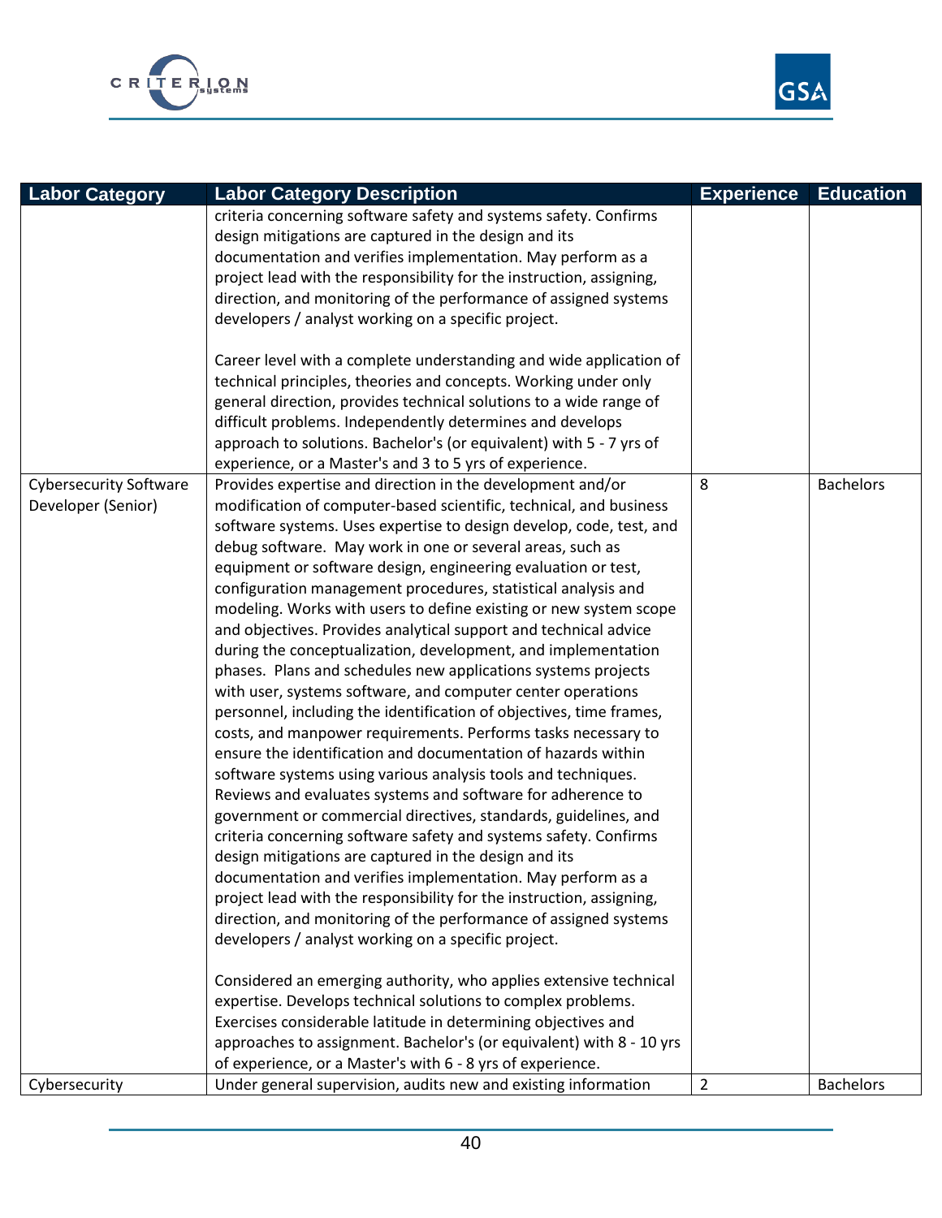| Labor Category | Labor Category Description | Experience | Education |
|---|---|---|---|
| | criteria concerning software safety and systems safety. Confirms design mitigations are captured in the design and its documentation and verifies implementation. May perform as a project lead with the responsibility for the instruction, assigning, direction, and monitoring of the performance of assigned systems developers / analyst working on a specific project.<br><br>Career level with a complete understanding and wide application of technical principles, theories and concepts. Working under only general direction, provides technical solutions to a wide range of difficult problems. Independently determines and develops approach to solutions. Bachelor's (or equivalent) with 5 - 7 yrs of experience, or a Master's and 3 to 5 yrs of experience. | | |
| Cybersecurity Software Developer (Senior) | Provides expertise and direction in the development and/or modification of computer-based scientific, technical, and business software systems. Uses expertise to design develop, code, test, and debug software. May work in one or several areas, such as equipment or software design, engineering evaluation or test, configuration management procedures, statistical analysis and modeling. Works with users to define existing or new system scope and objectives. Provides analytical support and technical advice during the conceptualization, development, and implementation phases. Plans and schedules new applications systems projects with user, systems software, and computer center operations personnel, including the identification of objectives, time frames, costs, and manpower requirements. Performs tasks necessary to ensure the identification and documentation of hazards within software systems using various analysis tools and techniques. Reviews and evaluates systems and software for adherence to government or commercial directives, standards, guidelines, and criteria concerning software safety and systems safety. Confirms design mitigations are captured in the design and its documentation and verifies implementation. May perform as a project lead with the responsibility for the instruction, assigning, direction, and monitoring of the performance of assigned systems developers / analyst working on a specific project.<br><br>Considered an emerging authority, who applies extensive technical expertise. Develops technical solutions to complex problems. Exercises considerable latitude in determining objectives and approaches to assignment. Bachelor's (or equivalent) with 8 - 10 yrs of experience, or a Master's with 6 - 8 yrs of experience. | 8 | Bachelors |
| Cybersecurity | Under general supervision, audits new and existing information | 2 | Bachelors |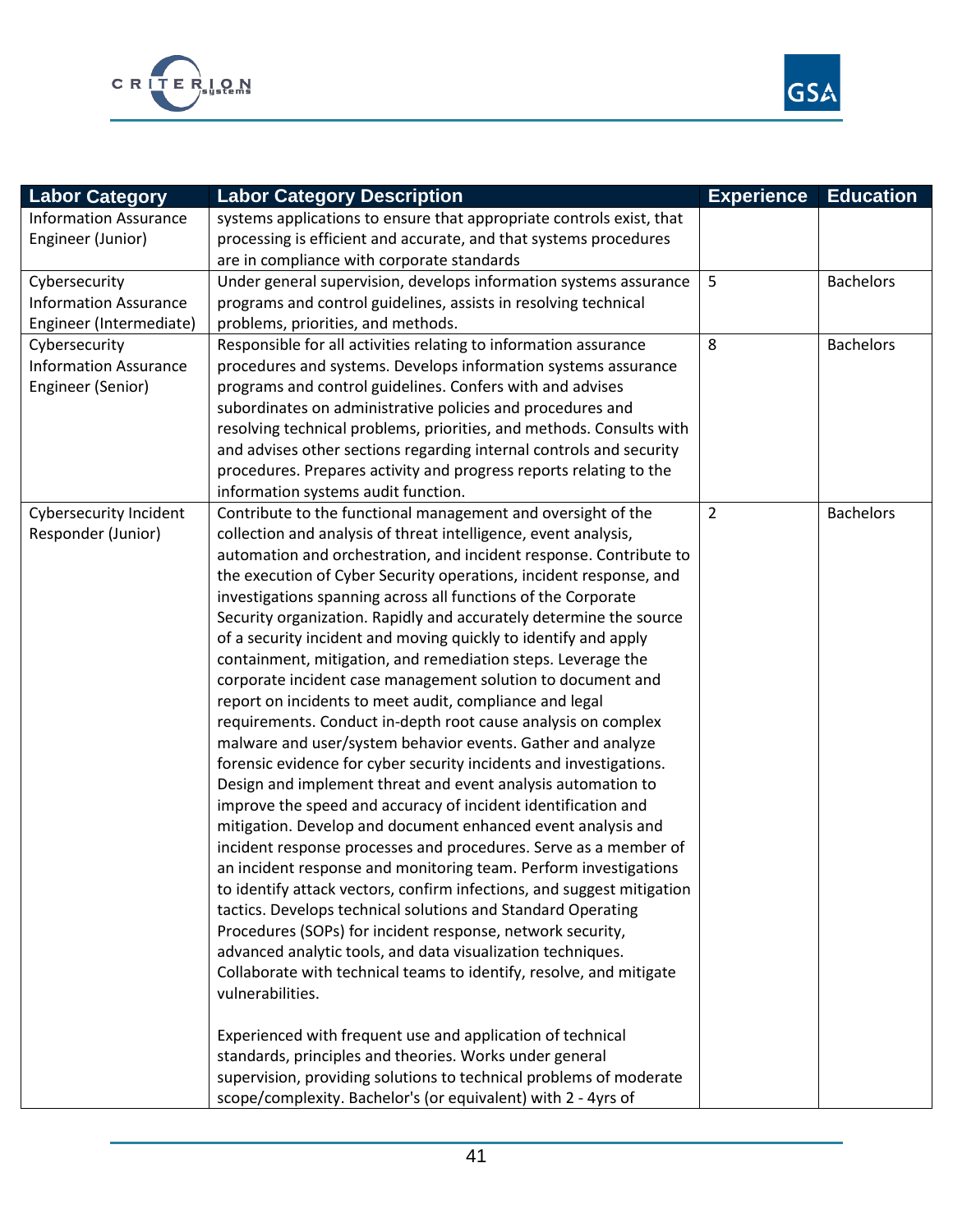| Labor Category | Labor Category Description | Experience | Education |
|---|---|---|---|
| Information Assurance Engineer (Junior) | systems applications to ensure that appropriate controls exist, that processing is efficient and accurate, and that systems procedures are in compliance with corporate standards | | |
| Cybersecurity Information Assurance Engineer (Intermediate) | Under general supervision, develops information systems assurance programs and control guidelines, assists in resolving technical problems, priorities, and methods. | 5 | Bachelors |
| Cybersecurity Information Assurance Engineer (Senior) | Responsible for all activities relating to information assurance procedures and systems. Develops information systems assurance programs and control guidelines. Confers with and advises subordinates on administrative policies and procedures and resolving technical problems, priorities, and methods. Consults with and advises other sections regarding internal controls and security procedures. Prepares activity and progress reports relating to the information systems audit function. | 8 | Bachelors |
| Cybersecurity Incident Responder (Junior) | Contribute to the functional management and oversight of the collection and analysis of threat intelligence, event analysis, automation and orchestration, and incident response. Contribute to the execution of Cyber Security operations, incident response, and investigations spanning across all functions of the Corporate Security organization. Rapidly and accurately determine the source of a security incident and moving quickly to identify and apply containment, mitigation, and remediation steps. Leverage the corporate incident case management solution to document and report on incidents to meet audit, compliance and legal requirements. Conduct in-depth root cause analysis on complex malware and user/system behavior events. Gather and analyze forensic evidence for cyber security incidents and investigations. Design and implement threat and event analysis automation to improve the speed and accuracy of incident identification and mitigation. Develop and document enhanced event analysis and incident response processes and procedures. Serve as a member of an incident response and monitoring team. Perform investigations to identify attack vectors, confirm infections, and suggest mitigation tactics. Develops technical solutions and Standard Operating Procedures (SOPs) for incident response, network security, advanced analytic tools, and data visualization techniques. Collaborate with technical teams to identify, resolve, and mitigate vulnerabilities.<br><br>Experienced with frequent use and application of technical standards, principles and theories. Works under general supervision, providing solutions to technical problems of moderate scope/complexity. Bachelor's (or equivalent) with 2 - 4yrs of | 2 | Bachelors |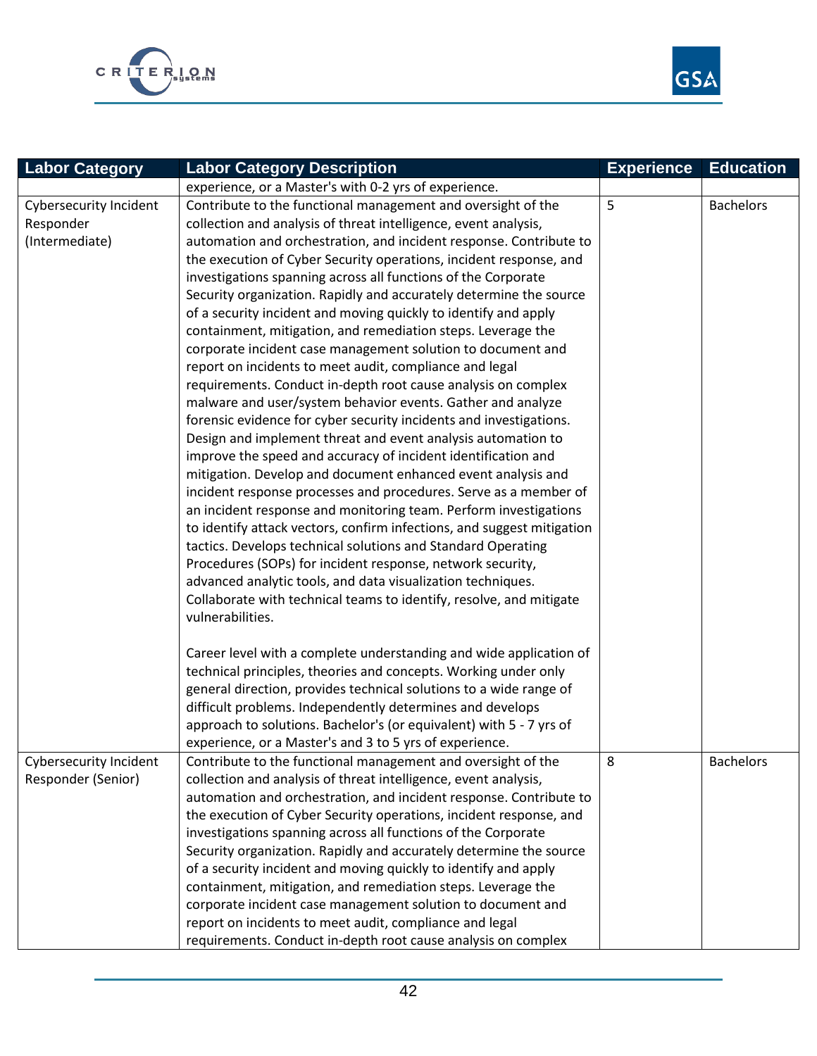| Labor Category | Labor Category Description | Experience | Education |
| --- | --- | --- | --- |
| | experience, or a Master's with 0-2 yrs of experience. | | |
| Cybersecurity Incident Responder (Intermediate) | Contribute to the functional management and oversight of the collection and analysis of threat intelligence, event analysis, automation and orchestration, and incident response. Contribute to the execution of Cyber Security operations, incident response, and investigations spanning across all functions of the Corporate Security organization. Rapidly and accurately determine the source of a security incident and moving quickly to identify and apply containment, mitigation, and remediation steps. Leverage the corporate incident case management solution to document and report on incidents to meet audit, compliance and legal requirements. Conduct in-depth root cause analysis on complex malware and user/system behavior events. Gather and analyze forensic evidence for cyber security incidents and investigations. Design and implement threat and event analysis automation to improve the speed and accuracy of incident identification and mitigation. Develop and document enhanced event analysis and incident response processes and procedures. Serve as a member of an incident response and monitoring team. Perform investigations to identify attack vectors, confirm infections, and suggest mitigation tactics. Develops technical solutions and Standard Operating Procedures (SOPs) for incident response, network security, advanced analytic tools, and data visualization techniques. Collaborate with technical teams to identify, resolve, and mitigate vulnerabilities.<br><br>Career level with a complete understanding and wide application of technical principles, theories and concepts. Working under only general direction, provides technical solutions to a wide range of difficult problems. Independently determines and develops approach to solutions. Bachelor's (or equivalent) with 5 - 7 yrs of experience, or a Master's and 3 to 5 yrs of experience. | 5 | Bachelors |
| Cybersecurity Incident Responder (Senior) | Contribute to the functional management and oversight of the collection and analysis of threat intelligence, event analysis, automation and orchestration, and incident response. Contribute to the execution of Cyber Security operations, incident response, and investigations spanning across all functions of the Corporate Security organization. Rapidly and accurately determine the source of a security incident and moving quickly to identify and apply containment, mitigation, and remediation steps. Leverage the corporate incident case management solution to document and report on incidents to meet audit, compliance and legal requirements. Conduct in-depth root cause analysis on complex | 8 | Bachelors |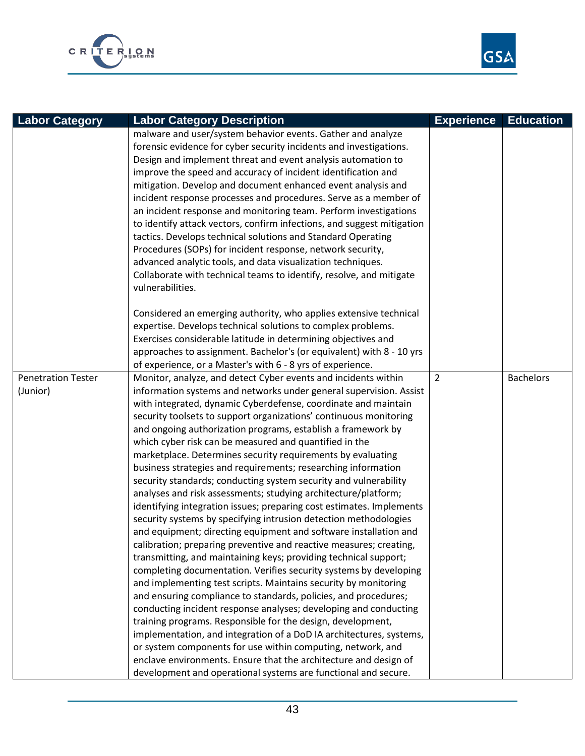| Labor Category | Labor Category Description | Experience | Education |
|---|---|---|---|
| | malware and user/system behavior events. Gather and analyze forensic evidence for cyber security incidents and investigations. Design and implement threat and event analysis automation to improve the speed and accuracy of incident identification and mitigation. Develop and document enhanced event analysis and incident response processes and procedures. Serve as a member of an incident response and monitoring team. Perform investigations to identify attack vectors, confirm infections, and suggest mitigation tactics. Develops technical solutions and Standard Operating Procedures (SOPs) for incident response, network security, advanced analytic tools, and data visualization techniques. Collaborate with technical teams to identify, resolve, and mitigate vulnerabilities.<br><br>Considered an emerging authority, who applies extensive technical expertise. Develops technical solutions to complex problems. Exercises considerable latitude in determining objectives and approaches to assignment. Bachelor's (or equivalent) with 8 - 10 yrs of experience, or a Master's with 6 - 8 yrs of experience. | | |
| Penetration Tester (Junior) | Monitor, analyze, and detect Cyber events and incidents within information systems and networks under general supervision. Assist with integrated, dynamic Cyberdefense, coordinate and maintain security toolsets to support organizations' continuous monitoring and ongoing authorization programs, establish a framework by which cyber risk can be measured and quantified in the marketplace. Determines security requirements by evaluating business strategies and requirements; researching information security standards; conducting system security and vulnerability analyses and risk assessments; studying architecture/platform; identifying integration issues; preparing cost estimates. Implements security systems by specifying intrusion detection methodologies and equipment; directing equipment and software installation and calibration; preparing preventive and reactive measures; creating, transmitting, and maintaining keys; providing technical support; completing documentation. Verifies security systems by developing and implementing test scripts. Maintains security by monitoring and ensuring compliance to standards, policies, and procedures; conducting incident response analyses; developing and conducting training programs. Responsible for the design, development, implementation, and integration of a DoD IA architectures, systems, or system components for use within computing, network, and enclave environments. Ensure that the architecture and design of development and operational systems are functional and secure. | 2 | Bachelors |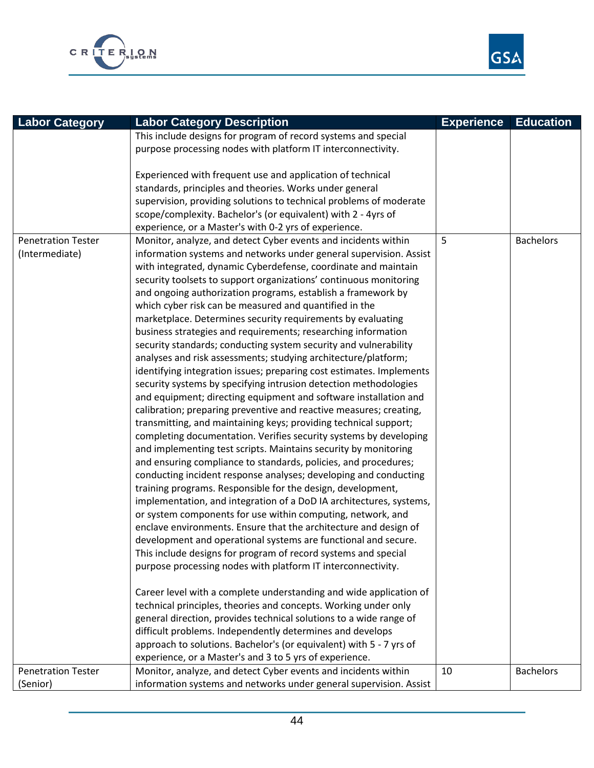| Labor Category | Labor Category Description | Experience | Education |
|---|---|---|---|
| | This include designs for program of record systems and special purpose processing nodes with platform IT interconnectivity.<br><br>Experienced with frequent use and application of technical standards, principles and theories. Works under general supervision, providing solutions to technical problems of moderate scope/complexity. Bachelor's (or equivalent) with 2 - 4yrs of experience, or a Master's with 0-2 yrs of experience. | | |
| Penetration Tester (Intermediate) | Monitor, analyze, and detect Cyber events and incidents within information systems and networks under general supervision. Assist with integrated, dynamic Cyberdefense, coordinate and maintain security toolsets to support organizations' continuous monitoring and ongoing authorization programs, establish a framework by which cyber risk can be measured and quantified in the marketplace. Determines security requirements by evaluating business strategies and requirements; researching information security standards; conducting system security and vulnerability analyses and risk assessments; studying architecture/platform; identifying integration issues; preparing cost estimates. Implements security systems by specifying intrusion detection methodologies and equipment; directing equipment and software installation and calibration; preparing preventive and reactive measures; creating, transmitting, and maintaining keys; providing technical support; completing documentation. Verifies security systems by developing and implementing test scripts. Maintains security by monitoring and ensuring compliance to standards, policies, and procedures; conducting incident response analyses; developing and conducting training programs. Responsible for the design, development, implementation, and integration of a DoD IA architectures, systems, or system components for use within computing, network, and enclave environments. Ensure that the architecture and design of development and operational systems are functional and secure. This include designs for program of record systems and special purpose processing nodes with platform IT interconnectivity.<br><br>Career level with a complete understanding and wide application of technical principles, theories and concepts. Working under only general direction, provides technical solutions to a wide range of difficult problems. Independently determines and develops approach to solutions. Bachelor's (or equivalent) with 5 - 7 yrs of experience, or a Master's and 3 to 5 yrs of experience. | 5 | Bachelors |
| Penetration Tester (Senior) | Monitor, analyze, and detect Cyber events and incidents within information systems and networks under general supervision. Assist | 10 | Bachelors |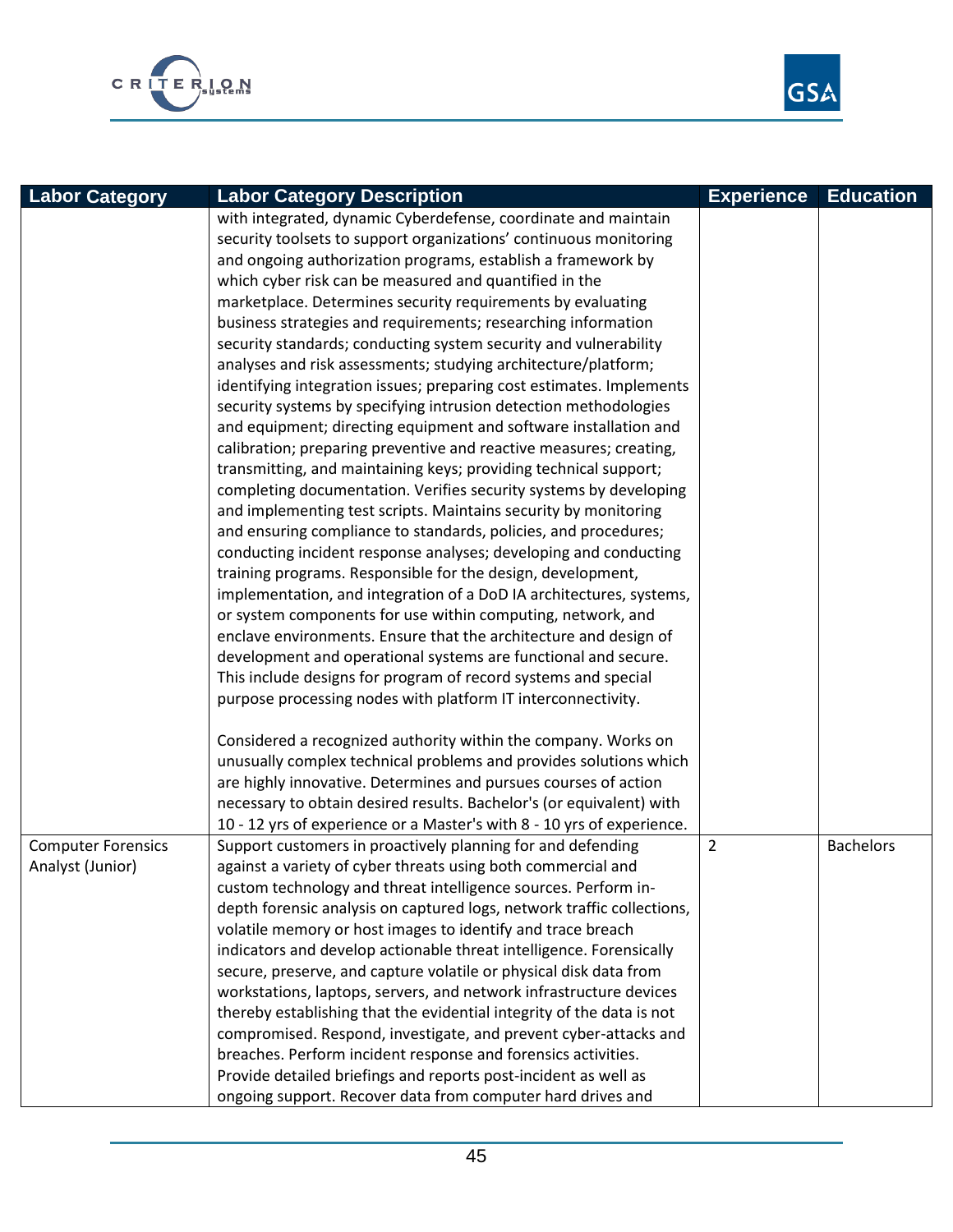| Labor Category | Labor Category Description | Experience | Education |
|---|---|---|---|
| | with integrated, dynamic Cyberdefense, coordinate and maintain security toolsets to support organizations' continuous monitoring and ongoing authorization programs, establish a framework by which cyber risk can be measured and quantified in the marketplace. Determines security requirements by evaluating business strategies and requirements; researching information security standards; conducting system security and vulnerability analyses and risk assessments; studying architecture/platform; identifying integration issues; preparing cost estimates. Implements security systems by specifying intrusion detection methodologies and equipment; directing equipment and software installation and calibration; preparing preventive and reactive measures; creating, transmitting, and maintaining keys; providing technical support; completing documentation. Verifies security systems by developing and implementing test scripts. Maintains security by monitoring and ensuring compliance to standards, policies, and procedures; conducting incident response analyses; developing and conducting training programs. Responsible for the design, development, implementation, and integration of a DoD IA architectures, systems, or system components for use within computing, network, and enclave environments. Ensure that the architecture and design of development and operational systems are functional and secure. This include designs for program of record systems and special purpose processing nodes with platform IT interconnectivity.<br><br>Considered a recognized authority within the company. Works on unusually complex technical problems and provides solutions which are highly innovative. Determines and pursues courses of action necessary to obtain desired results. Bachelor's (or equivalent) with 10 - 12 yrs of experience or a Master's with 8 - 10 yrs of experience. | | |
| Computer Forensics Analyst (Junior) | Support customers in proactively planning for and defending against a variety of cyber threats using both commercial and custom technology and threat intelligence sources. Perform in-depth forensic analysis on captured logs, network traffic collections, volatile memory or host images to identify and trace breach indicators and develop actionable threat intelligence. Forensically secure, preserve, and capture volatile or physical disk data from workstations, laptops, servers, and network infrastructure devices thereby establishing that the evidential integrity of the data is not compromised. Respond, investigate, and prevent cyber-attacks and breaches. Perform incident response and forensics activities. Provide detailed briefings and reports post-incident as well as ongoing support. Recover data from computer hard drives and | 2 | Bachelors |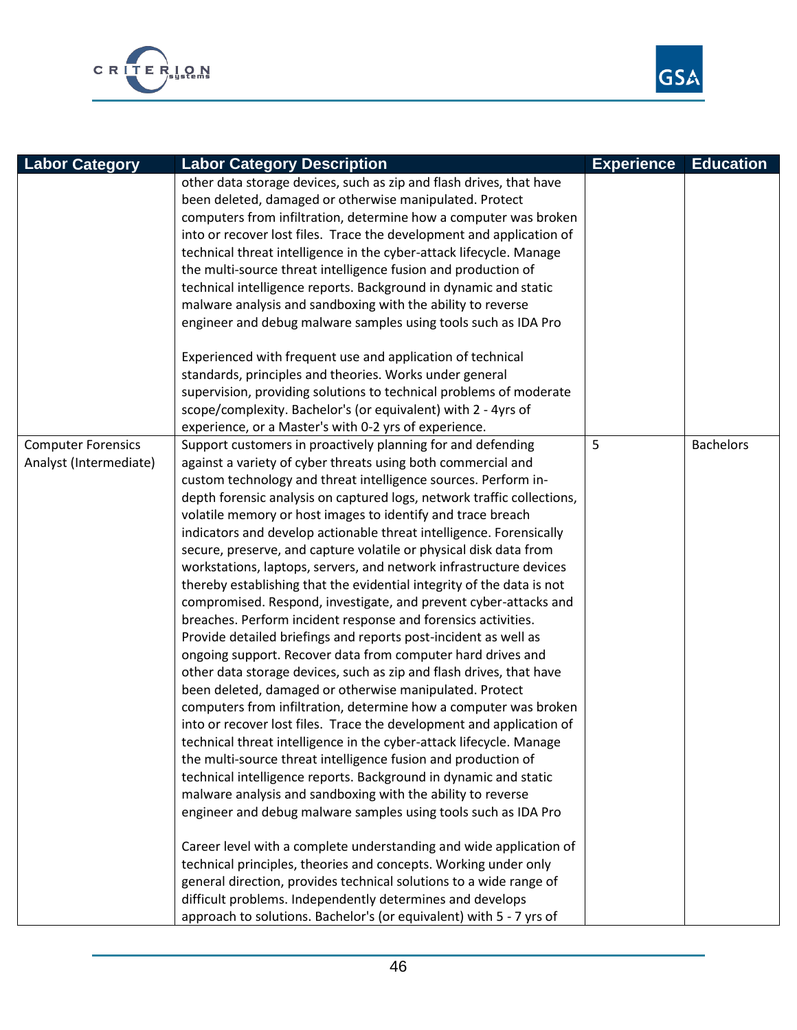| Labor Category | Labor Category Description | Experience | Education |
|---|---|---|---|
| | other data storage devices, such as zip and flash drives, that have been deleted, damaged or otherwise manipulated. Protect computers from infiltration, determine how a computer was broken into or recover lost files. Trace the development and application of technical threat intelligence in the cyber-attack lifecycle. Manage the multi-source threat intelligence fusion and production of technical intelligence reports. Background in dynamic and static malware analysis and sandboxing with the ability to reverse engineer and debug malware samples using tools such as IDA Pro<br><br>Experienced with frequent use and application of technical standards, principles and theories. Works under general supervision, providing solutions to technical problems of moderate scope/complexity. Bachelor's (or equivalent) with 2 - 4yrs of experience, or a Master's with 0-2 yrs of experience. | | |
| Computer Forensics Analyst (Intermediate) | Support customers in proactively planning for and defending against a variety of cyber threats using both commercial and custom technology and threat intelligence sources. Perform in-depth forensic analysis on captured logs, network traffic collections, volatile memory or host images to identify and trace breach indicators and develop actionable threat intelligence. Forensically secure, preserve, and capture volatile or physical disk data from workstations, laptops, servers, and network infrastructure devices thereby establishing that the evidential integrity of the data is not compromised. Respond, investigate, and prevent cyber-attacks and breaches. Perform incident response and forensics activities. Provide detailed briefings and reports post-incident as well as ongoing support. Recover data from computer hard drives and other data storage devices, such as zip and flash drives, that have been deleted, damaged or otherwise manipulated. Protect computers from infiltration, determine how a computer was broken into or recover lost files. Trace the development and application of technical threat intelligence in the cyber-attack lifecycle. Manage the multi-source threat intelligence fusion and production of technical intelligence reports. Background in dynamic and static malware analysis and sandboxing with the ability to reverse engineer and debug malware samples using tools such as IDA Pro<br><br>Career level with a complete understanding and wide application of technical principles, theories and concepts. Working under only general direction, provides technical solutions to a wide range of difficult problems. Independently determines and develops approach to solutions. Bachelor's (or equivalent) with 5 - 7 yrs of | 5 | Bachelors |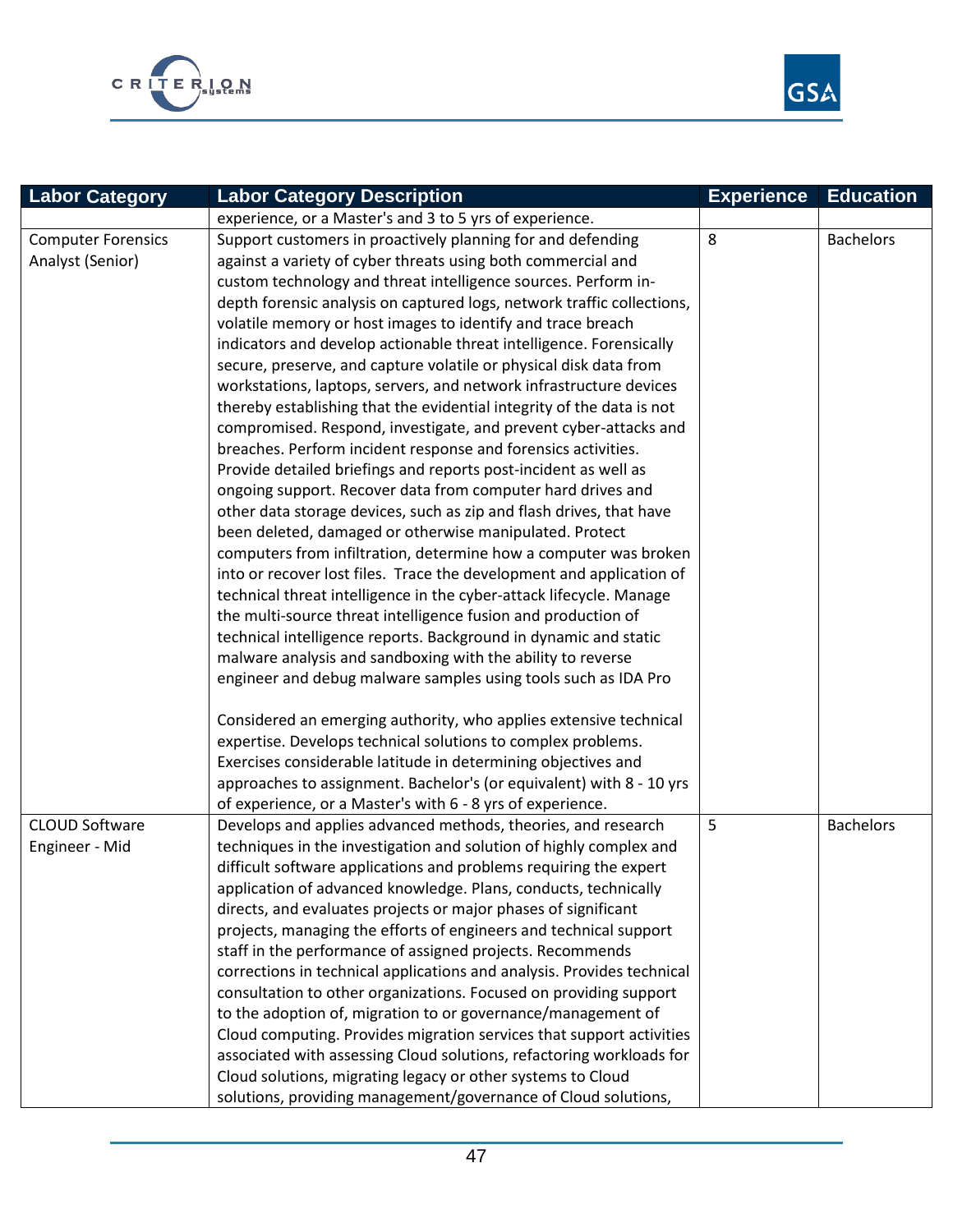| Labor Category | Labor Category Description | Experience | Education |
|---|---|---|---|
| | experience, or a Master's and 3 to 5 yrs of experience. | | |
| Computer Forensics Analyst (Senior) | Support customers in proactively planning for and defending against a variety of cyber threats using both commercial and custom technology and threat intelligence sources. Perform in-depth forensic analysis on captured logs, network traffic collections, volatile memory or host images to identify and trace breach indicators and develop actionable threat intelligence. Forensically secure, preserve, and capture volatile or physical disk data from workstations, laptops, servers, and network infrastructure devices thereby establishing that the evidential integrity of the data is not compromised. Respond, investigate, and prevent cyber-attacks and breaches. Perform incident response and forensics activities. Provide detailed briefings and reports post-incident as well as ongoing support. Recover data from computer hard drives and other data storage devices, such as zip and flash drives, that have been deleted, damaged or otherwise manipulated. Protect computers from infiltration, determine how a computer was broken into or recover lost files. Trace the development and application of technical threat intelligence in the cyber-attack lifecycle. Manage the multi-source threat intelligence fusion and production of technical intelligence reports. Background in dynamic and static malware analysis and sandboxing with the ability to reverse engineer and debug malware samples using tools such as IDA Pro<br><br>Considered an emerging authority, who applies extensive technical expertise. Develops technical solutions to complex problems. Exercises considerable latitude in determining objectives and approaches to assignment. Bachelor's (or equivalent) with 8 - 10 yrs of experience, or a Master's with 6 - 8 yrs of experience. | 8 | Bachelors |
| CLOUD Software Engineer - Mid | Develops and applies advanced methods, theories, and research techniques in the investigation and solution of highly complex and difficult software applications and problems requiring the expert application of advanced knowledge. Plans, conducts, technically directs, and evaluates projects or major phases of significant projects, managing the efforts of engineers and technical support staff in the performance of assigned projects. Recommends corrections in technical applications and analysis. Provides technical consultation to other organizations. Focused on providing support to the adoption of, migration to or governance/management of Cloud computing. Provides migration services that support activities associated with assessing Cloud solutions, refactoring workloads for Cloud solutions, migrating legacy or other systems to Cloud solutions, providing management/governance of Cloud solutions, | 5 | Bachelors |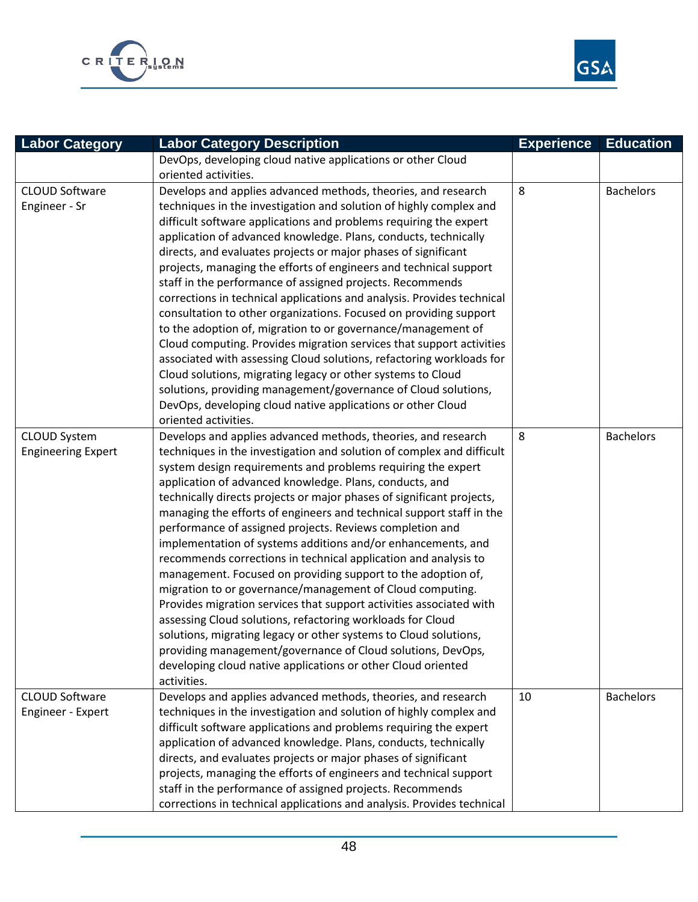| Labor Category | Labor Category Description | Experience | Education |
|---|---|---|---|
| | DevOps, developing cloud native applications or other Cloud oriented activities. | | |
| CLOUD Software Engineer - Sr | Develops and applies advanced methods, theories, and research techniques in the investigation and solution of highly complex and difficult software applications and problems requiring the expert application of advanced knowledge. Plans, conducts, technically directs, and evaluates projects or major phases of significant projects, managing the efforts of engineers and technical support staff in the performance of assigned projects. Recommends corrections in technical applications and analysis. Provides technical consultation to other organizations. Focused on providing support to the adoption of, migration to or governance/management of Cloud computing. Provides migration services that support activities associated with assessing Cloud solutions, refactoring workloads for Cloud solutions, migrating legacy or other systems to Cloud solutions, providing management/governance of Cloud solutions, DevOps, developing cloud native applications or other Cloud oriented activities. | 8 | Bachelors |
| CLOUD System Engineering Expert | Develops and applies advanced methods, theories, and research techniques in the investigation and solution of complex and difficult system design requirements and problems requiring the expert application of advanced knowledge. Plans, conducts, and technically directs projects or major phases of significant projects, managing the efforts of engineers and technical support staff in the performance of assigned projects. Reviews completion and implementation of systems additions and/or enhancements, and recommends corrections in technical application and analysis to management. Focused on providing support to the adoption of, migration to or governance/management of Cloud computing. Provides migration services that support activities associated with assessing Cloud solutions, refactoring workloads for Cloud solutions, migrating legacy or other systems to Cloud solutions, providing management/governance of Cloud solutions, DevOps, developing cloud native applications or other Cloud oriented activities. | 8 | Bachelors |
| CLOUD Software Engineer - Expert | Develops and applies advanced methods, theories, and research techniques in the investigation and solution of highly complex and difficult software applications and problems requiring the expert application of advanced knowledge. Plans, conducts, technically directs, and evaluates projects or major phases of significant projects, managing the efforts of engineers and technical support staff in the performance of assigned projects. Recommends corrections in technical applications and analysis. Provides technical | 10 | Bachelors |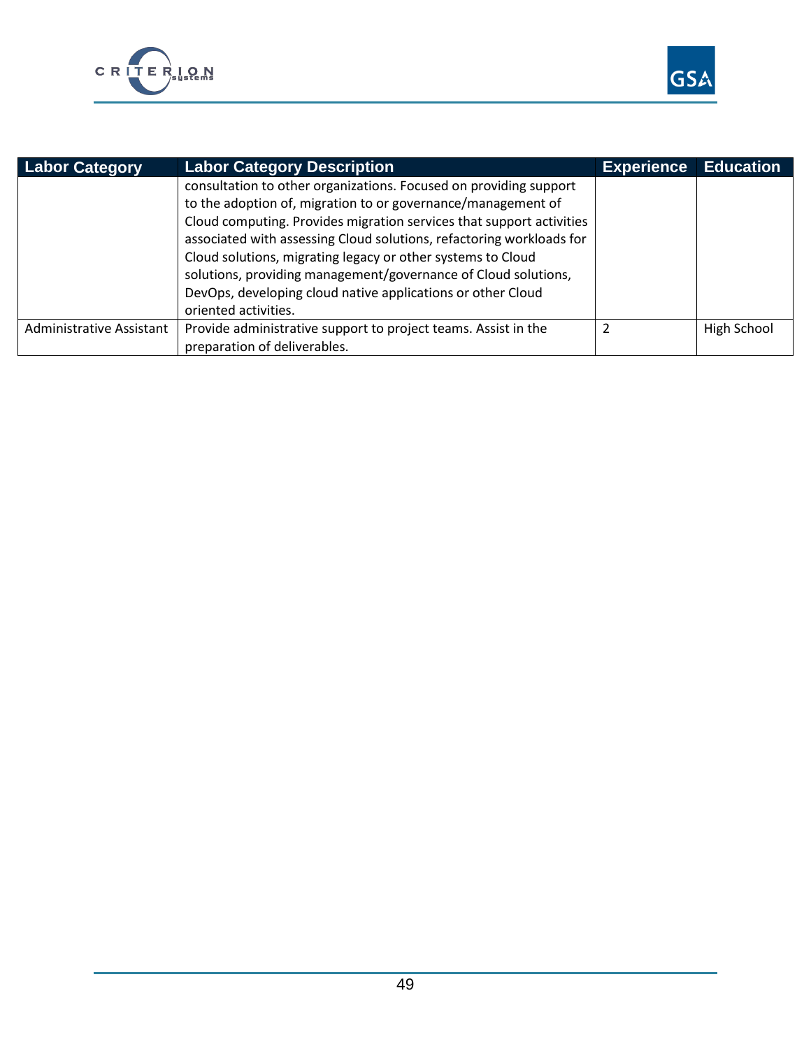| Labor Category | Labor Category Description | Experience | Education |
|---|---|---|---|
| | consultation to other organizations. Focused on providing support to the adoption of, migration to or governance/management of Cloud computing. Provides migration services that support activities associated with assessing Cloud solutions, refactoring workloads for Cloud solutions, migrating legacy or other systems to Cloud solutions, providing management/governance of Cloud solutions, DevOps, developing cloud native applications or other Cloud oriented activities. | | |
| Administrative Assistant | Provide administrative support to project teams. Assist in the preparation of deliverables. | 2 | High School |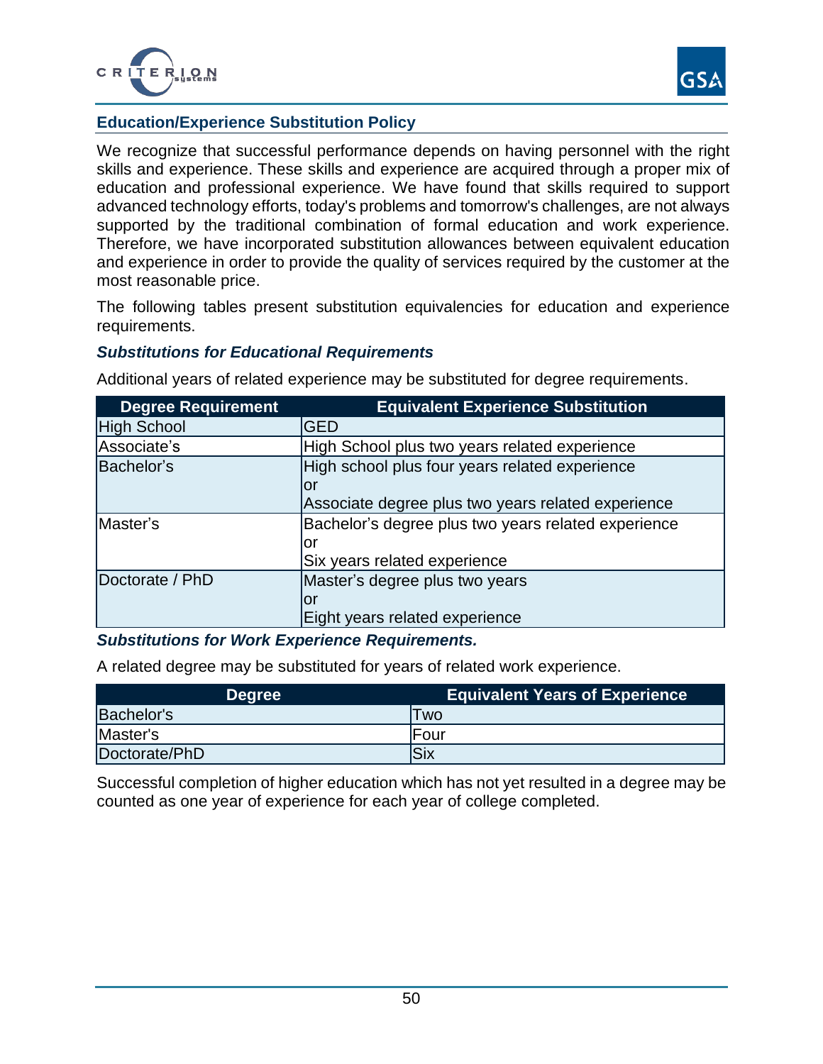## Education/Experience Substitution Policy

We recognize that successful performance depends on having personnel with the right skills and experience. These skills and experience are acquired through a proper mix of education and professional experience. We have found that skills required to support advanced technology efforts, today's problems and tomorrow's challenges, are not always supported by the traditional combination of formal education and work experience. Therefore, we have incorporated substitution allowances between equivalent education and experience in order to provide the quality of services required by the customer at the most reasonable price.

The following tables present substitution equivalencies for education and experience requirements.

### *Substitutions for Educational Requirements*

Additional years of related experience may be substituted for degree requirements.

| Degree Requirement | Equivalent Experience Substitution |
|---|---|
| High School | GED |
| Associate's | High School plus two years related experience |
| Bachelor's | High school plus four years related experience<br>or<br>Associate degree plus two years related experience |
| Master's | Bachelor's degree plus two years related experience<br>or<br>Six years related experience |
| Doctorate / PhD | Master's degree plus two years<br>or<br>Eight years related experience |

### *Substitutions for Work Experience Requirements.*

A related degree may be substituted for years of related work experience.

| Degree | Equivalent Years of Experience |
|---|---|
| Bachelor's | Two |
| Master's | Four |
| Doctorate/PhD | Six |

Successful completion of higher education which has not yet resulted in a degree may be counted as one year of experience for each year of college completed.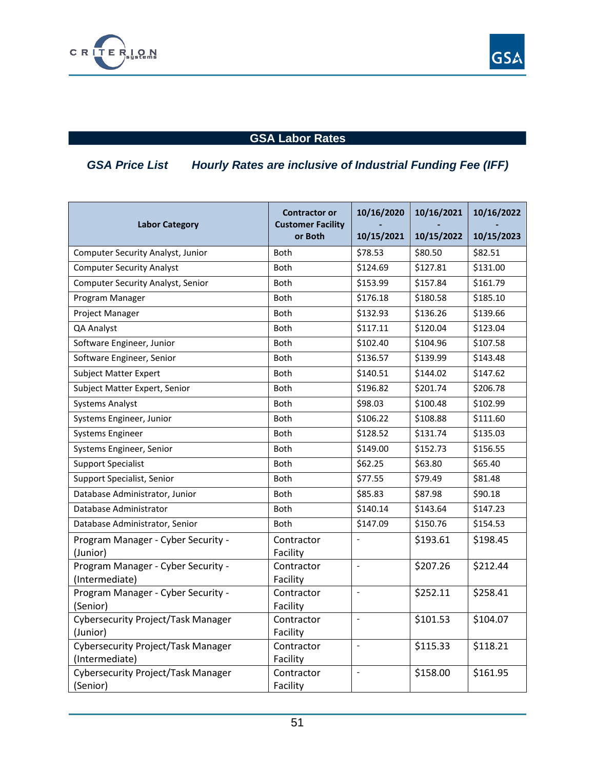## GSA Labor Rates

***GSA Price List*** ***Hourly Rates are inclusive of Industrial Funding Fee (IFF)***

| Labor Category | Contractor or Customer Facility or Both | 10/16/2020 - 10/15/2021 | 10/16/2021 - 10/15/2022 | 10/16/2022 - 10/15/2023 |
|---|---|---|---|---|
| Computer Security Analyst, Junior | Both | $78.53 | $80.50 | $82.51 |
| Computer Security Analyst | Both | $124.69 | $127.81 | $131.00 |
| Computer Security Analyst, Senior | Both | $153.99 | $157.84 | $161.79 |
| Program Manager | Both | $176.18 | $180.58 | $185.10 |
| Project Manager | Both | $132.93 | $136.26 | $139.66 |
| QA Analyst | Both | $117.11 | $120.04 | $123.04 |
| Software Engineer, Junior | Both | $102.40 | $104.96 | $107.58 |
| Software Engineer, Senior | Both | $136.57 | $139.99 | $143.48 |
| Subject Matter Expert | Both | $140.51 | $144.02 | $147.62 |
| Subject Matter Expert, Senior | Both | $196.82 | $201.74 | $206.78 |
| Systems Analyst | Both | $98.03 | $100.48 | $102.99 |
| Systems Engineer, Junior | Both | $106.22 | $108.88 | $111.60 |
| Systems Engineer | Both | $128.52 | $131.74 | $135.03 |
| Systems Engineer, Senior | Both | $149.00 | $152.73 | $156.55 |
| Support Specialist | Both | $62.25 | $63.80 | $65.40 |
| Support Specialist, Senior | Both | $77.55 | $79.49 | $81.48 |
| Database Administrator, Junior | Both | $85.83 | $87.98 | $90.18 |
| Database Administrator | Both | $140.14 | $143.64 | $147.23 |
| Database Administrator, Senior | Both | $147.09 | $150.76 | $154.53 |
| Program Manager - Cyber Security - (Junior) | Contractor Facility | - | $193.61 | $198.45 |
| Program Manager - Cyber Security - (Intermediate) | Contractor Facility | - | $207.26 | $212.44 |
| Program Manager - Cyber Security - (Senior) | Contractor Facility | - | $252.11 | $258.41 |
| Cybersecurity Project/Task Manager (Junior) | Contractor Facility | - | $101.53 | $104.07 |
| Cybersecurity Project/Task Manager (Intermediate) | Contractor Facility | - | $115.33 | $118.21 |
| Cybersecurity Project/Task Manager (Senior) | Contractor Facility | - | $158.00 | $161.95 |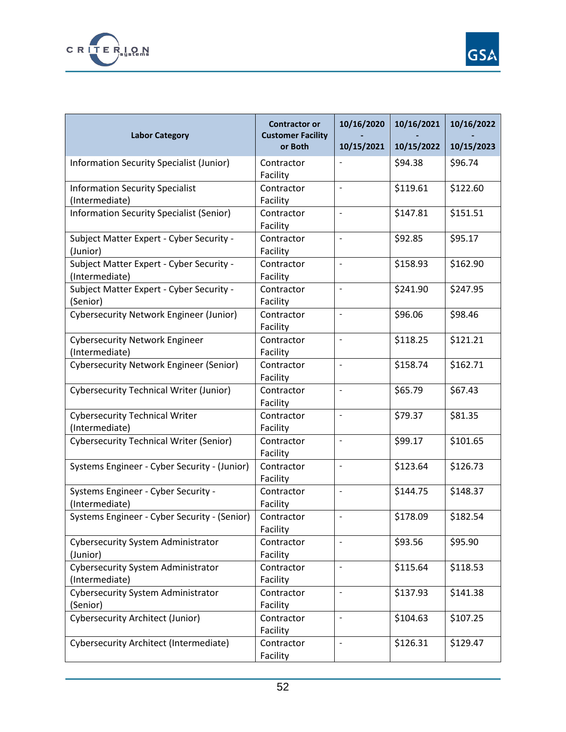| Labor Category | Contractor or Customer Facility or Both | 10/16/2020 - 10/15/2021 | 10/16/2021 - 10/15/2022 | 10/16/2022 - 10/15/2023 |
|---|---|---|---|---|
| Information Security Specialist (Junior) | Contractor Facility | - | $94.38 | $96.74 |
| Information Security Specialist (Intermediate) | Contractor Facility | - | $119.61 | $122.60 |
| Information Security Specialist (Senior) | Contractor Facility | - | $147.81 | $151.51 |
| Subject Matter Expert - Cyber Security - (Junior) | Contractor Facility | - | $92.85 | $95.17 |
| Subject Matter Expert - Cyber Security - (Intermediate) | Contractor Facility | - | $158.93 | $162.90 |
| Subject Matter Expert - Cyber Security - (Senior) | Contractor Facility | - | $241.90 | $247.95 |
| Cybersecurity Network Engineer (Junior) | Contractor Facility | - | $96.06 | $98.46 |
| Cybersecurity Network Engineer (Intermediate) | Contractor Facility | - | $118.25 | $121.21 |
| Cybersecurity Network Engineer (Senior) | Contractor Facility | - | $158.74 | $162.71 |
| Cybersecurity Technical Writer (Junior) | Contractor Facility | - | $65.79 | $67.43 |
| Cybersecurity Technical Writer (Intermediate) | Contractor Facility | - | $79.37 | $81.35 |
| Cybersecurity Technical Writer (Senior) | Contractor Facility | - | $99.17 | $101.65 |
| Systems Engineer - Cyber Security - (Junior) | Contractor Facility | - | $123.64 | $126.73 |
| Systems Engineer - Cyber Security - (Intermediate) | Contractor Facility | - | $144.75 | $148.37 |
| Systems Engineer - Cyber Security - (Senior) | Contractor Facility | - | $178.09 | $182.54 |
| Cybersecurity System Administrator (Junior) | Contractor Facility | - | $93.56 | $95.90 |
| Cybersecurity System Administrator (Intermediate) | Contractor Facility | - | $115.64 | $118.53 |
| Cybersecurity System Administrator (Senior) | Contractor Facility | - | $137.93 | $141.38 |
| Cybersecurity Architect (Junior) | Contractor Facility | - | $104.63 | $107.25 |
| Cybersecurity Architect (Intermediate) | Contractor Facility | - | $126.31 | $129.47 |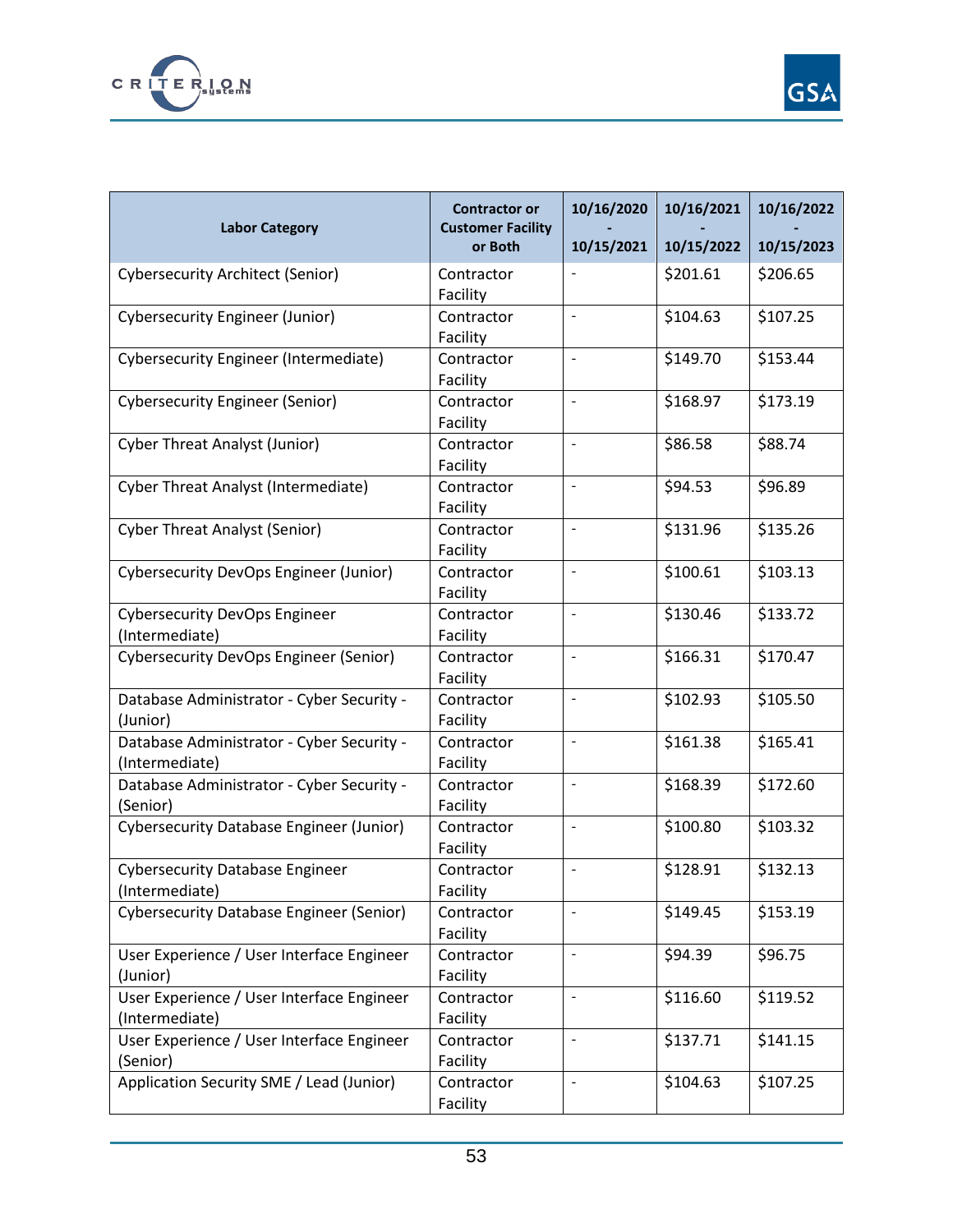| Labor Category | Contractor or Customer Facility or Both | 10/16/2020 - 10/15/2021 | 10/16/2021 - 10/15/2022 | 10/16/2022 - 10/15/2023 |
|---|---|---|---|---|
| Cybersecurity Architect (Senior) | Contractor Facility | - | $201.61 | $206.65 |
| Cybersecurity Engineer (Junior) | Contractor Facility | - | $104.63 | $107.25 |
| Cybersecurity Engineer (Intermediate) | Contractor Facility | - | $149.70 | $153.44 |
| Cybersecurity Engineer (Senior) | Contractor Facility | - | $168.97 | $173.19 |
| Cyber Threat Analyst (Junior) | Contractor Facility | - | $86.58 | $88.74 |
| Cyber Threat Analyst (Intermediate) | Contractor Facility | - | $94.53 | $96.89 |
| Cyber Threat Analyst (Senior) | Contractor Facility | - | $131.96 | $135.26 |
| Cybersecurity DevOps Engineer (Junior) | Contractor Facility | - | $100.61 | $103.13 |
| Cybersecurity DevOps Engineer (Intermediate) | Contractor Facility | - | $130.46 | $133.72 |
| Cybersecurity DevOps Engineer (Senior) | Contractor Facility | - | $166.31 | $170.47 |
| Database Administrator - Cyber Security - (Junior) | Contractor Facility | - | $102.93 | $105.50 |
| Database Administrator - Cyber Security - (Intermediate) | Contractor Facility | - | $161.38 | $165.41 |
| Database Administrator - Cyber Security - (Senior) | Contractor Facility | - | $168.39 | $172.60 |
| Cybersecurity Database Engineer (Junior) | Contractor Facility | - | $100.80 | $103.32 |
| Cybersecurity Database Engineer (Intermediate) | Contractor Facility | - | $128.91 | $132.13 |
| Cybersecurity Database Engineer (Senior) | Contractor Facility | - | $149.45 | $153.19 |
| User Experience / User Interface Engineer (Junior) | Contractor Facility | - | $94.39 | $96.75 |
| User Experience / User Interface Engineer (Intermediate) | Contractor Facility | - | $116.60 | $119.52 |
| User Experience / User Interface Engineer (Senior) | Contractor Facility | - | $137.71 | $141.15 |
| Application Security SME / Lead (Junior) | Contractor Facility | - | $104.63 | $107.25 |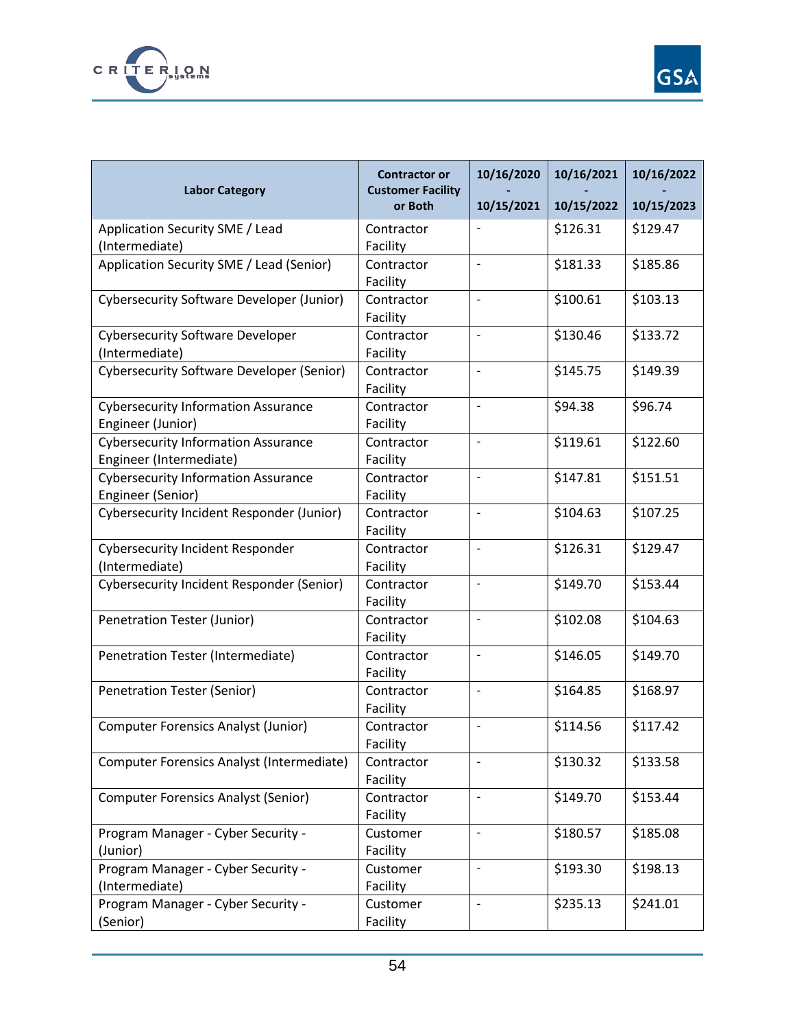| Labor Category | Contractor or Customer Facility or Both | 10/16/2020 - 10/15/2021 | 10/16/2021 - 10/15/2022 | 10/16/2022 - 10/15/2023 |
|---|---|---|---|---|
| Application Security SME / Lead (Intermediate) | Contractor Facility | - | $126.31 | $129.47 |
| Application Security SME / Lead (Senior) | Contractor Facility | - | $181.33 | $185.86 |
| Cybersecurity Software Developer (Junior) | Contractor Facility | - | $100.61 | $103.13 |
| Cybersecurity Software Developer (Intermediate) | Contractor Facility | - | $130.46 | $133.72 |
| Cybersecurity Software Developer (Senior) | Contractor Facility | - | $145.75 | $149.39 |
| Cybersecurity Information Assurance Engineer (Junior) | Contractor Facility | - | $94.38 | $96.74 |
| Cybersecurity Information Assurance Engineer (Intermediate) | Contractor Facility | - | $119.61 | $122.60 |
| Cybersecurity Information Assurance Engineer (Senior) | Contractor Facility | - | $147.81 | $151.51 |
| Cybersecurity Incident Responder (Junior) | Contractor Facility | - | $104.63 | $107.25 |
| Cybersecurity Incident Responder (Intermediate) | Contractor Facility | - | $126.31 | $129.47 |
| Cybersecurity Incident Responder (Senior) | Contractor Facility | - | $149.70 | $153.44 |
| Penetration Tester (Junior) | Contractor Facility | - | $102.08 | $104.63 |
| Penetration Tester (Intermediate) | Contractor Facility | - | $146.05 | $149.70 |
| Penetration Tester (Senior) | Contractor Facility | - | $164.85 | $168.97 |
| Computer Forensics Analyst (Junior) | Contractor Facility | - | $114.56 | $117.42 |
| Computer Forensics Analyst (Intermediate) | Contractor Facility | - | $130.32 | $133.58 |
| Computer Forensics Analyst (Senior) | Contractor Facility | - | $149.70 | $153.44 |
| Program Manager - Cyber Security - (Junior) | Customer Facility | - | $180.57 | $185.08 |
| Program Manager - Cyber Security - (Intermediate) | Customer Facility | - | $193.30 | $198.13 |
| Program Manager - Cyber Security - (Senior) | Customer Facility | - | $235.13 | $241.01 |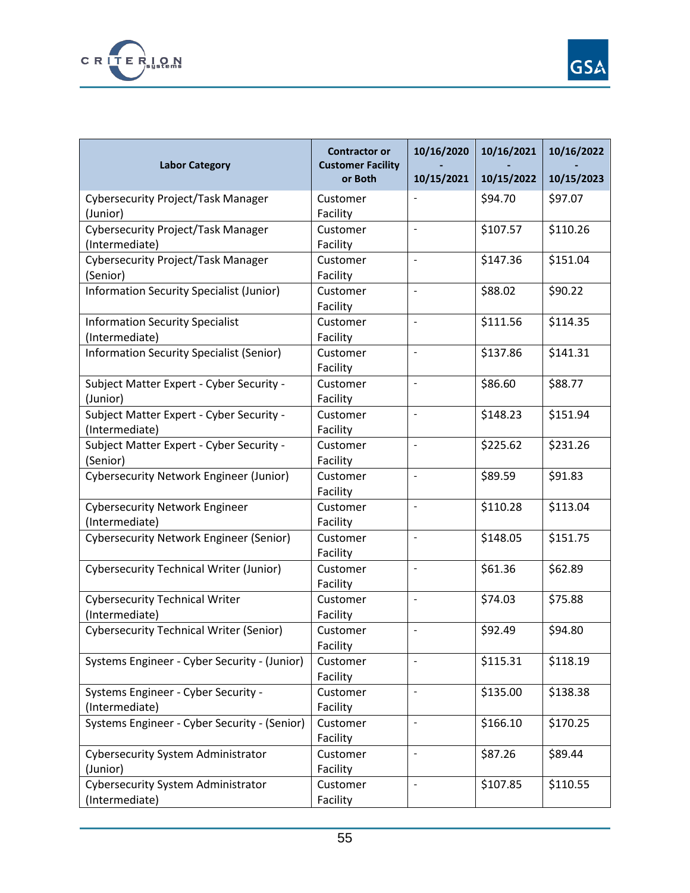| Labor Category | Contractor or Customer Facility or Both | 10/16/2020 - 10/15/2021 | 10/16/2021 - 10/15/2022 | 10/16/2022 - 10/15/2023 |
|---|---|---|---|---|
| Cybersecurity Project/Task Manager (Junior) | Customer Facility | - | $94.70 | $97.07 |
| Cybersecurity Project/Task Manager (Intermediate) | Customer Facility | - | $107.57 | $110.26 |
| Cybersecurity Project/Task Manager (Senior) | Customer Facility | - | $147.36 | $151.04 |
| Information Security Specialist (Junior) | Customer Facility | - | $88.02 | $90.22 |
| Information Security Specialist (Intermediate) | Customer Facility | - | $111.56 | $114.35 |
| Information Security Specialist (Senior) | Customer Facility | - | $137.86 | $141.31 |
| Subject Matter Expert - Cyber Security - (Junior) | Customer Facility | - | $86.60 | $88.77 |
| Subject Matter Expert - Cyber Security - (Intermediate) | Customer Facility | - | $148.23 | $151.94 |
| Subject Matter Expert - Cyber Security - (Senior) | Customer Facility | - | $225.62 | $231.26 |
| Cybersecurity Network Engineer (Junior) | Customer Facility | - | $89.59 | $91.83 |
| Cybersecurity Network Engineer (Intermediate) | Customer Facility | - | $110.28 | $113.04 |
| Cybersecurity Network Engineer (Senior) | Customer Facility | - | $148.05 | $151.75 |
| Cybersecurity Technical Writer (Junior) | Customer Facility | - | $61.36 | $62.89 |
| Cybersecurity Technical Writer (Intermediate) | Customer Facility | - | $74.03 | $75.88 |
| Cybersecurity Technical Writer (Senior) | Customer Facility | - | $92.49 | $94.80 |
| Systems Engineer - Cyber Security - (Junior) | Customer Facility | - | $115.31 | $118.19 |
| Systems Engineer - Cyber Security - (Intermediate) | Customer Facility | - | $135.00 | $138.38 |
| Systems Engineer - Cyber Security - (Senior) | Customer Facility | - | $166.10 | $170.25 |
| Cybersecurity System Administrator (Junior) | Customer Facility | - | $87.26 | $89.44 |
| Cybersecurity System Administrator (Intermediate) | Customer Facility | - | $107.85 | $110.55 |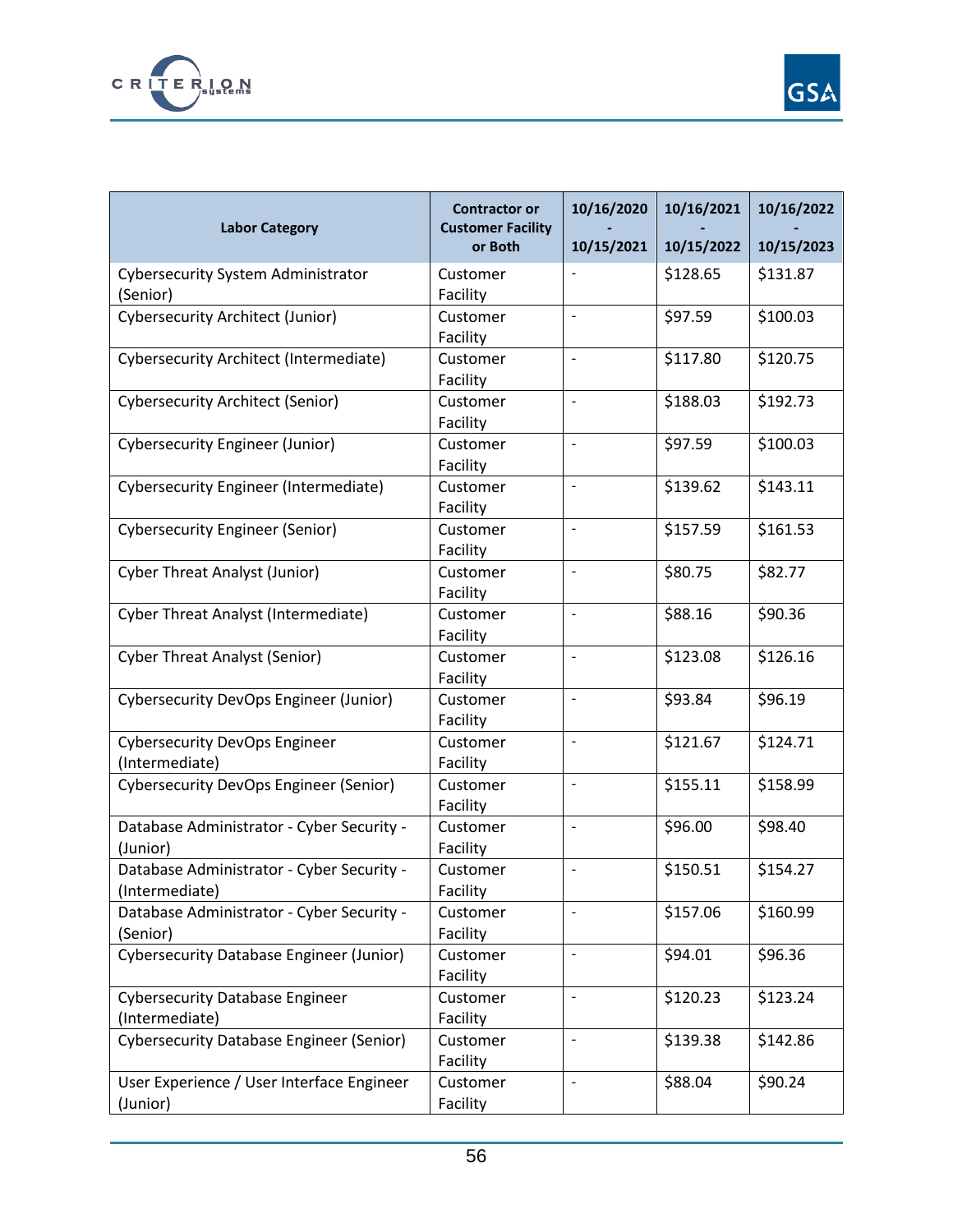| Labor Category | Contractor or Customer Facility or Both | 10/16/2020 - 10/15/2021 | 10/16/2021 - 10/15/2022 | 10/16/2022 - 10/15/2023 |
|---|---|---|---|---|
| Cybersecurity System Administrator (Senior) | Customer Facility | - | $128.65 | $131.87 |
| Cybersecurity Architect (Junior) | Customer Facility | - | $97.59 | $100.03 |
| Cybersecurity Architect (Intermediate) | Customer Facility | - | $117.80 | $120.75 |
| Cybersecurity Architect (Senior) | Customer Facility | - | $188.03 | $192.73 |
| Cybersecurity Engineer (Junior) | Customer Facility | - | $97.59 | $100.03 |
| Cybersecurity Engineer (Intermediate) | Customer Facility | - | $139.62 | $143.11 |
| Cybersecurity Engineer (Senior) | Customer Facility | - | $157.59 | $161.53 |
| Cyber Threat Analyst (Junior) | Customer Facility | - | $80.75 | $82.77 |
| Cyber Threat Analyst (Intermediate) | Customer Facility | - | $88.16 | $90.36 |
| Cyber Threat Analyst (Senior) | Customer Facility | - | $123.08 | $126.16 |
| Cybersecurity DevOps Engineer (Junior) | Customer Facility | - | $93.84 | $96.19 |
| Cybersecurity DevOps Engineer (Intermediate) | Customer Facility | - | $121.67 | $124.71 |
| Cybersecurity DevOps Engineer (Senior) | Customer Facility | - | $155.11 | $158.99 |
| Database Administrator - Cyber Security - (Junior) | Customer Facility | - | $96.00 | $98.40 |
| Database Administrator - Cyber Security - (Intermediate) | Customer Facility | - | $150.51 | $154.27 |
| Database Administrator - Cyber Security - (Senior) | Customer Facility | - | $157.06 | $160.99 |
| Cybersecurity Database Engineer (Junior) | Customer Facility | - | $94.01 | $96.36 |
| Cybersecurity Database Engineer (Intermediate) | Customer Facility | - | $120.23 | $123.24 |
| Cybersecurity Database Engineer (Senior) | Customer Facility | - | $139.38 | $142.86 |
| User Experience / User Interface Engineer (Junior) | Customer Facility | - | $88.04 | $90.24 |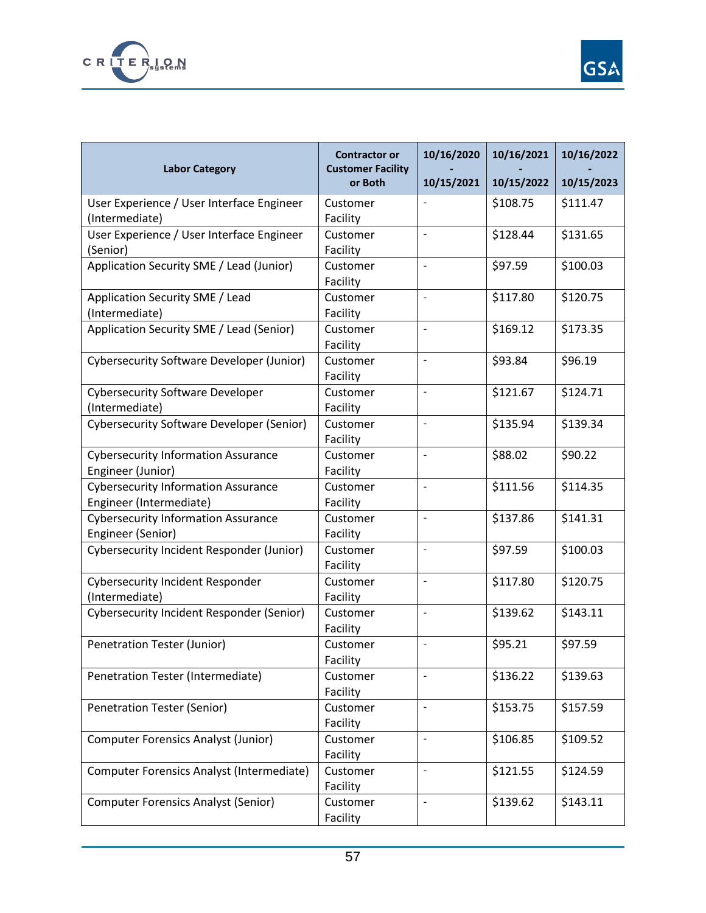| Labor Category | Contractor or Customer Facility or Both | 10/16/2020 - 10/15/2021 | 10/16/2021 - 10/15/2022 | 10/16/2022 - 10/15/2023 |
|---|---|---|---|---|
| User Experience / User Interface Engineer (Intermediate) | Customer Facility | - | $108.75 | $111.47 |
| User Experience / User Interface Engineer (Senior) | Customer Facility | - | $128.44 | $131.65 |
| Application Security SME / Lead (Junior) | Customer Facility | - | $97.59 | $100.03 |
| Application Security SME / Lead (Intermediate) | Customer Facility | - | $117.80 | $120.75 |
| Application Security SME / Lead (Senior) | Customer Facility | - | $169.12 | $173.35 |
| Cybersecurity Software Developer (Junior) | Customer Facility | - | $93.84 | $96.19 |
| Cybersecurity Software Developer (Intermediate) | Customer Facility | - | $121.67 | $124.71 |
| Cybersecurity Software Developer (Senior) | Customer Facility | - | $135.94 | $139.34 |
| Cybersecurity Information Assurance Engineer (Junior) | Customer Facility | - | $88.02 | $90.22 |
| Cybersecurity Information Assurance Engineer (Intermediate) | Customer Facility | - | $111.56 | $114.35 |
| Cybersecurity Information Assurance Engineer (Senior) | Customer Facility | - | $137.86 | $141.31 |
| Cybersecurity Incident Responder (Junior) | Customer Facility | - | $97.59 | $100.03 |
| Cybersecurity Incident Responder (Intermediate) | Customer Facility | - | $117.80 | $120.75 |
| Cybersecurity Incident Responder (Senior) | Customer Facility | - | $139.62 | $143.11 |
| Penetration Tester (Junior) | Customer Facility | - | $95.21 | $97.59 |
| Penetration Tester (Intermediate) | Customer Facility | - | $136.22 | $139.63 |
| Penetration Tester (Senior) | Customer Facility | - | $153.75 | $157.59 |
| Computer Forensics Analyst (Junior) | Customer Facility | - | $106.85 | $109.52 |
| Computer Forensics Analyst (Intermediate) | Customer Facility | - | $121.55 | $124.59 |
| Computer Forensics Analyst (Senior) | Customer Facility | - | $139.62 | $143.11 |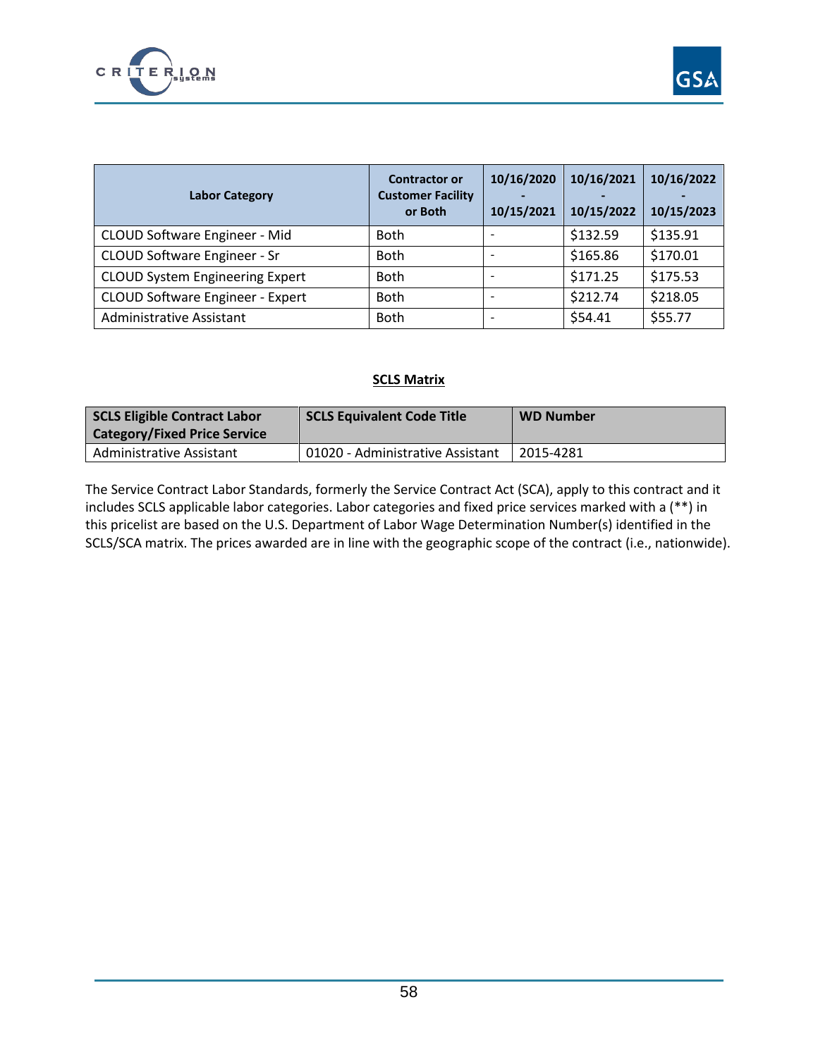| Labor Category | Contractor or Customer Facility or Both | 10/16/2020 - 10/15/2021 | 10/16/2021 - 10/15/2022 | 10/16/2022 - 10/15/2023 |
|---|---|---|---|---|
| CLOUD Software Engineer - Mid | Both | - | $132.59 | $135.91 |
| CLOUD Software Engineer - Sr | Both | - | $165.86 | $170.01 |
| CLOUD System Engineering Expert | Both | - | $171.25 | $175.53 |
| CLOUD Software Engineer - Expert | Both | - | $212.74 | $218.05 |
| Administrative Assistant | Both | - | $54.41 | $55.77 |

**SCLS Matrix**

| SCLS Eligible Contract Labor Category/Fixed Price Service | SCLS Equivalent Code Title | WD Number |
|---|---|---|
| Administrative Assistant | 01020 - Administrative Assistant | 2015-4281 |

The Service Contract Labor Standards, formerly the Service Contract Act (SCA), apply to this contract and it includes SCLS applicable labor categories. Labor categories and fixed price services marked with a (**) in this pricelist are based on the U.S. Department of Labor Wage Determination Number(s) identified in the SCLS/SCA matrix. The prices awarded are in line with the geographic scope of the contract (i.e., nationwide).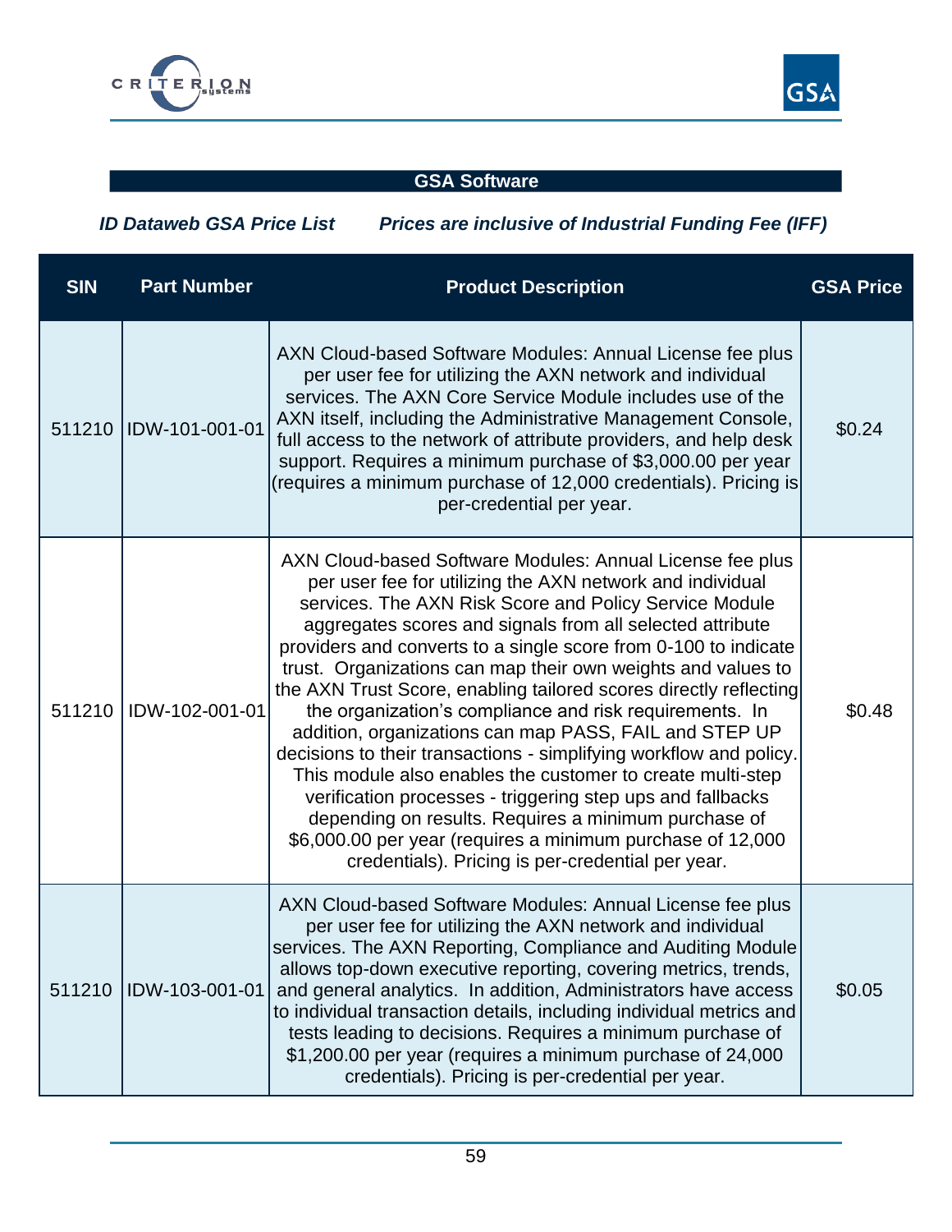## GSA Software

***ID Dataweb GSA Price List*** ***Prices are inclusive of Industrial Funding Fee (IFF)***

| SIN | Part Number | Product Description | GSA Price |
|---|---|---|---|
| 511210 | IDW-101-001-01 | AXN Cloud-based Software Modules: Annual License fee plus per user fee for utilizing the AXN network and individual services. The AXN Core Service Module includes use of the AXN itself, including the Administrative Management Console, full access to the network of attribute providers, and help desk support. Requires a minimum purchase of $3,000.00 per year (requires a minimum purchase of 12,000 credentials). Pricing is per-credential per year. | $0.24 |
| 511210 | IDW-102-001-01 | AXN Cloud-based Software Modules: Annual License fee plus per user fee for utilizing the AXN network and individual services. The AXN Risk Score and Policy Service Module aggregates scores and signals from all selected attribute providers and converts to a single score from 0-100 to indicate trust. Organizations can map their own weights and values to the AXN Trust Score, enabling tailored scores directly reflecting the organization's compliance and risk requirements. In addition, organizations can map PASS, FAIL and STEP UP decisions to their transactions - simplifying workflow and policy. This module also enables the customer to create multi-step verification processes - triggering step ups and fallbacks depending on results. Requires a minimum purchase of $6,000.00 per year (requires a minimum purchase of 12,000 credentials). Pricing is per-credential per year. | $0.48 |
| 511210 | IDW-103-001-01 | AXN Cloud-based Software Modules: Annual License fee plus per user fee for utilizing the AXN network and individual services. The AXN Reporting, Compliance and Auditing Module allows top-down executive reporting, covering metrics, trends, and general analytics. In addition, Administrators have access to individual transaction details, including individual metrics and tests leading to decisions. Requires a minimum purchase of $1,200.00 per year (requires a minimum purchase of 24,000 credentials). Pricing is per-credential per year. | $0.05 |